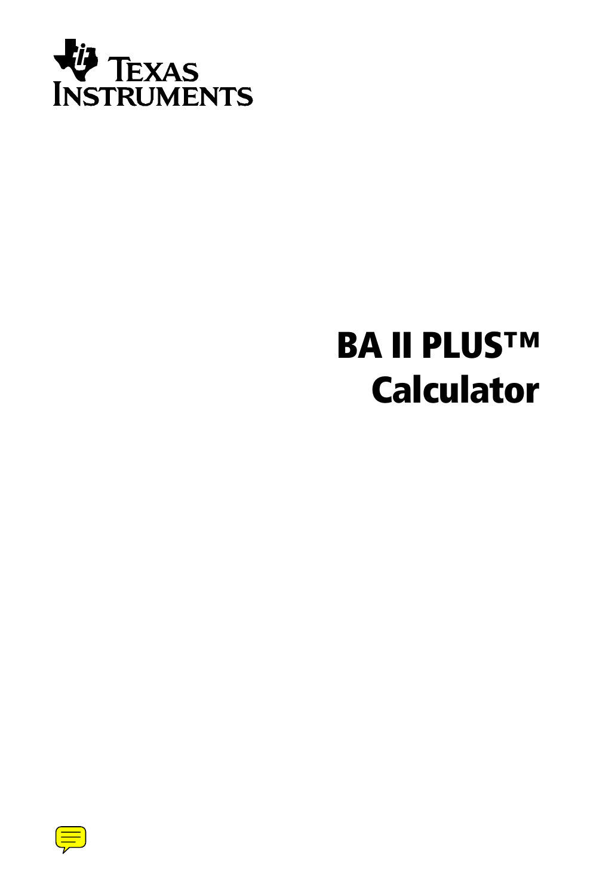Texas Instruments

# BA II PLUS™ Calculator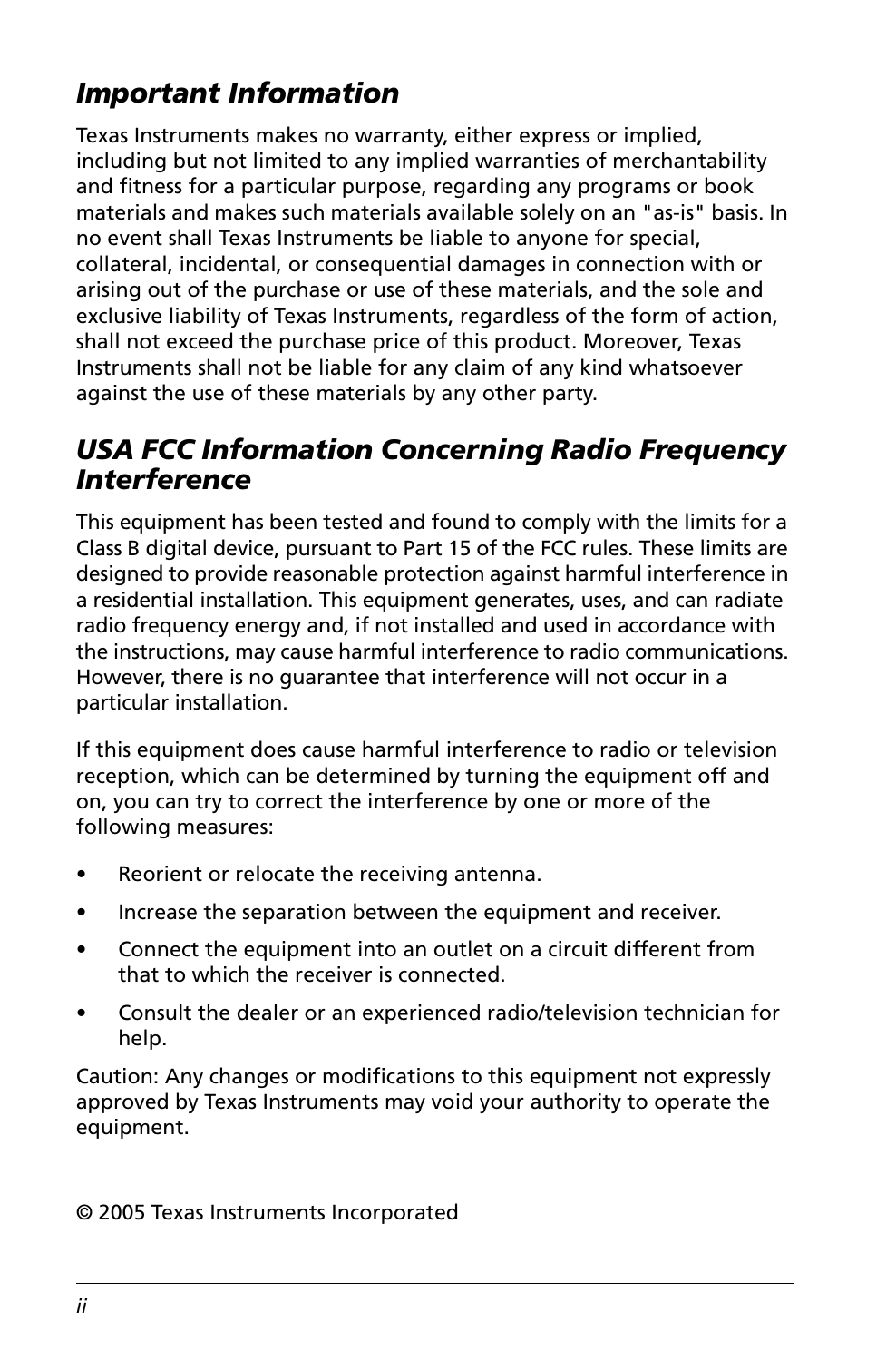## *Important Information*

Texas Instruments makes no warranty, either express or implied, including but not limited to any implied warranties of merchantability and fitness for a particular purpose, regarding any programs or book materials and makes such materials available solely on an "as-is" basis. In no event shall Texas Instruments be liable to anyone for special, collateral, incidental, or consequential damages in connection with or arising out of the purchase or use of these materials, and the sole and exclusive liability of Texas Instruments, regardless of the form of action, shall not exceed the purchase price of this product. Moreover, Texas Instruments shall not be liable for any claim of any kind whatsoever against the use of these materials by any other party.

## *USA FCC Information Concerning Radio Frequency Interference*

This equipment has been tested and found to comply with the limits for a Class B digital device, pursuant to Part 15 of the FCC rules. These limits are designed to provide reasonable protection against harmful interference in a residential installation. This equipment generates, uses, and can radiate radio frequency energy and, if not installed and used in accordance with the instructions, may cause harmful interference to radio communications. However, there is no guarantee that interference will not occur in a particular installation.

If this equipment does cause harmful interference to radio or television reception, which can be determined by turning the equipment off and on, you can try to correct the interference by one or more of the following measures:

- Reorient or relocate the receiving antenna.
- Increase the separation between the equipment and receiver.
- Connect the equipment into an outlet on a circuit different from that to which the receiver is connected.
- Consult the dealer or an experienced radio/television technician for help.

Caution: Any changes or modifications to this equipment not expressly approved by Texas Instruments may void your authority to operate the equipment.

© 2005 Texas Instruments Incorporated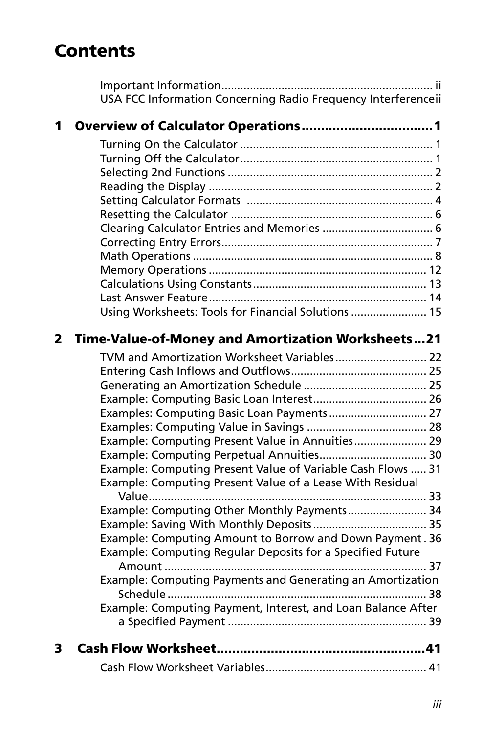# Contents

Important Information ........................................................................ ii
USA FCC Information Concerning Radio Frequency Interference ii

**1 Overview of Calculator Operations .................................. 1**

Turning On the Calculator ..................................................... 1
Turning Off the Calculator ..................................................... 1
Selecting 2nd Functions ......................................................... 2
Reading the Display ............................................................... 2
Setting Calculator Formats ..................................................... 4
Resetting the Calculator ......................................................... 6
Clearing Calculator Entries and Memories ............................ 6
Correcting Entry Errors ........................................................... 7
Math Operations .................................................................... 8
Memory Operations ............................................................. 12
Calculations Using Constants ............................................... 13
Last Answer Feature ............................................................. 14
Using Worksheets: Tools for Financial Solutions ................... 15

**2 Time-Value-of-Money and Amortization Worksheets ... 21**

TVM and Amortization Worksheet Variables ......................... 22
Entering Cash Inflows and Outflows ..................................... 25
Generating an Amortization Schedule .................................. 25
Example: Computing Basic Loan Interest .............................. 26
Examples: Computing Basic Loan Payments ......................... 27
Examples: Computing Value in Savings ................................. 28
Example: Computing Present Value in Annuities ................... 29
Example: Computing Perpetual Annuities ............................. 30
Example: Computing Present Value of Variable Cash Flows ..... 31
Example: Computing Present Value of a Lease With Residual Value ..... 33
Example: Computing Other Monthly Payments ..................... 34
Example: Saving With Monthly Deposits ................................ 35
Example: Computing Amount to Borrow and Down Payment . 36
Example: Computing Regular Deposits for a Specified Future Amount ..... 37
Example: Computing Payments and Generating an Amortization Schedule ..... 38
Example: Computing Payment, Interest, and Loan Balance After a Specified Payment ..... 39

**3 Cash Flow Worksheet ..................................................... 41**

Cash Flow Worksheet Variables ............................................. 41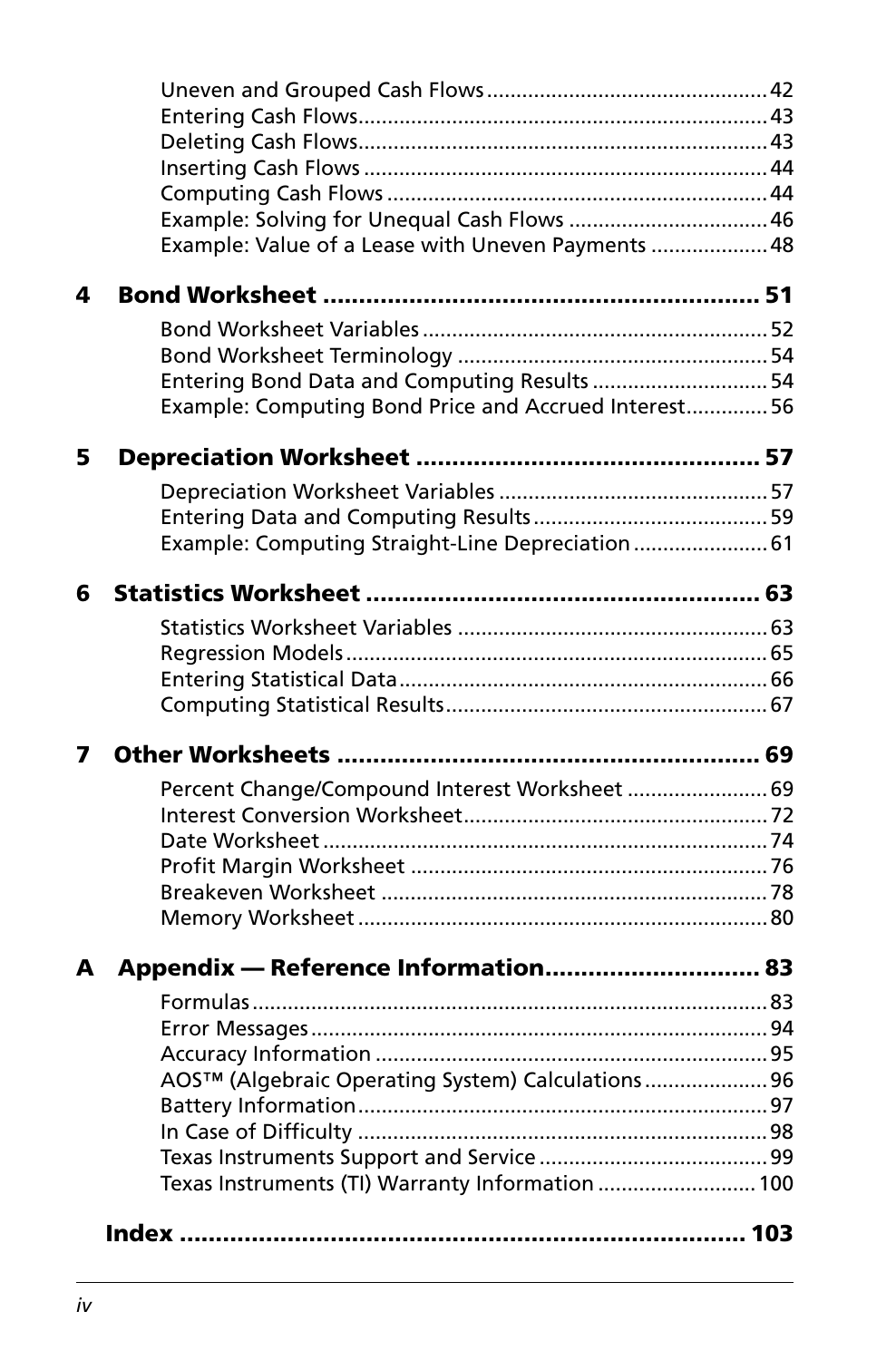Uneven and Grouped Cash Flows ............................................... 42
Entering Cash Flows..................................................................... 43
Deleting Cash Flows..................................................................... 43
Inserting Cash Flows .................................................................... 44
Computing Cash Flows ................................................................ 44
Example: Solving for Unequal Cash Flows .................................. 46
Example: Value of a Lease with Uneven Payments .................... 48

**4 Bond Worksheet ........................................................... 51**

Bond Worksheet Variables........................................................... 52
Bond Worksheet Terminology ..................................................... 54
Entering Bond Data and Computing Results .............................. 54
Example: Computing Bond Price and Accrued Interest............. 56

**5 Depreciation Worksheet ............................................... 57**

Depreciation Worksheet Variables .............................................. 57
Entering Data and Computing Results........................................ 59
Example: Computing Straight-Line Depreciation ....................... 61

**6 Statistics Worksheet ...................................................... 63**

Statistics Worksheet Variables ..................................................... 63
Regression Models........................................................................ 65
Entering Statistical Data............................................................... 66
Computing Statistical Results....................................................... 67

**7 Other Worksheets .......................................................... 69**

Percent Change/Compound Interest Worksheet ........................ 69
Interest Conversion Worksheet.................................................... 72
Date Worksheet ............................................................................ 74
Profit Margin Worksheet ............................................................. 76
Breakeven Worksheet .................................................................. 78
Memory Worksheet ...................................................................... 80

**A Appendix — Reference Information............................ 83**

Formulas........................................................................................ 83
Error Messages.............................................................................. 94
Accuracy Information ................................................................... 95
AOS™ (Algebraic Operating System) Calculations..................... 96
Battery Information...................................................................... 97
In Case of Difficulty ...................................................................... 98
Texas Instruments Support and Service ....................................... 99
Texas Instruments (TI) Warranty Information ........................... 100

**Index .............................................................................. 103**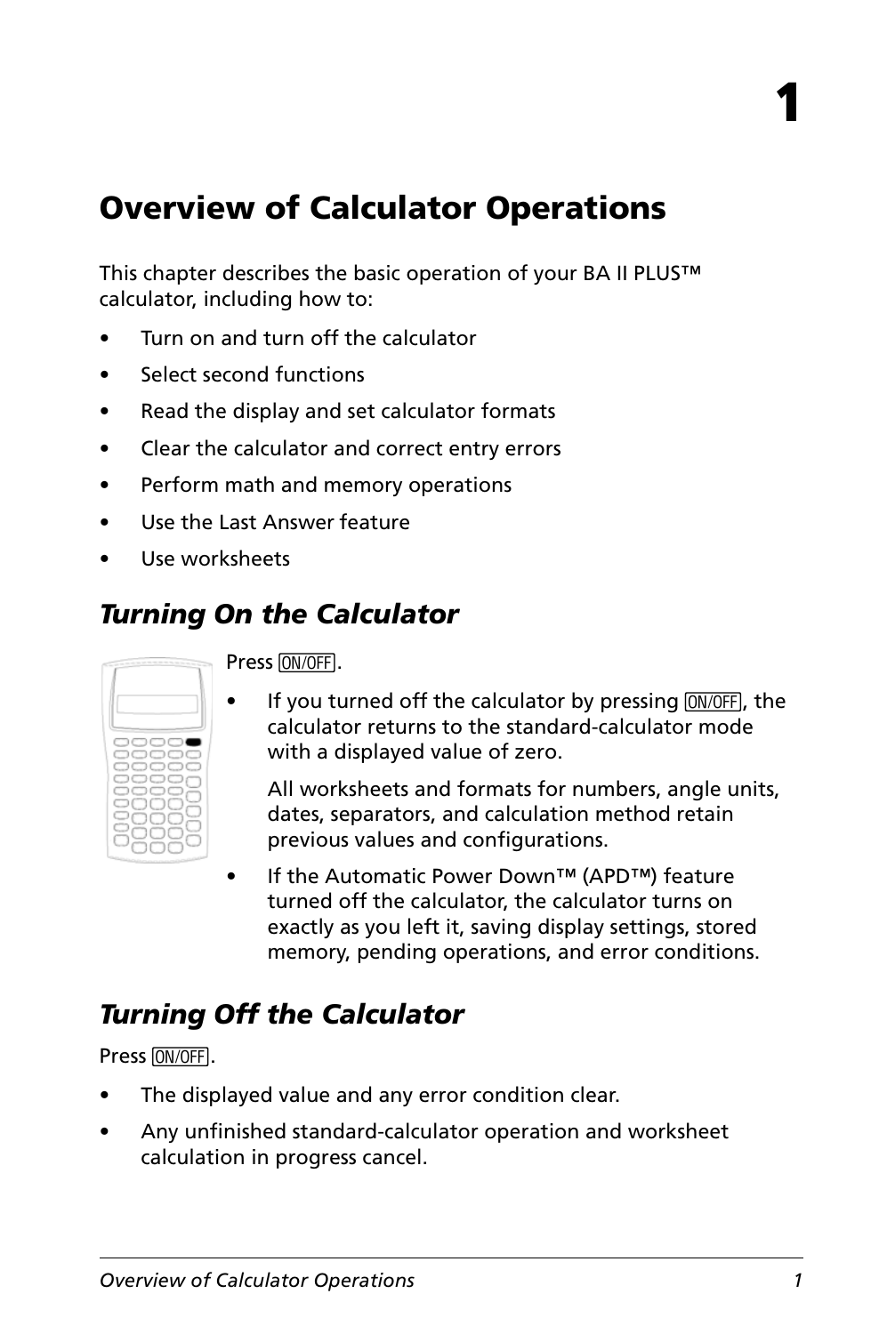# 1

# Overview of Calculator Operations

This chapter describes the basic operation of your BA II PLUS™ calculator, including how to:

- Turn on and turn off the calculator
- Select second functions
- Read the display and set calculator formats
- Clear the calculator and correct entry errors
- Perform math and memory operations
- Use the Last Answer feature
- Use worksheets

## *Turning On the Calculator*

Press [ON/OFF].

- If you turned off the calculator by pressing [ON/OFF], the calculator returns to the standard-calculator mode with a displayed value of zero.

  All worksheets and formats for numbers, angle units, dates, separators, and calculation method retain previous values and configurations.

- If the Automatic Power Down™ (APD™) feature turned off the calculator, the calculator turns on exactly as you left it, saving display settings, stored memory, pending operations, and error conditions.

## *Turning Off the Calculator*

Press [ON/OFF].

- The displayed value and any error condition clear.
- Any unfinished standard-calculator operation and worksheet calculation in progress cancel.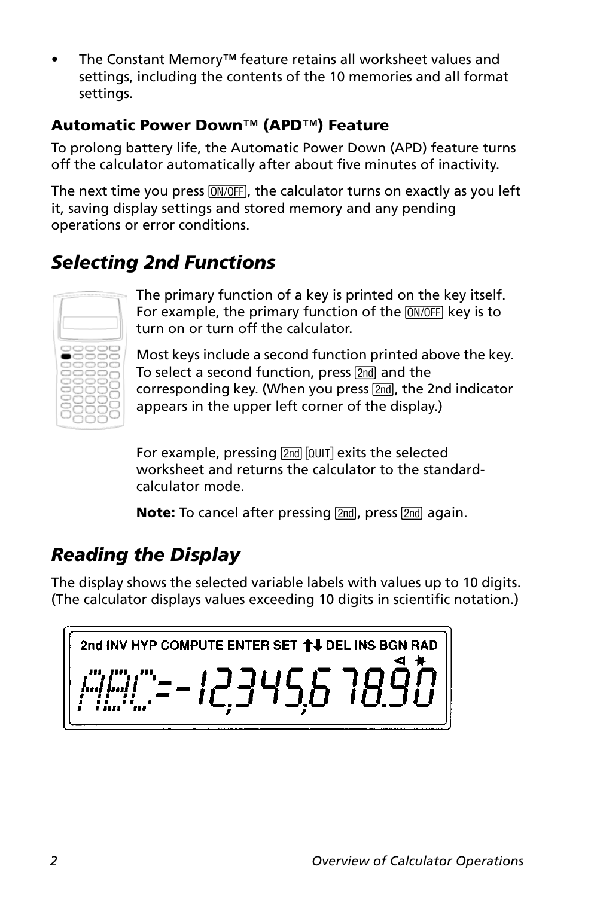- The Constant Memory™ feature retains all worksheet values and settings, including the contents of the 10 memories and all format settings.

### Automatic Power Down™ (APD™) Feature

To prolong battery life, the Automatic Power Down (APD) feature turns off the calculator automatically after about five minutes of inactivity.

The next time you press [ON/OFF], the calculator turns on exactly as you left it, saving display settings and stored memory and any pending operations or error conditions.

## *Selecting 2nd Functions*

The primary function of a key is printed on the key itself. For example, the primary function of the [ON/OFF] key is to turn on or turn off the calculator.

Most keys include a second function printed above the key. To select a second function, press [2nd] and the corresponding key. (When you press [2nd], the 2nd indicator appears in the upper left corner of the display.)

For example, pressing [2nd] [QUIT] exits the selected worksheet and returns the calculator to the standard-calculator mode.

**Note:** To cancel after pressing [2nd], press [2nd] again.

## *Reading the Display*

The display shows the selected variable labels with values up to 10 digits. (The calculator displays values exceeding 10 digits in scientific notation.)

2nd INV HYP COMPUTE ENTER SET ↑↓ DEL INS BGN RAD

ABC=-1,234,567,890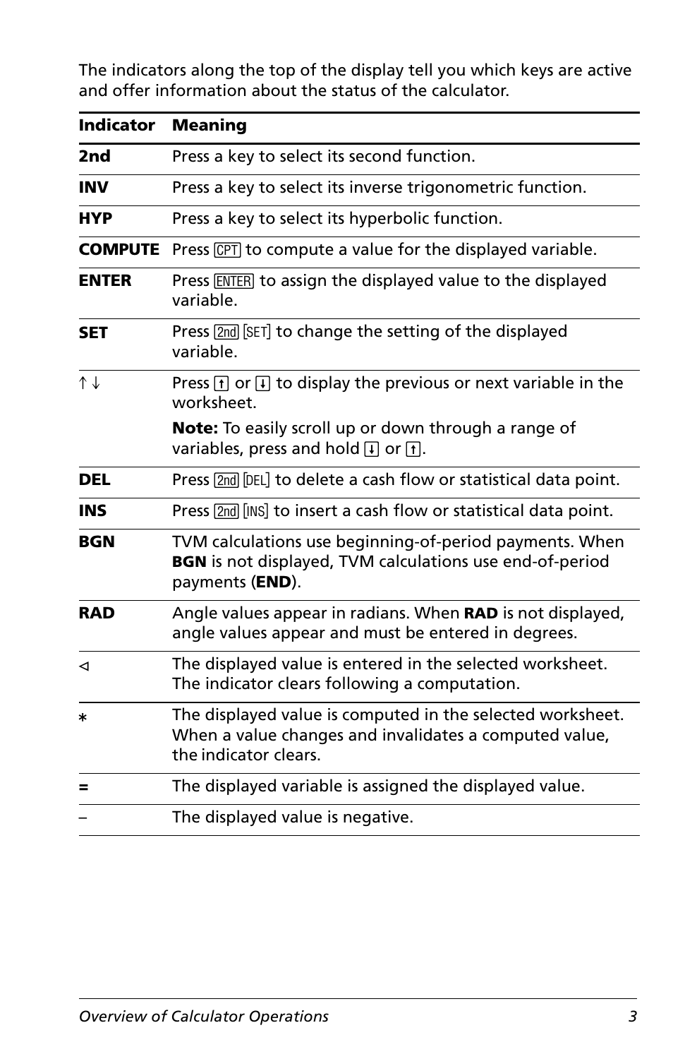The indicators along the top of the display tell you which keys are active and offer information about the status of the calculator.

| Indicator | Meaning |
| --- | --- |
| **2nd** | Press a key to select its second function. |
| **INV** | Press a key to select its inverse trigonometric function. |
| **HYP** | Press a key to select its hyperbolic function. |
| **COMPUTE** | Press [CPT] to compute a value for the displayed variable. |
| **ENTER** | Press [ENTER] to assign the displayed value to the displayed variable. |
| **SET** | Press [2nd] [SET] to change the setting of the displayed variable. |
| ↑ ↓ | Press [↑] or [↓] to display the previous or next variable in the worksheet.<br>**Note:** To easily scroll up or down through a range of variables, press and hold [↓] or [↑]. |
| **DEL** | Press [2nd] [DEL] to delete a cash flow or statistical data point. |
| **INS** | Press [2nd] [INS] to insert a cash flow or statistical data point. |
| **BGN** | TVM calculations use beginning-of-period payments. When **BGN** is not displayed, TVM calculations use end-of-period payments (**END**). |
| **RAD** | Angle values appear in radians. When **RAD** is not displayed, angle values appear and must be entered in degrees. |
| ⊲ | The displayed value is entered in the selected worksheet. The indicator clears following a computation. |
| * | The displayed value is computed in the selected worksheet. When a value changes and invalidates a computed value, the indicator clears. |
| = | The displayed variable is assigned the displayed value. |
| – | The displayed value is negative. |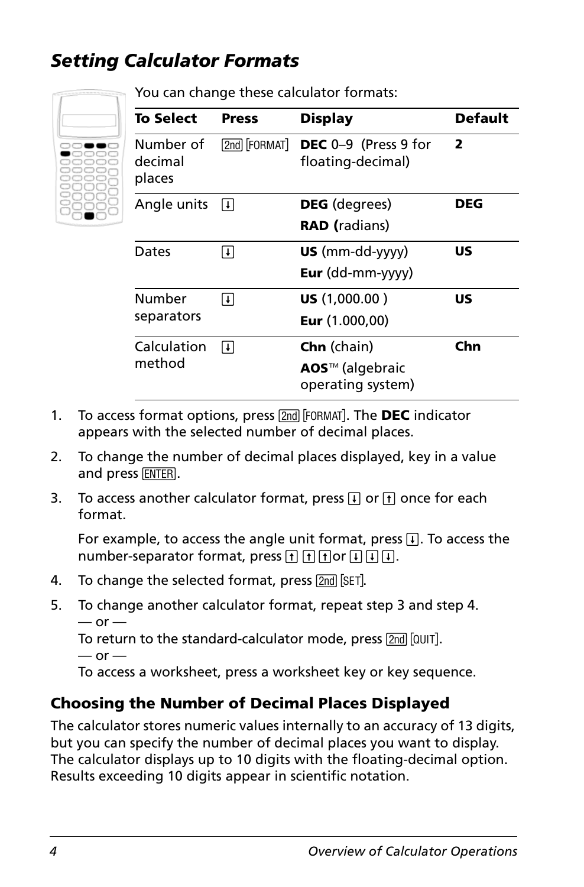## *Setting Calculator Formats*

You can change these calculator formats:

| To Select | Press | Display | Default |
|---|---|---|---|
| Number of decimal places | [2nd] [FORMAT] | **DEC** 0–9 (Press 9 for floating-decimal) | **2** |
| Angle units | [↓] | **DEG** (degrees)<br>**RAD (**radians) | **DEG** |
| Dates | [↓] | **US** (mm-dd-yyyy)<br>**Eur** (dd-mm-yyyy) | **US** |
| Number separators | [↓] | **US** (1,000.00 )<br>**Eur** (1.000,00) | **US** |
| Calculation method | [↓] | **Chn** (chain)<br>**AOS**™ (algebraic operating system) | **Chn** |

1. To access format options, press [2nd] [FORMAT]. The **DEC** indicator appears with the selected number of decimal places.
2. To change the number of decimal places displayed, key in a value and press [ENTER].
3. To access another calculator format, press [↓] or [↑] once for each format.

   For example, to access the angle unit format, press [↓]. To access the number-separator format, press [↑] [↑] [↑]or [↓] [↓] [↓].
4. To change the selected format, press [2nd] [SET].
5. To change another calculator format, repeat step 3 and step 4.
   — or —
   To return to the standard-calculator mode, press [2nd] [QUIT].
   — or —
   To access a worksheet, press a worksheet key or key sequence.

### Choosing the Number of Decimal Places Displayed

The calculator stores numeric values internally to an accuracy of 13 digits, but you can specify the number of decimal places you want to display. The calculator displays up to 10 digits with the floating-decimal option. Results exceeding 10 digits appear in scientific notation.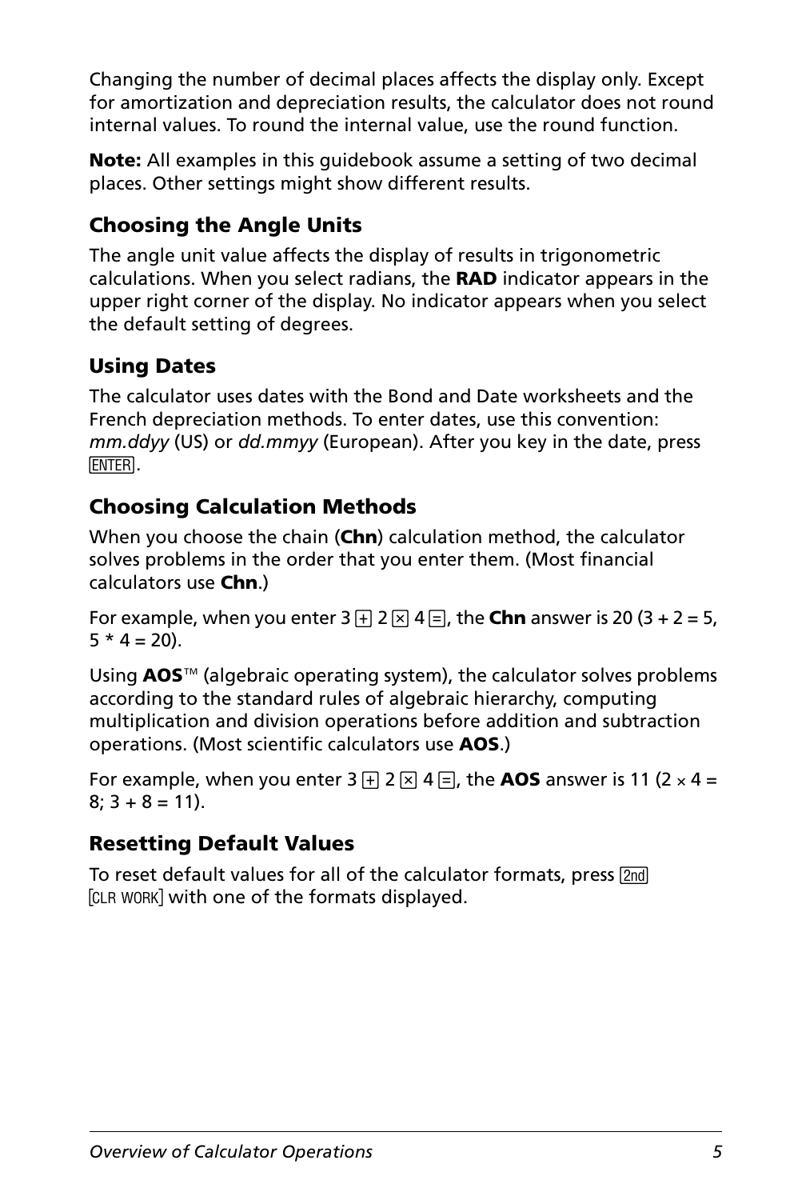Changing the number of decimal places affects the display only. Except for amortization and depreciation results, the calculator does not round internal values. To round the internal value, use the round function.

**Note:** All examples in this guidebook assume a setting of two decimal places. Other settings might show different results.

### Choosing the Angle Units

The angle unit value affects the display of results in trigonometric calculations. When you select radians, the **RAD** indicator appears in the upper right corner of the display. No indicator appears when you select the default setting of degrees.

### Using Dates

The calculator uses dates with the Bond and Date worksheets and the French depreciation methods. To enter dates, use this convention: *mm.ddyy* (US) or *dd.mmyy* (European). After you key in the date, press [ENTER].

### Choosing Calculation Methods

When you choose the chain (**Chn**) calculation method, the calculator solves problems in the order that you enter them. (Most financial calculators use **Chn**.)

For example, when you enter 3 [+] 2 [×] 4 [=], the **Chn** answer is 20 (3 + 2 = 5, 5 * 4 = 20).

Using **AOS**™ (algebraic operating system), the calculator solves problems according to the standard rules of algebraic hierarchy, computing multiplication and division operations before addition and subtraction operations. (Most scientific calculators use **AOS**.)

For example, when you enter 3 [+] 2 [×] 4 [=], the **AOS** answer is 11 (2 × 4 = 8; 3 + 8 = 11).

### Resetting Default Values

To reset default values for all of the calculator formats, press [2nd] [CLR WORK] with one of the formats displayed.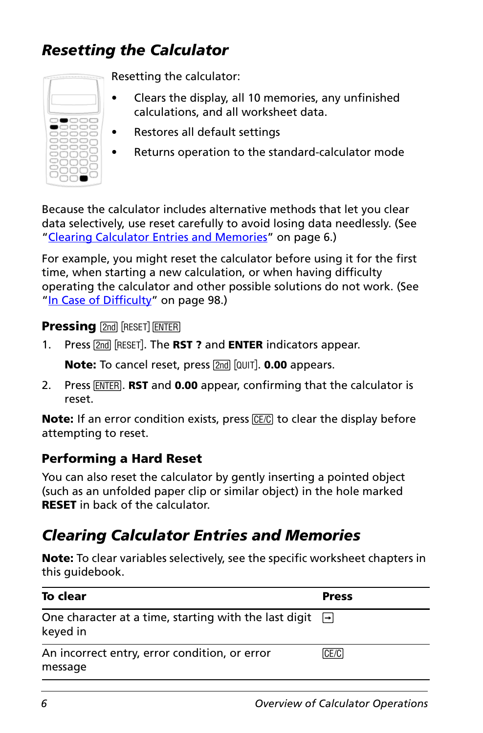## *Resetting the Calculator*

Resetting the calculator:

- Clears the display, all 10 memories, any unfinished calculations, and all worksheet data.
- Restores all default settings
- Returns operation to the standard-calculator mode

Because the calculator includes alternative methods that let you clear data selectively, use reset carefully to avoid losing data needlessly. (See "Clearing Calculator Entries and Memories" on page 6.)

For example, you might reset the calculator before using it for the first time, when starting a new calculation, or when having difficulty operating the calculator and other possible solutions do not work. (See "In Case of Difficulty" on page 98.)

### Pressing [2nd] [RESET] [ENTER]

1. Press [2nd] [RESET]. The **RST ?** and **ENTER** indicators appear.

   **Note:** To cancel reset, press [2nd] [QUIT]. **0.00** appears.

2. Press [ENTER]. **RST** and **0.00** appear, confirming that the calculator is reset.

**Note:** If an error condition exists, press [CE/C] to clear the display before attempting to reset.

### Performing a Hard Reset

You can also reset the calculator by gently inserting a pointed object (such as an unfolded paper clip or similar object) in the hole marked **RESET** in back of the calculator.

## *Clearing Calculator Entries and Memories*

**Note:** To clear variables selectively, see the specific worksheet chapters in this guidebook.

| To clear | Press |
|---|---|
| One character at a time, starting with the last digit keyed in | [→] |
| An incorrect entry, error condition, or error message | [CE/C] |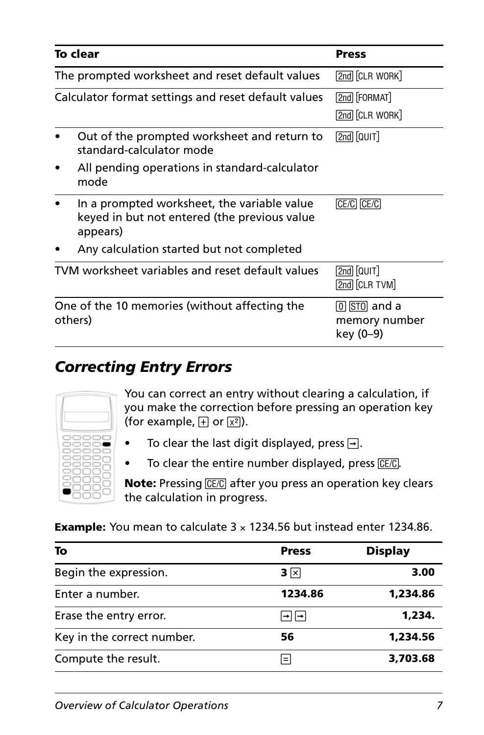| To clear | Press |
|---|---|
| The prompted worksheet and reset default values | [2nd] [CLR WORK] |
| Calculator format settings and reset default values | [2nd] [FORMAT] [2nd] [CLR WORK] |
| • Out of the prompted worksheet and return to standard-calculator mode<br>• All pending operations in standard-calculator mode | [2nd] [QUIT] |
| • In a prompted worksheet, the variable value keyed in but not entered (the previous value appears)<br>• Any calculation started but not completed | [CE/C] [CE/C] |
| TVM worksheet variables and reset default values | [2nd] [QUIT] [2nd] [CLR TVM] |
| One of the 10 memories (without affecting the others) | [0] [STO] and a memory number key (0–9) |

## *Correcting Entry Errors*

You can correct an entry without clearing a calculation, if you make the correction before pressing an operation key (for example, [+] or [x²]).

- To clear the last digit displayed, press [→].
- To clear the entire number displayed, press [CE/C].

**Note:** Pressing [CE/C] after you press an operation key clears the calculation in progress.

**Example:** You mean to calculate 3 × 1234.56 but instead enter 1234.86.

| To | Press | Display |
|---|---|---|
| Begin the expression. | **3** [×] | **3.00** |
| Enter a number. | **1234.86** | **1,234.86** |
| Erase the entry error. | [→] [→] | **1,234.** |
| Key in the correct number. | **56** | **1,234.56** |
| Compute the result. | [=] | **3,703.68** |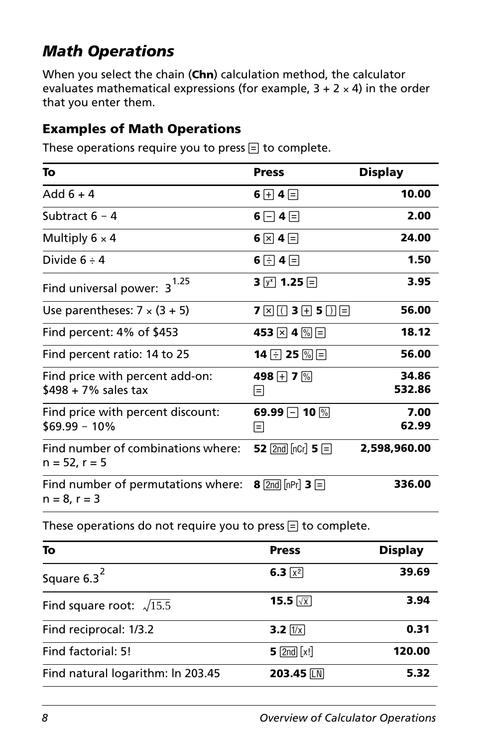## *Math Operations*

When you select the chain (**Chn**) calculation method, the calculator evaluates mathematical expressions (for example, 3 + 2 × 4) in the order that you enter them.

### Examples of Math Operations

These operations require you to press [=] to complete.

| To | Press | Display |
|---|---|---|
| Add 6 + 4 | **6** [+] **4** [=] | **10.00** |
| Subtract 6 − 4 | **6** [−] **4** [=] | **2.00** |
| Multiply 6 × 4 | **6** [×] **4** [=] | **24.00** |
| Divide 6 ÷ 4 | **6** [÷] **4** [=] | **1.50** |
| Find universal power: $3^{1.25}$ | **3** [$y^x$] **1.25** [=] | **3.95** |
| Use parentheses: 7 × (3 + 5) | **7** [×] [(] **3** [+] **5** [)] [=] | **56.00** |
| Find percent: 4% of $453 | **453** [×] **4** [%] [=] | **18.12** |
| Find percent ratio: 14 to 25 | **14** [÷] **25** [%] [=] | **56.00** |
| Find price with percent add-on: $498 + 7% sales tax | **498** [+] **7** [%]<br>[=] | **34.86**<br>**532.86** |
| Find price with percent discount: $69.99 − 10% | **69.99** [−] **10** [%]<br>[=] | **7.00**<br>**62.99** |
| Find number of combinations where: n = 52, r = 5 | **52** [2nd] [nCr] **5** [=] | **2,598,960.00** |
| Find number of permutations where: n = 8, r = 3 | **8** [2nd] [nPr] **3** [=] | **336.00** |

These operations do not require you to press [=] to complete.

| To | Press | Display |
|---|---|---|
| Square $6.3^2$ | **6.3** [$x^2$] | **39.69** |
| Find square root: $\sqrt{15.5}$ | **15.5** [$\sqrt{x}$] | **3.94** |
| Find reciprocal: 1/3.2 | **3.2** [1/x] | **0.31** |
| Find factorial: 5! | **5** [2nd] [x!] | **120.00** |
| Find natural logarithm: ln 203.45 | **203.45** [LN] | **5.32** |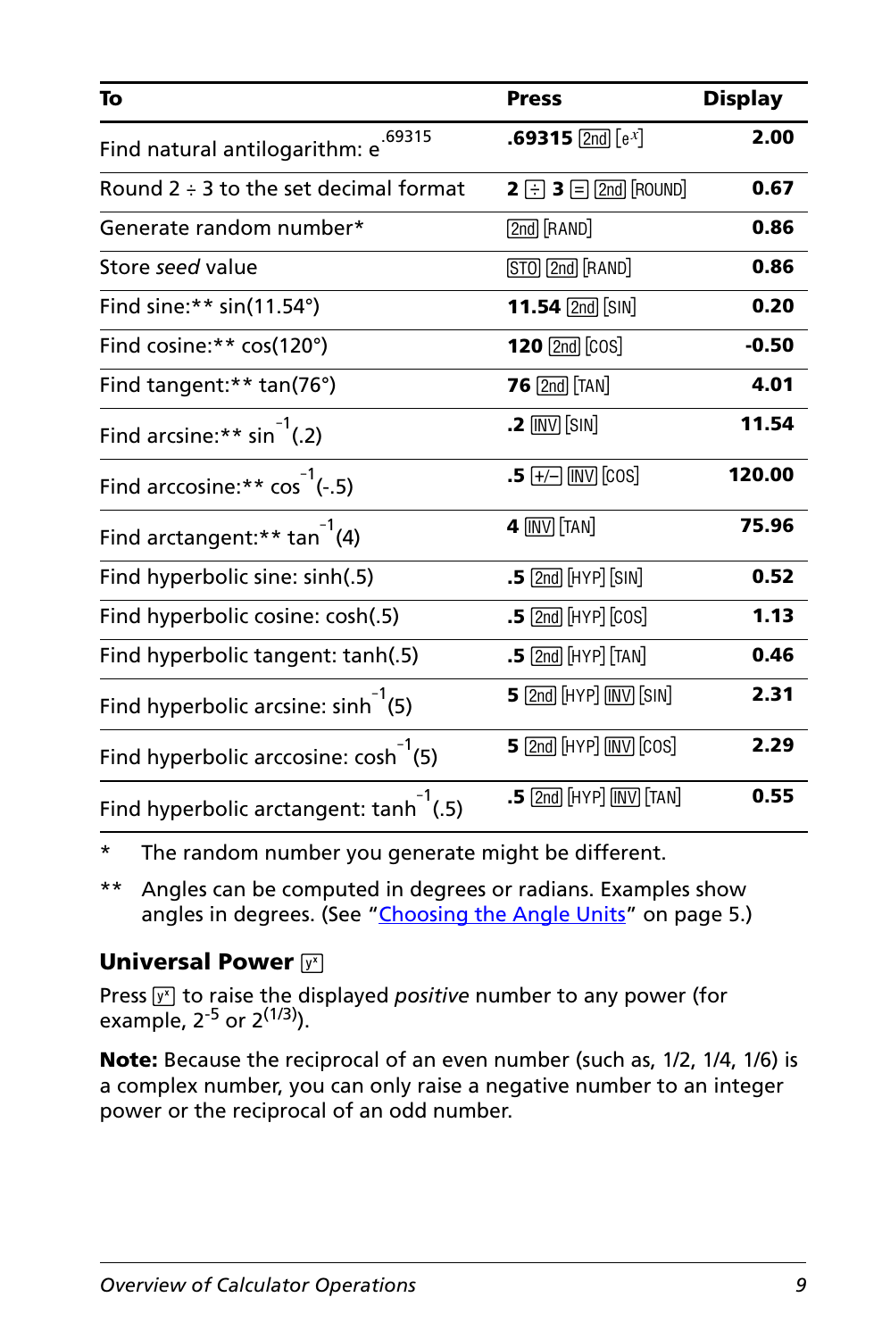| To | Press | Display |
|---|---|---|
| Find natural antilogarithm: $e^{.69315}$ | **.69315** [2nd] [$e^x$] | **2.00** |
| Round 2 ÷ 3 to the set decimal format | **2** [÷] **3** [=] [2nd] [ROUND] | **0.67** |
| Generate random number* | [2nd] [RAND] | **0.86** |
| Store *seed* value | [STO] [2nd] [RAND] | **0.86** |
| Find sine:** sin(11.54°) | **11.54** [2nd] [SIN] | **0.20** |
| Find cosine:** cos(120°) | **120** [2nd] [COS] | **-0.50** |
| Find tangent:** tan(76°) | **76** [2nd] [TAN] | **4.01** |
| Find arcsine:** $\sin^{-1}(.2)$ | **.2** [INV] [SIN] | **11.54** |
| Find arccosine:** $\cos^{-1}(-.5)$ | **.5** [+/−] [INV] [COS] | **120.00** |
| Find arctangent:** $\tan^{-1}(4)$ | **4** [INV] [TAN] | **75.96** |
| Find hyperbolic sine: sinh(.5) | **.5** [2nd] [HYP] [SIN] | **0.52** |
| Find hyperbolic cosine: cosh(.5) | **.5** [2nd] [HYP] [COS] | **1.13** |
| Find hyperbolic tangent: tanh(.5) | **.5** [2nd] [HYP] [TAN] | **0.46** |
| Find hyperbolic arcsine: $\sinh^{-1}(5)$ | **5** [2nd] [HYP] [INV] [SIN] | **2.31** |
| Find hyperbolic arccosine: $\cosh^{-1}(5)$ | **5** [2nd] [HYP] [INV] [COS] | **2.29** |
| Find hyperbolic arctangent: $\tanh^{-1}(.5)$ | **.5** [2nd] [HYP] [INV] [TAN] | **0.55** |

\* The random number you generate might be different.

\*\* Angles can be computed in degrees or radians. Examples show angles in degrees. (See "Choosing the Angle Units" on page 5.)

### Universal Power [$y^x$]

Press [$y^x$] to raise the displayed *positive* number to any power (for example, $2^{-5}$ or $2^{(1/3)}$).

**Note:** Because the reciprocal of an even number (such as, 1/2, 1/4, 1/6) is a complex number, you can only raise a negative number to an integer power or the reciprocal of an odd number.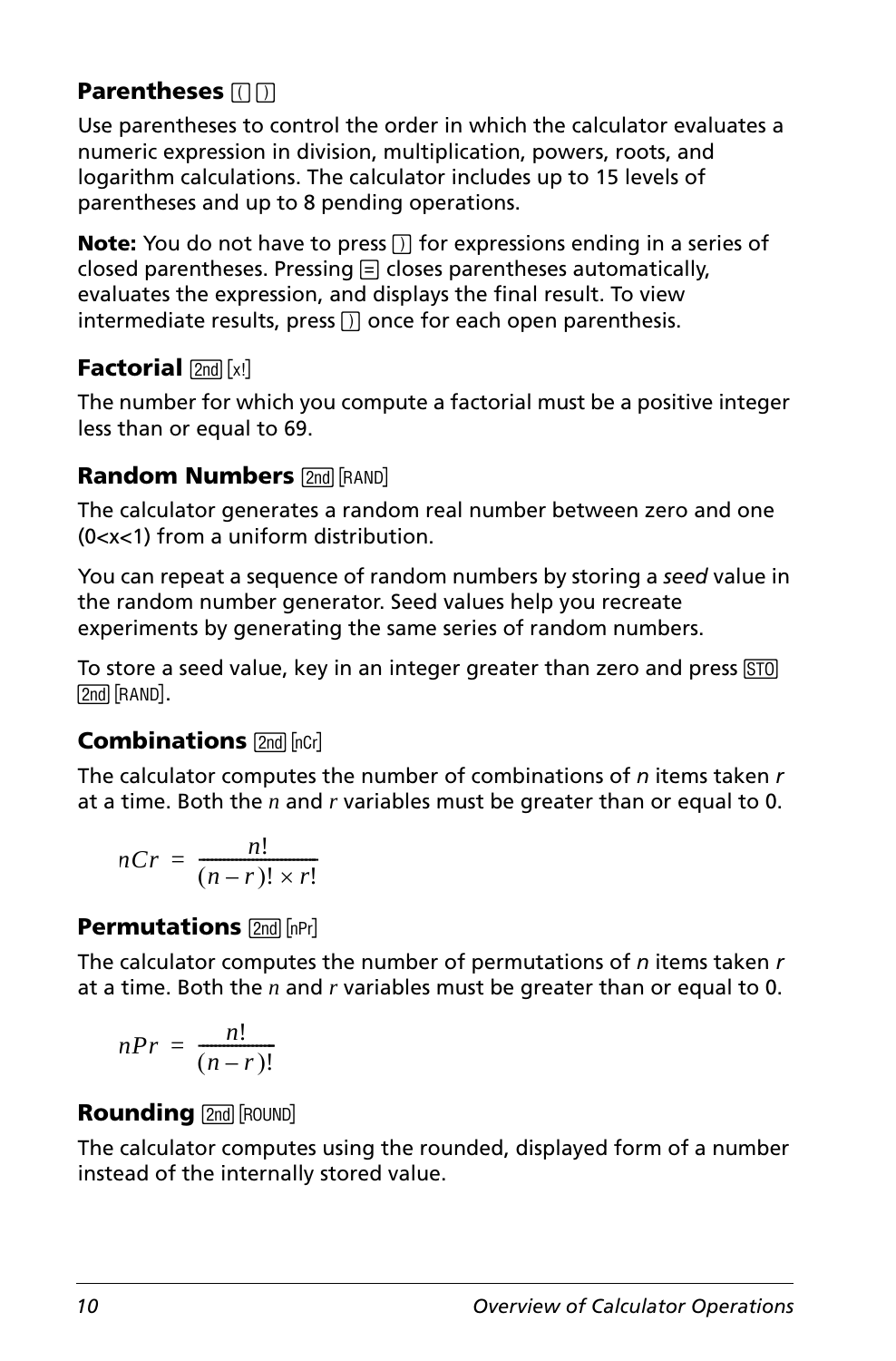### Parentheses [(] [)]

Use parentheses to control the order in which the calculator evaluates a numeric expression in division, multiplication, powers, roots, and logarithm calculations. The calculator includes up to 15 levels of parentheses and up to 8 pending operations.

**Note:** You do not have to press [)] for expressions ending in a series of closed parentheses. Pressing [=] closes parentheses automatically, evaluates the expression, and displays the final result. To view intermediate results, press [)] once for each open parenthesis.

### Factorial [2nd] [x!]

The number for which you compute a factorial must be a positive integer less than or equal to 69.

### Random Numbers [2nd] [RAND]

The calculator generates a random real number between zero and one (0<x<1) from a uniform distribution.

You can repeat a sequence of random numbers by storing a *seed* value in the random number generator. Seed values help you recreate experiments by generating the same series of random numbers.

To store a seed value, key in an integer greater than zero and press [STO] [2nd] [RAND].

### Combinations [2nd] [nCr]

The calculator computes the number of combinations of *n* items taken *r* at a time. Both the *n* and *r* variables must be greater than or equal to 0.

$$nCr = \frac{n!}{(n-r)! \times r!}$$

### Permutations [2nd] [nPr]

The calculator computes the number of permutations of *n* items taken *r* at a time. Both the *n* and *r* variables must be greater than or equal to 0.

$$nPr = \frac{n!}{(n-r)!}$$

### Rounding [2nd] [ROUND]

The calculator computes using the rounded, displayed form of a number instead of the internally stored value.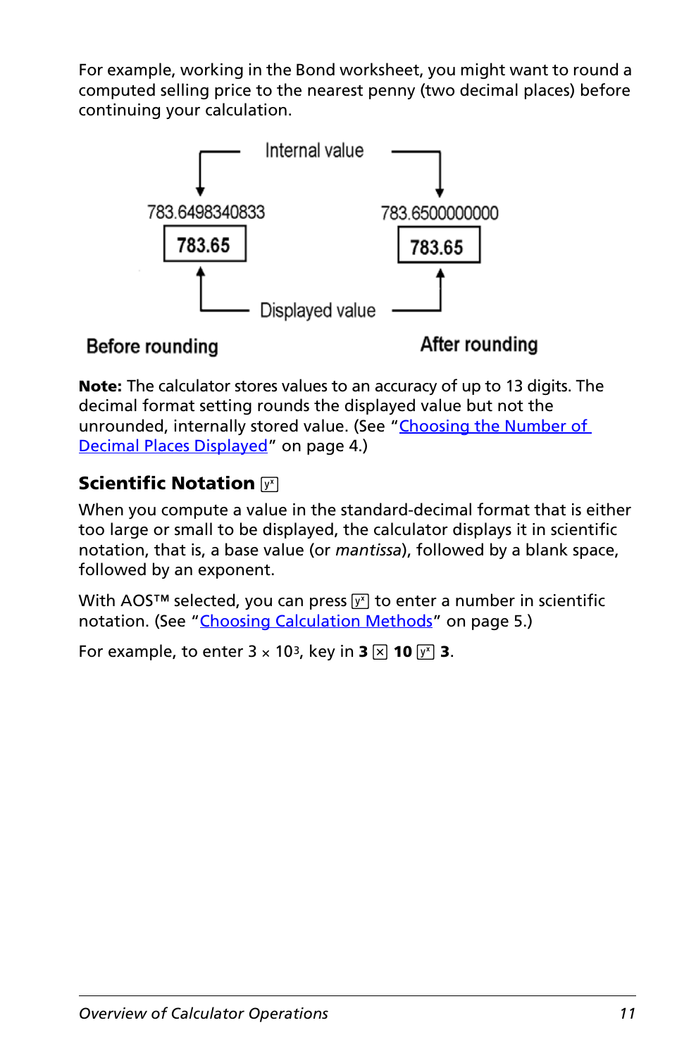For example, working in the Bond worksheet, you might want to round a computed selling price to the nearest penny (two decimal places) before continuing your calculation.

Internal value

783.6498340833 — 783.6500000000

**783.65** — **783.65**

Displayed value

**Before rounding** — **After rounding**

**Note:** The calculator stores values to an accuracy of up to 13 digits. The decimal format setting rounds the displayed value but not the unrounded, internally stored value. (See “Choosing the Number of Decimal Places Displayed” on page 4.)

### Scientific Notation [yˣ]

When you compute a value in the standard-decimal format that is either too large or small to be displayed, the calculator displays it in scientific notation, that is, a base value (or *mantissa*), followed by a blank space, followed by an exponent.

With AOS™ selected, you can press [yˣ] to enter a number in scientific notation. (See “Choosing Calculation Methods” on page 5.)

For example, to enter $3 \times 10^3$, key in **3** [×] **10** [yˣ] **3**.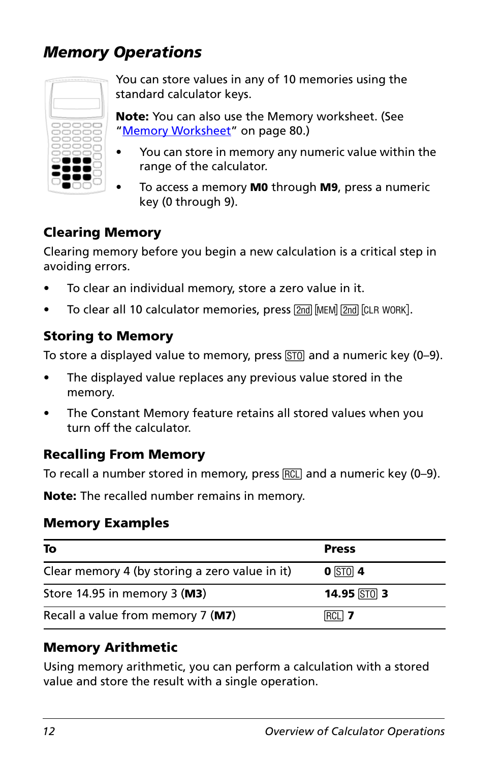## *Memory Operations*

You can store values in any of 10 memories using the standard calculator keys.

**Note:** You can also use the Memory worksheet. (See "Memory Worksheet" on page 80.)

- You can store in memory any numeric value within the range of the calculator.
- To access a memory **M0** through **M9**, press a numeric key (0 through 9).

### Clearing Memory

Clearing memory before you begin a new calculation is a critical step in avoiding errors.

- To clear an individual memory, store a zero value in it.
- To clear all 10 calculator memories, press [2nd] [MEM] [2nd] [CLR WORK].

### Storing to Memory

To store a displayed value to memory, press [STO] and a numeric key (0–9).

- The displayed value replaces any previous value stored in the memory.
- The Constant Memory feature retains all stored values when you turn off the calculator.

### Recalling From Memory

To recall a number stored in memory, press [RCL] and a numeric key (0–9).

**Note:** The recalled number remains in memory.

### Memory Examples

| To | Press |
|---|---|
| Clear memory 4 (by storing a zero value in it) | **0** [STO] **4** |
| Store 14.95 in memory 3 (**M3**) | **14.95** [STO] **3** |
| Recall a value from memory 7 (**M7**) | [RCL] **7** |

### Memory Arithmetic

Using memory arithmetic, you can perform a calculation with a stored value and store the result with a single operation.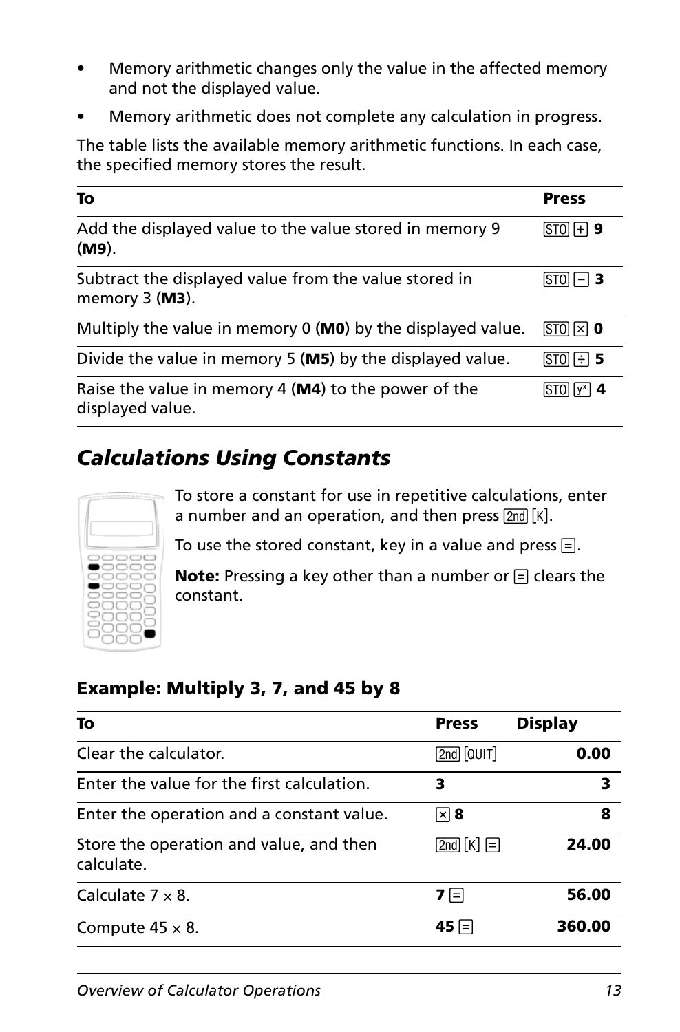- Memory arithmetic changes only the value in the affected memory and not the displayed value.
- Memory arithmetic does not complete any calculation in progress.

The table lists the available memory arithmetic functions. In each case, the specified memory stores the result.

| To | Press |
|---|---|
| Add the displayed value to the value stored in memory 9 (**M9**). | STO + **9** |
| Subtract the displayed value from the value stored in memory 3 (**M3**). | STO − **3** |
| Multiply the value in memory 0 (**M0**) by the displayed value. | STO × **0** |
| Divide the value in memory 5 (**M5**) by the displayed value. | STO ÷ **5** |
| Raise the value in memory 4 (**M4**) to the power of the displayed value. | STO $y^x$ **4** |

## *Calculations Using Constants*

To store a constant for use in repetitive calculations, enter a number and an operation, and then press 2nd [K].

To use the stored constant, key in a value and press =.

**Note:** Pressing a key other than a number or = clears the constant.

### Example: Multiply 3, 7, and 45 by 8

| To | Press | Display |
|---|---|---|
| Clear the calculator. | 2nd [QUIT] | **0.00** |
| Enter the value for the first calculation. | **3** | **3** |
| Enter the operation and a constant value. | × **8** | **8** |
| Store the operation and value, and then calculate. | 2nd [K] = | **24.00** |
| Calculate 7 × 8. | **7** = | **56.00** |
| Compute 45 × 8. | **45** = | **360.00** |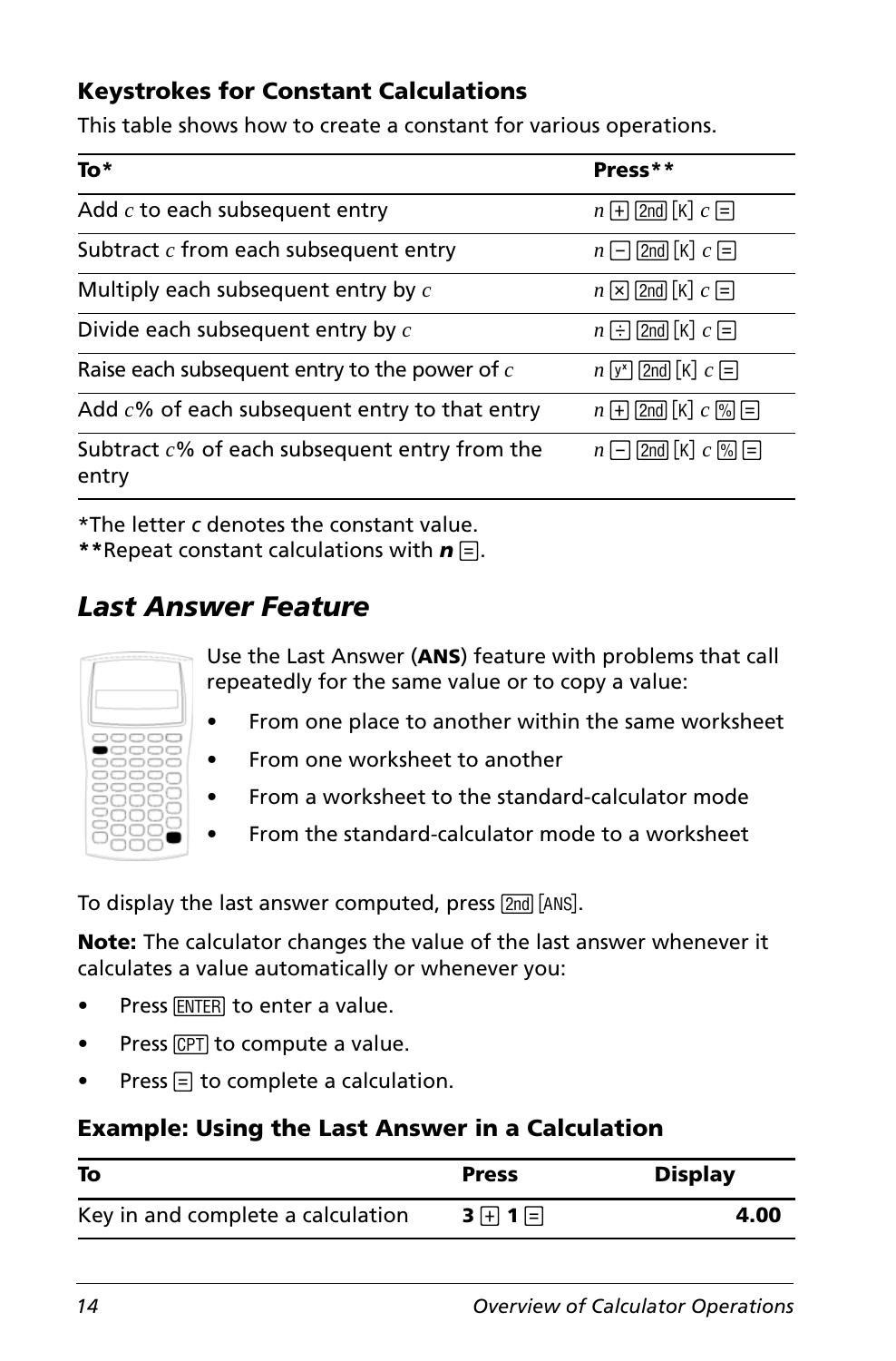### Keystrokes for Constant Calculations

This table shows how to create a constant for various operations.

| To* | Press** |
|---|---|
| Add *c* to each subsequent entry | *n* [+] [2nd] [K] *c* [=] |
| Subtract *c* from each subsequent entry | *n* [−] [2nd] [K] *c* [=] |
| Multiply each subsequent entry by *c* | *n* [×] [2nd] [K] *c* [=] |
| Divide each subsequent entry by *c* | *n* [÷] [2nd] [K] *c* [=] |
| Raise each subsequent entry to the power of *c* | *n* [$y^x$] [2nd] [K] *c* [=] |
| Add *c*% of each subsequent entry to that entry | *n* [+] [2nd] [K] *c* [%] [=] |
| Subtract *c*% of each subsequent entry from the entry | *n* [−] [2nd] [K] *c* [%] [=] |

*The letter *c* denotes the constant value.
**Repeat constant calculations with ***n*** [=].

## *Last Answer Feature*

Use the Last Answer (**ANS**) feature with problems that call repeatedly for the same value or to copy a value:

- From one place to another within the same worksheet
- From one worksheet to another
- From a worksheet to the standard-calculator mode
- From the standard-calculator mode to a worksheet

To display the last answer computed, press [2nd] [ANS].

**Note:** The calculator changes the value of the last answer whenever it calculates a value automatically or whenever you:

- Press [ENTER] to enter a value.
- Press [CPT] to compute a value.
- Press [=] to complete a calculation.

### Example: Using the Last Answer in a Calculation

| To | Press | Display |
|---|---|---|
| Key in and complete a calculation | **3** [+] **1** [=] | **4.00** |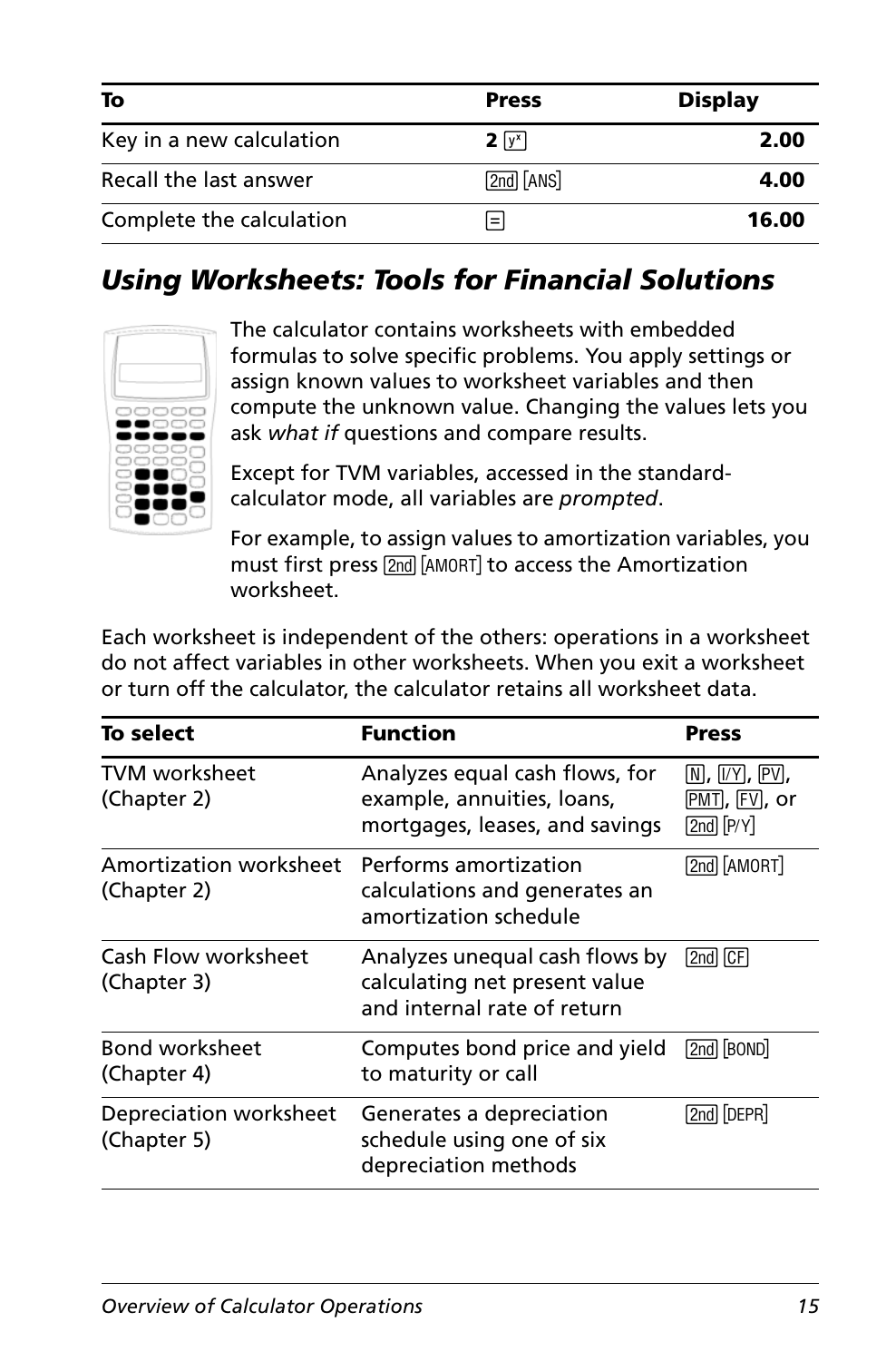| To | Press | Display |
| --- | --- | --- |
| Key in a new calculation | **2** [y^x] | **2.00** |
| Recall the last answer | [2nd] [ANS] | **4.00** |
| Complete the calculation | [=] | **16.00** |

## *Using Worksheets: Tools for Financial Solutions*

The calculator contains worksheets with embedded formulas to solve specific problems. You apply settings or assign known values to worksheet variables and then compute the unknown value. Changing the values lets you ask *what if* questions and compare results.

Except for TVM variables, accessed in the standard-calculator mode, all variables are *prompted*.

For example, to assign values to amortization variables, you must first press [2nd] [AMORT] to access the Amortization worksheet.

Each worksheet is independent of the others: operations in a worksheet do not affect variables in other worksheets. When you exit a worksheet or turn off the calculator, the calculator retains all worksheet data.

| To select | Function | Press |
| --- | --- | --- |
| TVM worksheet (Chapter 2) | Analyzes equal cash flows, for example, annuities, loans, mortgages, leases, and savings | [N], [I/Y], [PV], [PMT], [FV], or [2nd] [P/Y] |
| Amortization worksheet (Chapter 2) | Performs amortization calculations and generates an amortization schedule | [2nd] [AMORT] |
| Cash Flow worksheet (Chapter 3) | Analyzes unequal cash flows by calculating net present value and internal rate of return | [2nd] [CF] |
| Bond worksheet (Chapter 4) | Computes bond price and yield to maturity or call | [2nd] [BOND] |
| Depreciation worksheet (Chapter 5) | Generates a depreciation schedule using one of six depreciation methods | [2nd] [DEPR] |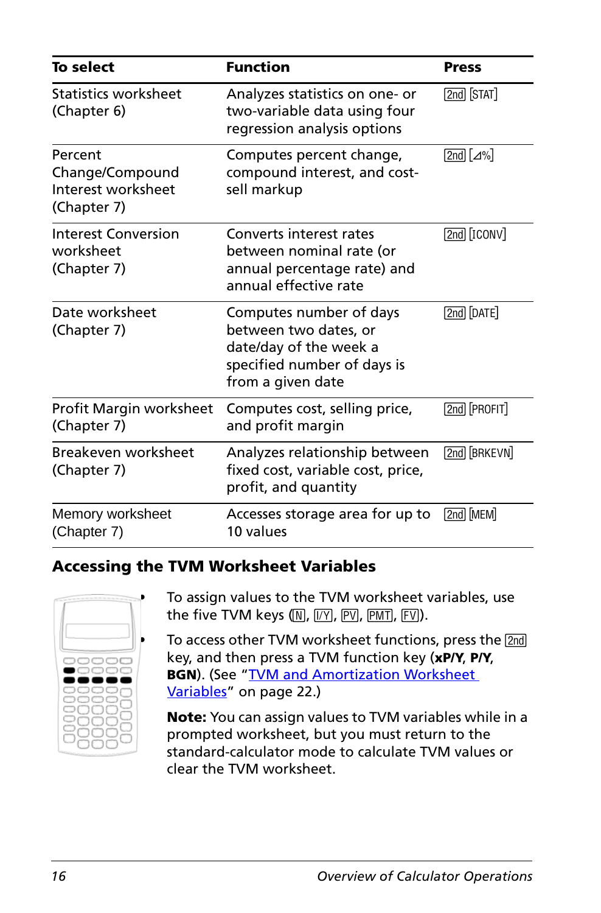| To select | Function | Press |
| --- | --- | --- |
| Statistics worksheet (Chapter 6) | Analyzes statistics on one- or two-variable data using four regression analysis options | [2nd] [STAT] |
| Percent Change/Compound Interest worksheet (Chapter 7) | Computes percent change, compound interest, and cost-sell markup | [2nd] [Δ%] |
| Interest Conversion worksheet (Chapter 7) | Converts interest rates between nominal rate (or annual percentage rate) and annual effective rate | [2nd] [ICONV] |
| Date worksheet (Chapter 7) | Computes number of days between two dates, or date/day of the week a specified number of days is from a given date | [2nd] [DATE] |
| Profit Margin worksheet (Chapter 7) | Computes cost, selling price, and profit margin | [2nd] [PROFIT] |
| Breakeven worksheet (Chapter 7) | Analyzes relationship between fixed cost, variable cost, price, profit, and quantity | [2nd] [BRKEVN] |
| Memory worksheet (Chapter 7) | Accesses storage area for up to 10 values | [2nd] [MEM] |

## Accessing the TVM Worksheet Variables

- To assign values to the TVM worksheet variables, use the five TVM keys ([N], [I/Y], [PV], [PMT], [FV]).
- To access other TVM worksheet functions, press the [2nd] key, and then press a TVM function key (**xP/Y**, **P/Y**, **BGN**). (See "TVM and Amortization Worksheet Variables" on page 22.)

**Note:** You can assign values to TVM variables while in a prompted worksheet, but you must return to the standard-calculator mode to calculate TVM values or clear the TVM worksheet.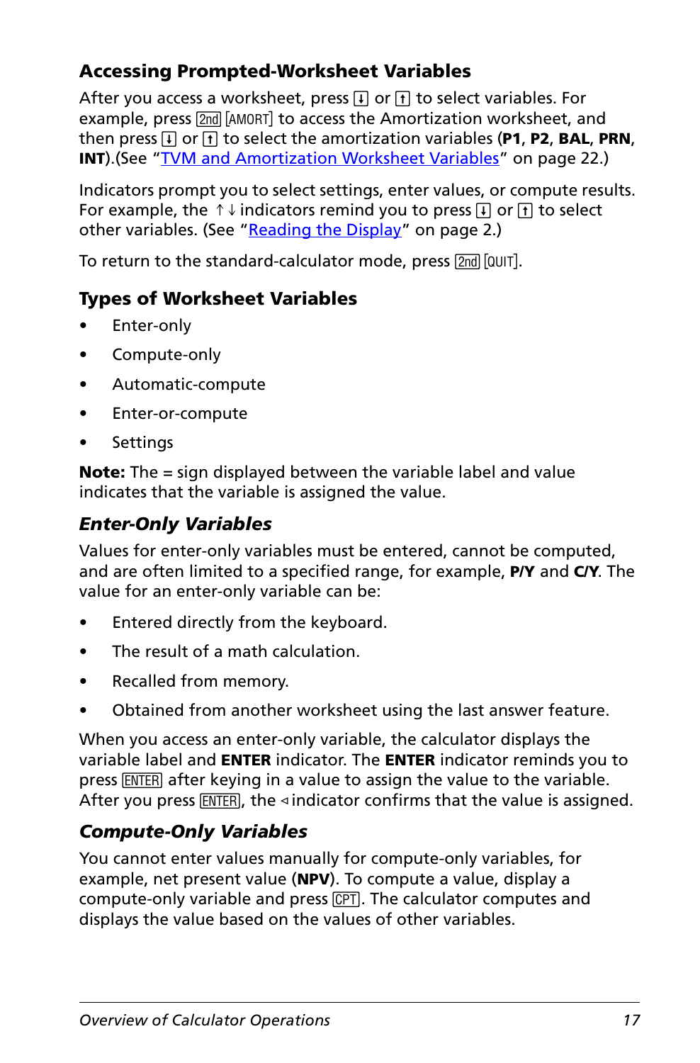## Accessing Prompted-Worksheet Variables

After you access a worksheet, press [↓] or [↑] to select variables. For example, press [2nd] [AMORT] to access the Amortization worksheet, and then press [↓] or [↑] to select the amortization variables (**P1**, **P2**, **BAL**, **PRN**, **INT**).(See "TVM and Amortization Worksheet Variables" on page 22.)

Indicators prompt you to select settings, enter values, or compute results. For example, the ↑↓ indicators remind you to press [↓] or [↑] to select other variables. (See "Reading the Display" on page 2.)

To return to the standard-calculator mode, press [2nd] [QUIT].

## Types of Worksheet Variables

- Enter-only
- Compute-only
- Automatic-compute
- Enter-or-compute
- Settings

**Note:** The = sign displayed between the variable label and value indicates that the variable is assigned the value.

### *Enter-Only Variables*

Values for enter-only variables must be entered, cannot be computed, and are often limited to a specified range, for example, **P/Y** and **C/Y**. The value for an enter-only variable can be:

- Entered directly from the keyboard.
- The result of a math calculation.
- Recalled from memory.
- Obtained from another worksheet using the last answer feature.

When you access an enter-only variable, the calculator displays the variable label and **ENTER** indicator. The **ENTER** indicator reminds you to press [ENTER] after keying in a value to assign the value to the variable. After you press [ENTER], the ◁ indicator confirms that the value is assigned.

### *Compute-Only Variables*

You cannot enter values manually for compute-only variables, for example, net present value (**NPV**). To compute a value, display a compute-only variable and press [CPT]. The calculator computes and displays the value based on the values of other variables.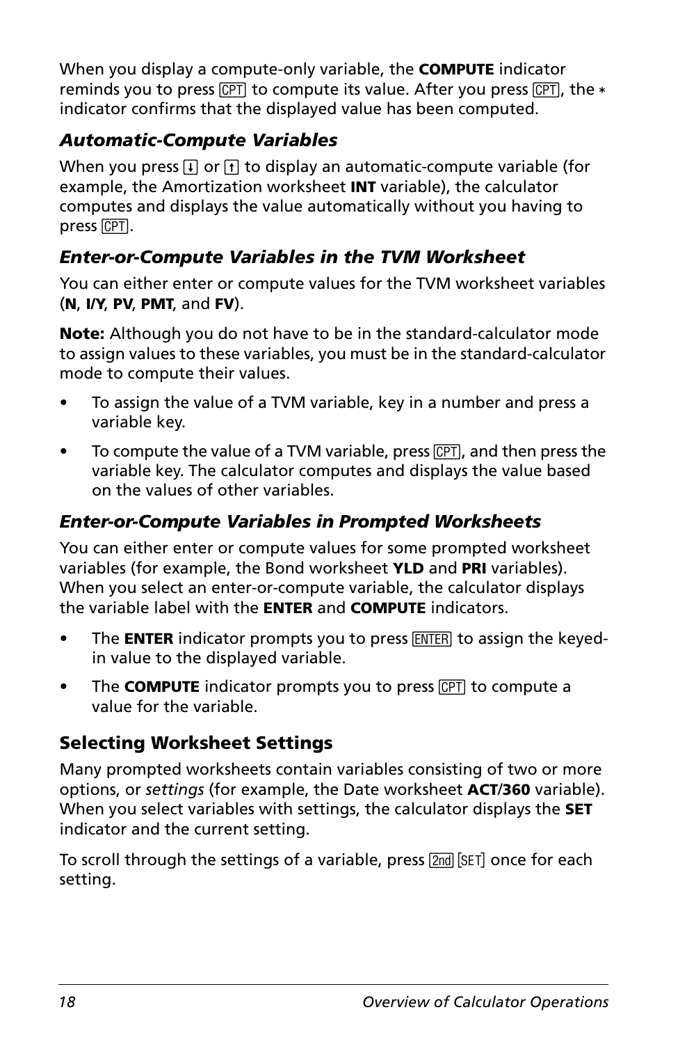When you display a compute-only variable, the **COMPUTE** indicator reminds you to press [CPT] to compute its value. After you press [CPT], the * indicator confirms that the displayed value has been computed.

### *Automatic-Compute Variables*

When you press [↓] or [↑] to display an automatic-compute variable (for example, the Amortization worksheet **INT** variable), the calculator computes and displays the value automatically without you having to press [CPT].

### *Enter-or-Compute Variables in the TVM Worksheet*

You can either enter or compute values for the TVM worksheet variables (**N**, **I/Y**, **PV**, **PMT**, and **FV**).

**Note:** Although you do not have to be in the standard-calculator mode to assign values to these variables, you must be in the standard-calculator mode to compute their values.

- To assign the value of a TVM variable, key in a number and press a variable key.
- To compute the value of a TVM variable, press [CPT], and then press the variable key. The calculator computes and displays the value based on the values of other variables.

### *Enter-or-Compute Variables in Prompted Worksheets*

You can either enter or compute values for some prompted worksheet variables (for example, the Bond worksheet **YLD** and **PRI** variables). When you select an enter-or-compute variable, the calculator displays the variable label with the **ENTER** and **COMPUTE** indicators.

- The **ENTER** indicator prompts you to press [ENTER] to assign the keyed-in value to the displayed variable.
- The **COMPUTE** indicator prompts you to press [CPT] to compute a value for the variable.

## Selecting Worksheet Settings

Many prompted worksheets contain variables consisting of two or more options, or *settings* (for example, the Date worksheet **ACT/360** variable). When you select variables with settings, the calculator displays the **SET** indicator and the current setting.

To scroll through the settings of a variable, press [2nd] [SET] once for each setting.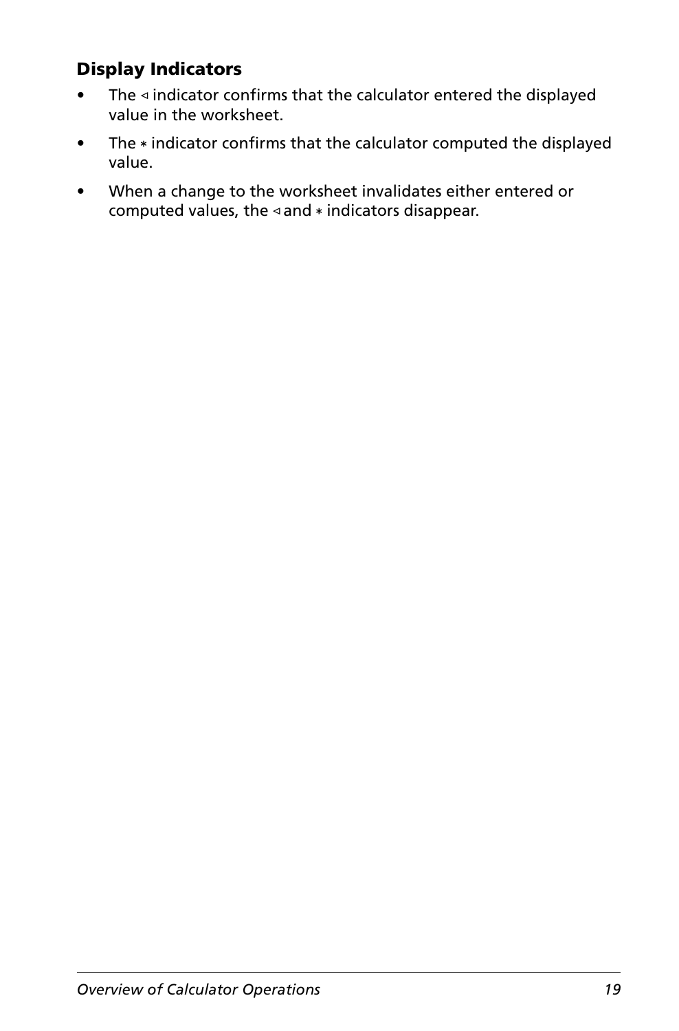### Display Indicators

- The ◃ indicator confirms that the calculator entered the displayed value in the worksheet.
- The * indicator confirms that the calculator computed the displayed value.
- When a change to the worksheet invalidates either entered or computed values, the ◃ and * indicators disappear.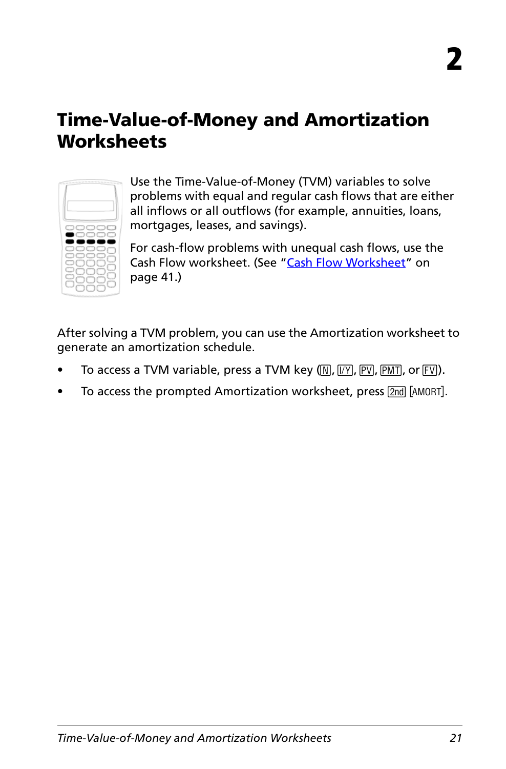# 2

# Time-Value-of-Money and Amortization Worksheets

Use the Time-Value-of-Money (TVM) variables to solve problems with equal and regular cash flows that are either all inflows or all outflows (for example, annuities, loans, mortgages, leases, and savings).

For cash-flow problems with unequal cash flows, use the Cash Flow worksheet. (See "Cash Flow Worksheet" on page 41.)

After solving a TVM problem, you can use the Amortization worksheet to generate an amortization schedule.

- To access a TVM variable, press a TVM key ([N], [I/Y], [PV], [PMT], or [FV]).
- To access the prompted Amortization worksheet, press [2nd] [AMORT].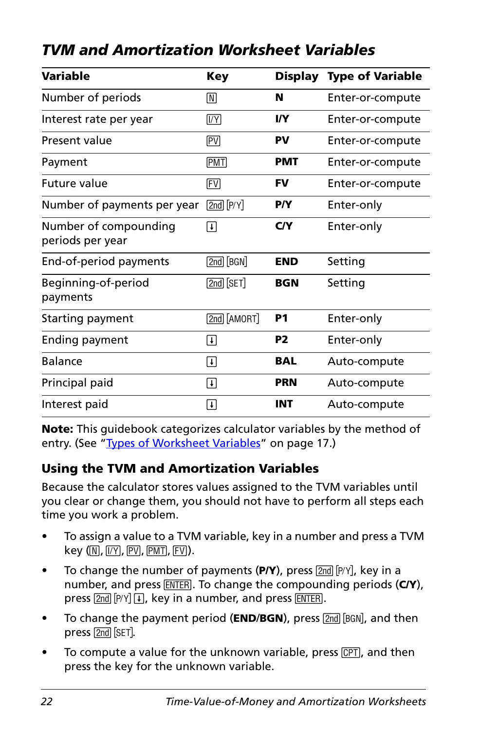## TVM and Amortization Worksheet Variables

| Variable | Key | Display | Type of Variable |
|---|---|---|---|
| Number of periods | [N] | **N** | Enter-or-compute |
| Interest rate per year | [I/Y] | **I/Y** | Enter-or-compute |
| Present value | [PV] | **PV** | Enter-or-compute |
| Payment | [PMT] | **PMT** | Enter-or-compute |
| Future value | [FV] | **FV** | Enter-or-compute |
| Number of payments per year | [2nd] [P/Y] | **P/Y** | Enter-only |
| Number of compounding periods per year | [↓] | **C/Y** | Enter-only |
| End-of-period payments | [2nd] [BGN] | **END** | Setting |
| Beginning-of-period payments | [2nd] [SET] | **BGN** | Setting |
| Starting payment | [2nd] [AMORT] | **P1** | Enter-only |
| Ending payment | [↓] | **P2** | Enter-only |
| Balance | [↓] | **BAL** | Auto-compute |
| Principal paid | [↓] | **PRN** | Auto-compute |
| Interest paid | [↓] | **INT** | Auto-compute |

**Note:** This guidebook categorizes calculator variables by the method of entry. (See "Types of Worksheet Variables" on page 17.)

### Using the TVM and Amortization Variables

Because the calculator stores values assigned to the TVM variables until you clear or change them, you should not have to perform all steps each time you work a problem.

- To assign a value to a TVM variable, key in a number and press a TVM key ([N], [I/Y], [PV], [PMT], [FV]).
- To change the number of payments (**P/Y**), press [2nd] [P/Y], key in a number, and press [ENTER]. To change the compounding periods (**C/Y**), press [2nd] [P/Y] [↓], key in a number, and press [ENTER].
- To change the payment period (**END**/**BGN**), press [2nd] [BGN], and then press [2nd] [SET].
- To compute a value for the unknown variable, press [CPT], and then press the key for the unknown variable.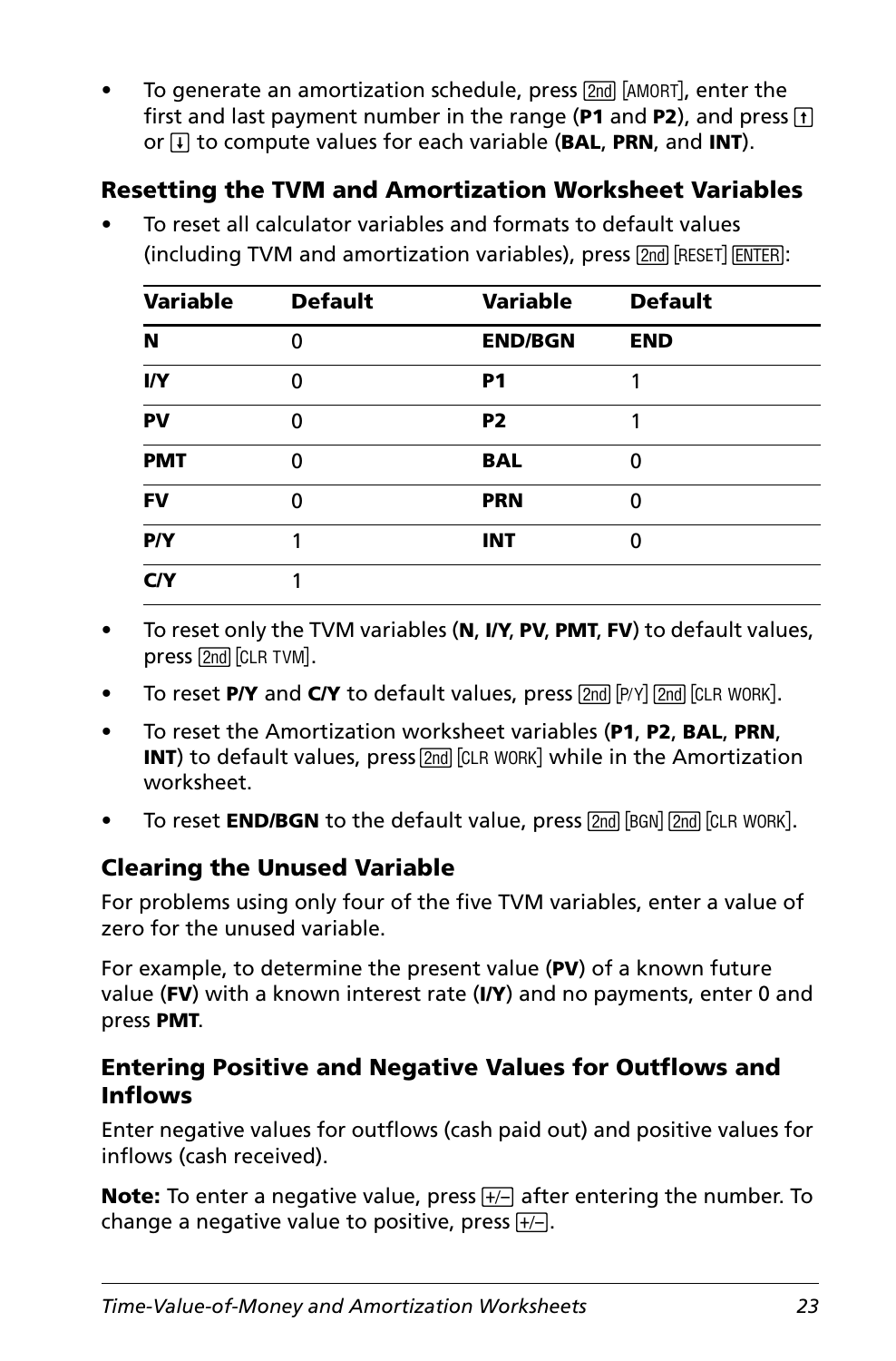- To generate an amortization schedule, press [2nd] [AMORT], enter the first and last payment number in the range (**P1** and **P2**), and press [↑] or [↓] to compute values for each variable (**BAL**, **PRN**, and **INT**).

### Resetting the TVM and Amortization Worksheet Variables

- To reset all calculator variables and formats to default values (including TVM and amortization variables), press [2nd] [RESET] [ENTER]:

| Variable | Default | Variable | Default |
|---|---|---|---|
| **N** | 0 | **END/BGN** | **END** |
| **I/Y** | 0 | **P1** | 1 |
| **PV** | 0 | **P2** | 1 |
| **PMT** | 0 | **BAL** | 0 |
| **FV** | 0 | **PRN** | 0 |
| **P/Y** | 1 | **INT** | 0 |
| **C/Y** | 1 | | |

- To reset only the TVM variables (**N**, **I/Y**, **PV**, **PMT**, **FV**) to default values, press [2nd] [CLR TVM].
- To reset **P/Y** and **C/Y** to default values, press [2nd] [P/Y] [2nd] [CLR WORK].
- To reset the Amortization worksheet variables (**P1**, **P2**, **BAL**, **PRN**, **INT**) to default values, press [2nd] [CLR WORK] while in the Amortization worksheet.
- To reset **END/BGN** to the default value, press [2nd] [BGN] [2nd] [CLR WORK].

### Clearing the Unused Variable

For problems using only four of the five TVM variables, enter a value of zero for the unused variable.

For example, to determine the present value (**PV**) of a known future value (**FV**) with a known interest rate (**I/Y**) and no payments, enter 0 and press **PMT**.

### Entering Positive and Negative Values for Outflows and Inflows

Enter negative values for outflows (cash paid out) and positive values for inflows (cash received).

**Note:** To enter a negative value, press [+/-] after entering the number. To change a negative value to positive, press [+/-].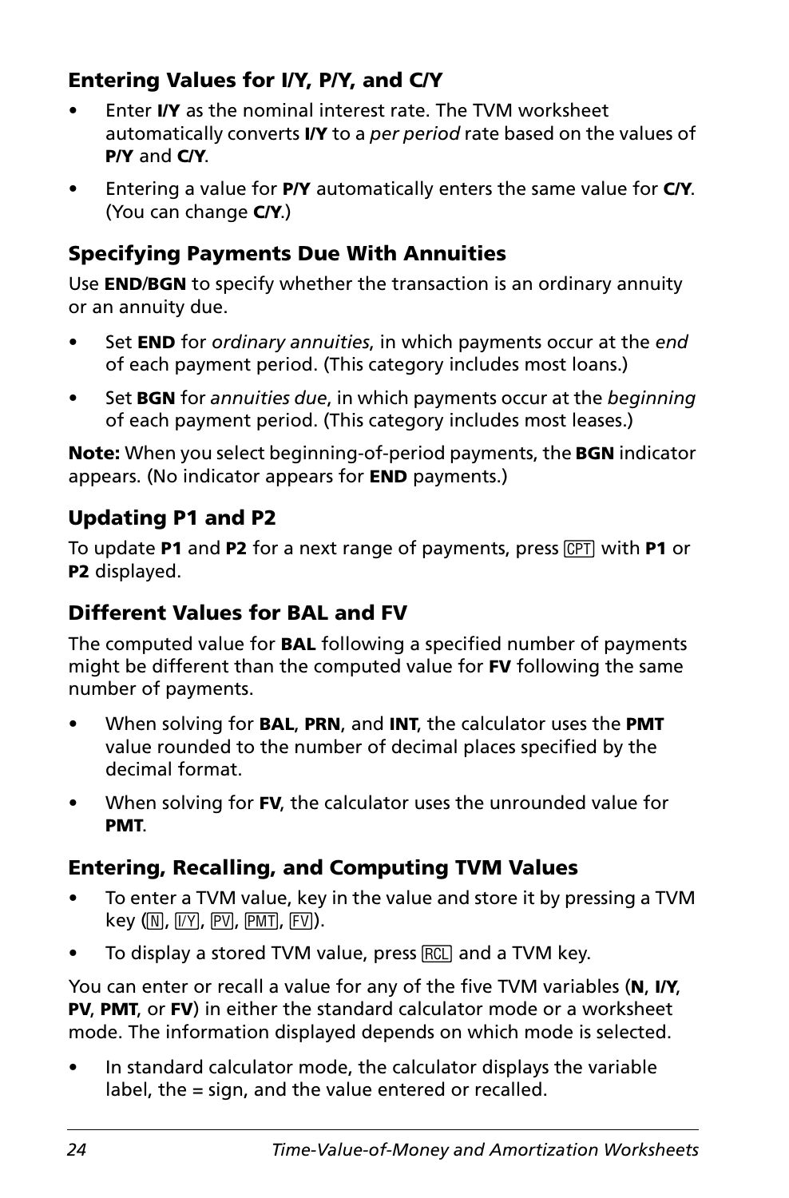### Entering Values for I/Y, P/Y, and C/Y

- Enter **I/Y** as the nominal interest rate. The TVM worksheet automatically converts **I/Y** to a *per period* rate based on the values of **P/Y** and **C/Y**.
- Entering a value for **P/Y** automatically enters the same value for **C/Y**. (You can change **C/Y**.)

### Specifying Payments Due With Annuities

Use **END**/**BGN** to specify whether the transaction is an ordinary annuity or an annuity due.

- Set **END** for *ordinary annuities*, in which payments occur at the *end* of each payment period. (This category includes most loans.)
- Set **BGN** for *annuities due*, in which payments occur at the *beginning* of each payment period. (This category includes most leases.)

**Note:** When you select beginning-of-period payments, the **BGN** indicator appears. (No indicator appears for **END** payments.)

### Updating P1 and P2

To update **P1** and **P2** for a next range of payments, press [CPT] with **P1** or **P2** displayed.

### Different Values for BAL and FV

The computed value for **BAL** following a specified number of payments might be different than the computed value for **FV** following the same number of payments.

- When solving for **BAL**, **PRN**, and **INT**, the calculator uses the **PMT** value rounded to the number of decimal places specified by the decimal format.
- When solving for **FV**, the calculator uses the unrounded value for **PMT**.

### Entering, Recalling, and Computing TVM Values

- To enter a TVM value, key in the value and store it by pressing a TVM key ([N], [I/Y], [PV], [PMT], [FV]).
- To display a stored TVM value, press [RCL] and a TVM key.

You can enter or recall a value for any of the five TVM variables (**N**, **I/Y**, **PV**, **PMT**, or **FV**) in either the standard calculator mode or a worksheet mode. The information displayed depends on which mode is selected.

- In standard calculator mode, the calculator displays the variable label, the = sign, and the value entered or recalled.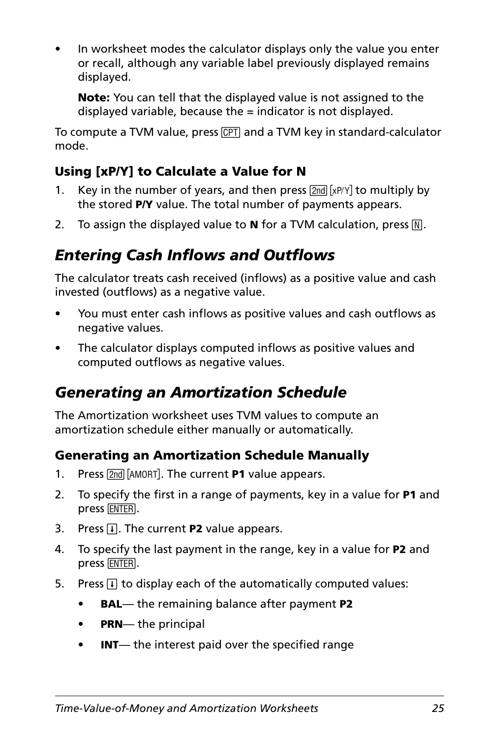- In worksheet modes the calculator displays only the value you enter or recall, although any variable label previously displayed remains displayed.

  **Note:** You can tell that the displayed value is not assigned to the displayed variable, because the = indicator is not displayed.

To compute a TVM value, press [CPT] and a TVM key in standard-calculator mode.

### Using [xP/Y] to Calculate a Value for N

1. Key in the number of years, and then press [2nd] [xP/Y] to multiply by the stored **P/Y** value. The total number of payments appears.
2. To assign the displayed value to **N** for a TVM calculation, press [N].

## *Entering Cash Inflows and Outflows*

The calculator treats cash received (inflows) as a positive value and cash invested (outflows) as a negative value.

- You must enter cash inflows as positive values and cash outflows as negative values.
- The calculator displays computed inflows as positive values and computed outflows as negative values.

## *Generating an Amortization Schedule*

The Amortization worksheet uses TVM values to compute an amortization schedule either manually or automatically.

### Generating an Amortization Schedule Manually

1. Press [2nd] [AMORT]. The current **P1** value appears.
2. To specify the first in a range of payments, key in a value for **P1** and press [ENTER].
3. Press [↓]. The current **P2** value appears.
4. To specify the last payment in the range, key in a value for **P2** and press [ENTER].
5. Press [↓] to display each of the automatically computed values:
   - **BAL**— the remaining balance after payment **P2**
   - **PRN**— the principal
   - **INT**— the interest paid over the specified range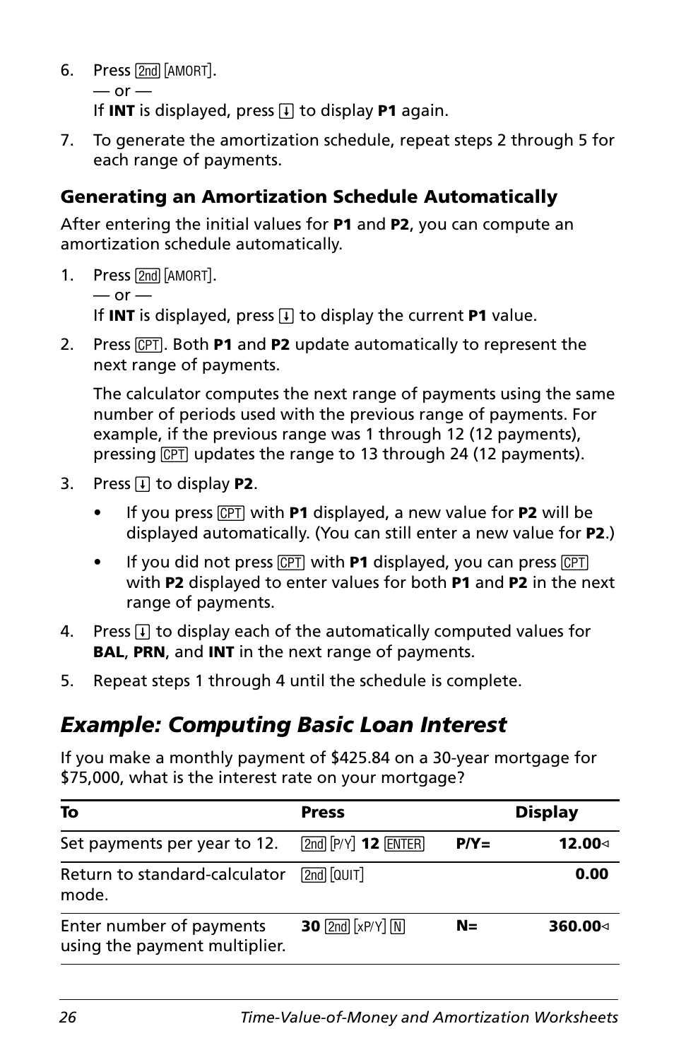6. Press [2nd] [AMORT].
   — or —
   If **INT** is displayed, press [↓] to display **P1** again.
7. To generate the amortization schedule, repeat steps 2 through 5 for each range of payments.

### Generating an Amortization Schedule Automatically

After entering the initial values for **P1** and **P2**, you can compute an amortization schedule automatically.

1. Press [2nd] [AMORT].
   — or —
   If **INT** is displayed, press [↓] to display the current **P1** value.
2. Press [CPT]. Both **P1** and **P2** update automatically to represent the next range of payments.

   The calculator computes the next range of payments using the same number of periods used with the previous range of payments. For example, if the previous range was 1 through 12 (12 payments), pressing [CPT] updates the range to 13 through 24 (12 payments).
3. Press [↓] to display **P2**.
   - If you press [CPT] with **P1** displayed, a new value for **P2** will be displayed automatically. (You can still enter a new value for **P2**.)
   - If you did not press [CPT] with **P1** displayed, you can press [CPT] with **P2** displayed to enter values for both **P1** and **P2** in the next range of payments.
4. Press [↓] to display each of the automatically computed values for **BAL**, **PRN**, and **INT** in the next range of payments.
5. Repeat steps 1 through 4 until the schedule is complete.

## *Example: Computing Basic Loan Interest*

If you make a monthly payment of $425.84 on a 30-year mortgage for $75,000, what is the interest rate on your mortgage?

| To | Press | Display | |
|---|---|---|---|
| Set payments per year to 12. | [2nd] [P/Y] **12** [ENTER] | **P/Y=** | **12.00◁** |
| Return to standard-calculator mode. | [2nd] [QUIT] | | **0.00** |
| Enter number of payments using the payment multiplier. | **30** [2nd] [xP/Y] [N] | **N=** | **360.00◁** |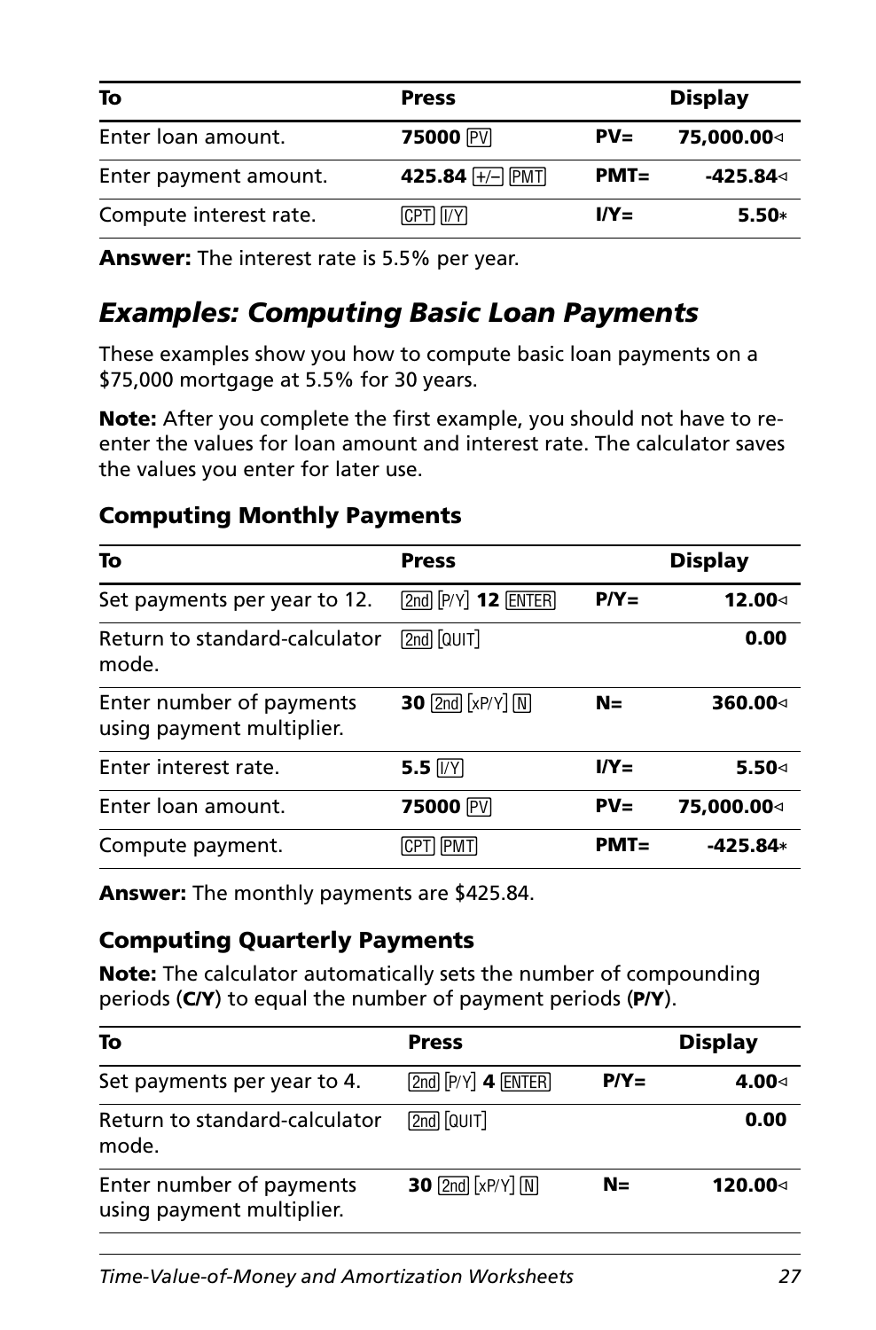| To | Press | | Display |
|---|---|---|---|
| Enter loan amount. | **75000** [PV] | **PV=** | **75,000.00**◃ |
| Enter payment amount. | **425.84** [+/–] [PMT] | **PMT=** | **-425.84**◃ |
| Compute interest rate. | [CPT] [I/Y] | **I/Y=** | **5.50***  |

**Answer:** The interest rate is 5.5% per year.

## *Examples: Computing Basic Loan Payments*

These examples show you how to compute basic loan payments on a $75,000 mortgage at 5.5% for 30 years.

**Note:** After you complete the first example, you should not have to re-enter the values for loan amount and interest rate. The calculator saves the values you enter for later use.

### Computing Monthly Payments

| To | Press | | Display |
|---|---|---|---|
| Set payments per year to 12. | [2nd] [P/Y] **12** [ENTER] | **P/Y=** | **12.00**◃ |
| Return to standard-calculator mode. | [2nd] [QUIT] | | **0.00** |
| Enter number of payments using payment multiplier. | **30** [2nd] [xP/Y] [N] | **N=** | **360.00**◃ |
| Enter interest rate. | **5.5** [I/Y] | **I/Y=** | **5.50**◃ |
| Enter loan amount. | **75000** [PV] | **PV=** | **75,000.00**◃ |
| Compute payment. | [CPT] [PMT] | **PMT=** | **-425.84*** |

**Answer:** The monthly payments are $425.84.

### Computing Quarterly Payments

**Note:** The calculator automatically sets the number of compounding periods (**C/Y**) to equal the number of payment periods (**P/Y**).

| To | Press | | Display |
|---|---|---|---|
| Set payments per year to 4. | [2nd] [P/Y] **4** [ENTER] | **P/Y=** | **4.00**◃ |
| Return to standard-calculator mode. | [2nd] [QUIT] | | **0.00** |
| Enter number of payments using payment multiplier. | **30** [2nd] [xP/Y] [N] | **N=** | **120.00**◃ |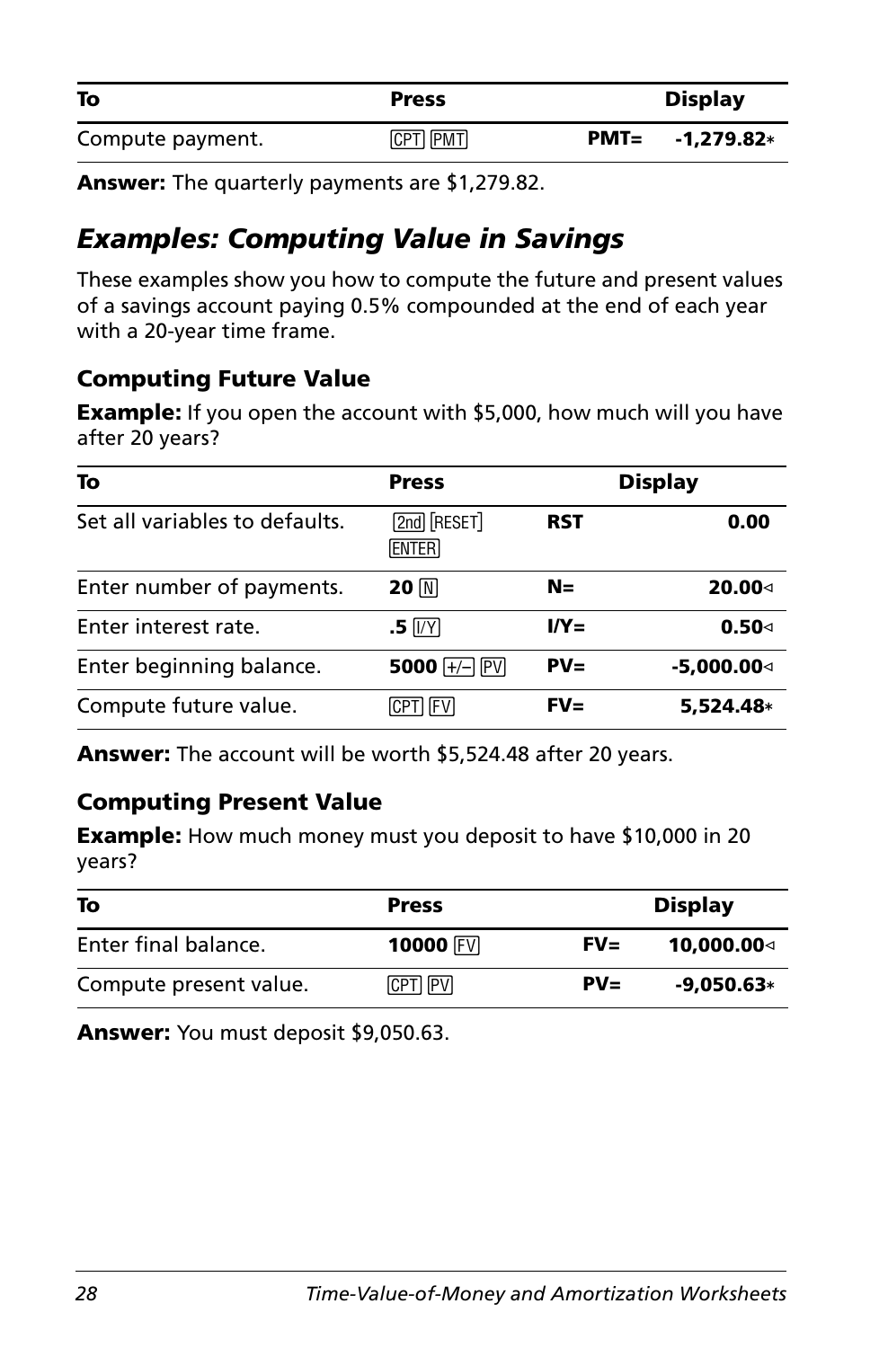| To | Press | Display | |
|---|---|---|---|
| Compute payment. | [CPT] [PMT] | PMT= | -1,279.82* |

**Answer:** The quarterly payments are $1,279.82.

## *Examples: Computing Value in Savings*

These examples show you how to compute the future and present values of a savings account paying 0.5% compounded at the end of each year with a 20-year time frame.

### Computing Future Value

**Example:** If you open the account with $5,000, how much will you have after 20 years?

| To | Press | Display | |
|---|---|---|---|
| Set all variables to defaults. | [2nd] [RESET] [ENTER] | RST | 0.00 |
| Enter number of payments. | **20** [N] | N= | 20.00◁ |
| Enter interest rate. | **.5** [I/Y] | I/Y= | 0.50◁ |
| Enter beginning balance. | **5000** [+/–] [PV] | PV= | -5,000.00◁ |
| Compute future value. | [CPT] [FV] | FV= | 5,524.48* |

**Answer:** The account will be worth $5,524.48 after 20 years.

### Computing Present Value

**Example:** How much money must you deposit to have $10,000 in 20 years?

| To | Press | Display | |
|---|---|---|---|
| Enter final balance. | **10000** [FV] | FV= | 10,000.00◁ |
| Compute present value. | [CPT] [PV] | PV= | -9,050.63* |

**Answer:** You must deposit $9,050.63.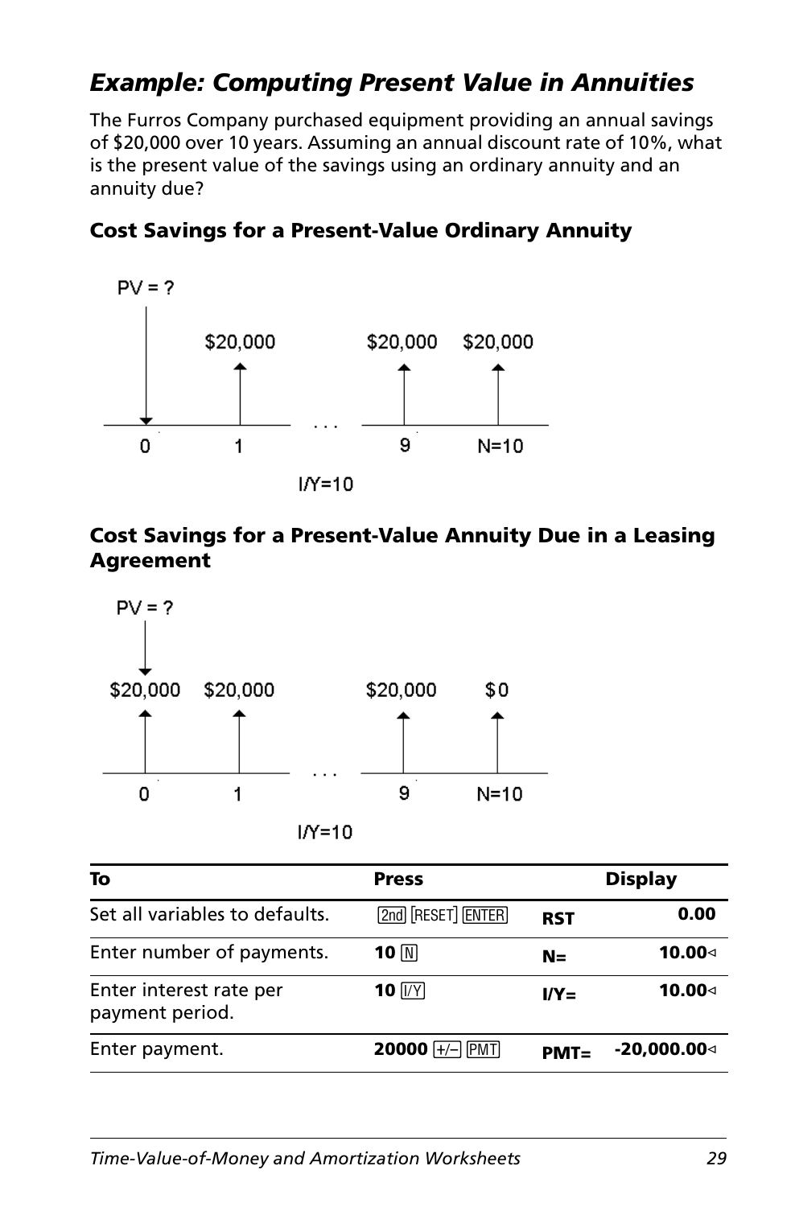## *Example: Computing Present Value in Annuities*

The Furros Company purchased equipment providing an annual savings of $20,000 over 10 years. Assuming an annual discount rate of 10%, what is the present value of the savings using an ordinary annuity and an annuity due?

### Cost Savings for a Present-Value Ordinary Annuity

PV = ?

$20,000 $20,000 $20,000

0 1 . . . 9 N=10

I/Y=10

### Cost Savings for a Present-Value Annuity Due in a Leasing Agreement

PV = ?

$20,000 $20,000 $20,000 $0

0 1 . . . 9 N=10

I/Y=10

| To | Press | Display | |
|---|---|---|---|
| Set all variables to defaults. | [2nd] [RESET] [ENTER] | **RST** | **0.00** |
| Enter number of payments. | **10** [N] | **N=** | **10.00**◁ |
| Enter interest rate per payment period. | **10** [I/Y] | **I/Y=** | **10.00**◁ |
| Enter payment. | **20000** [+/−] [PMT] | **PMT=** | **-20,000.00**◁ |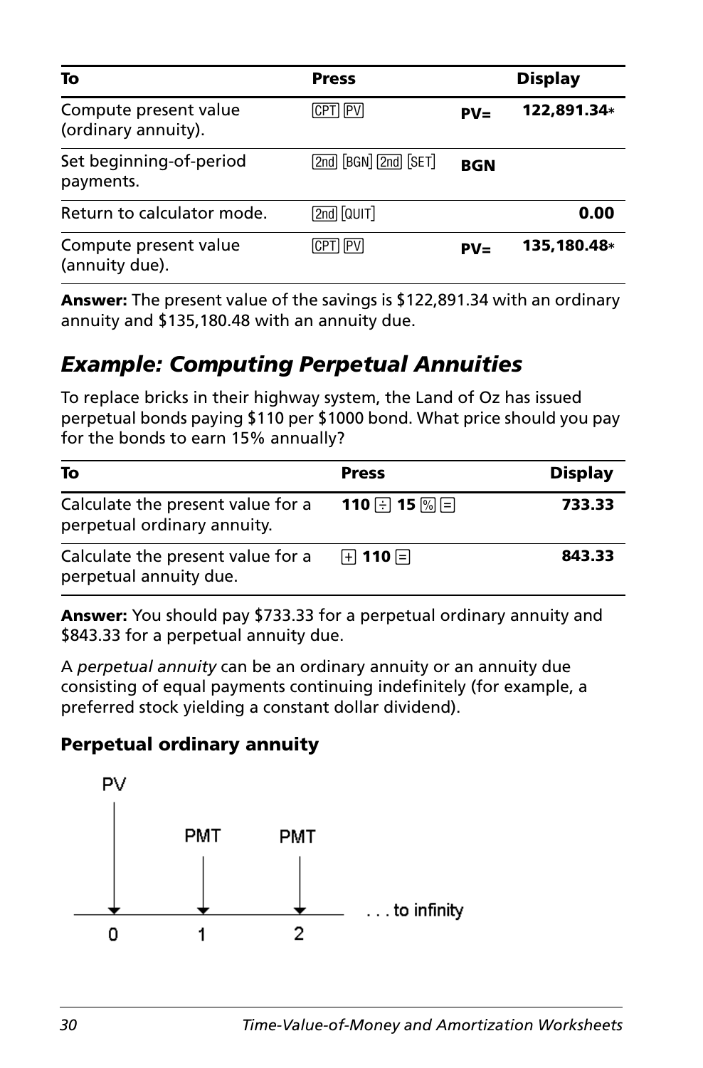| To | Press | | Display |
|---|---|---|---|
| Compute present value (ordinary annuity). | [CPT] [PV] | PV= | 122,891.34* |
| Set beginning-of-period payments. | [2nd] [BGN] [2nd] [SET] | BGN | |
| Return to calculator mode. | [2nd] [QUIT] | | 0.00 |
| Compute present value (annuity due). | [CPT] [PV] | PV= | 135,180.48* |

**Answer:** The present value of the savings is $122,891.34 with an ordinary annuity and $135,180.48 with an annuity due.

## *Example: Computing Perpetual Annuities*

To replace bricks in their highway system, the Land of Oz has issued perpetual bonds paying $110 per $1000 bond. What price should you pay for the bonds to earn 15% annually?

| To | Press | Display |
|---|---|---|
| Calculate the present value for a perpetual ordinary annuity. | **110** [÷] **15** [%] [=] | **733.33** |
| Calculate the present value for a perpetual annuity due. | [+] **110** [=] | **843.33** |

**Answer:** You should pay $733.33 for a perpetual ordinary annuity and $843.33 for a perpetual annuity due.

A *perpetual annuity* can be an ordinary annuity or an annuity due consisting of equal payments continuing indefinitely (for example, a preferred stock yielding a constant dollar dividend).

### Perpetual ordinary annuity

PV

PMT PMT

0 1 2 . . . to infinity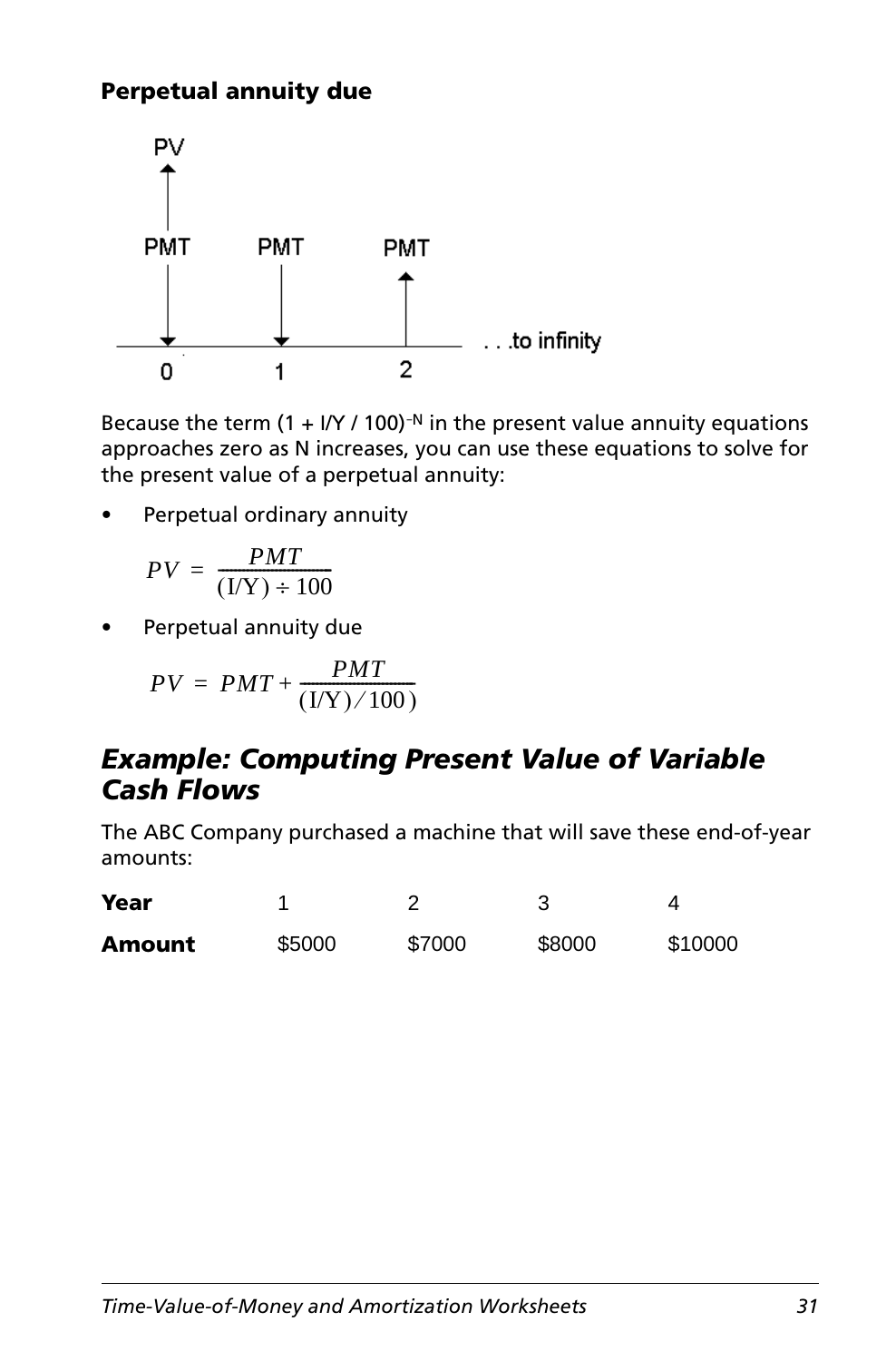### Perpetual annuity due

Because the term $(1 + I/Y / 100)^{-N}$ in the present value annuity equations approaches zero as N increases, you can use these equations to solve for the present value of a perpetual annuity:

- Perpetual ordinary annuity

$$PV = \frac{PMT}{(I/Y) \div 100}$$

- Perpetual annuity due

$$PV = PMT + \frac{PMT}{(I/Y) / 100)}$$

## *Example: Computing Present Value of Variable Cash Flows*

The ABC Company purchased a machine that will save these end-of-year amounts:

| **Year** | 1 | 2 | 3 | 4 |
|---|---|---|---|---|
| **Amount** | $5000 | $7000 | $8000 | $10000 |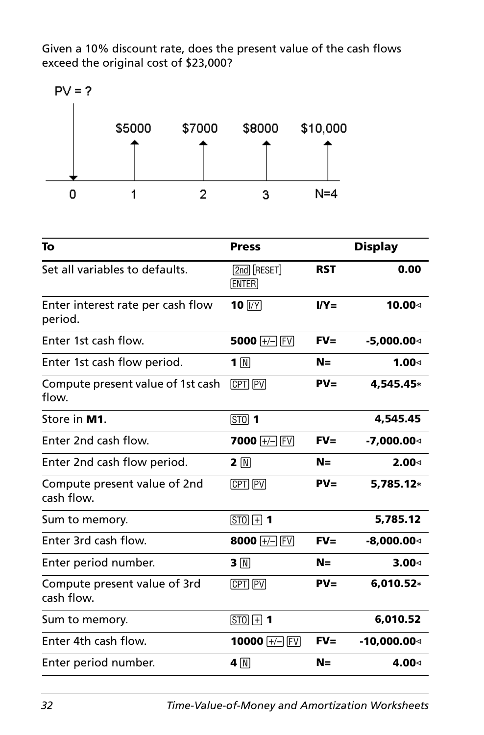Given a 10% discount rate, does the present value of the cash flows exceed the original cost of $23,000?

PV = ?

$5000 $7000 $8000 $10,000

0 1 2 3 N=4

| To | Press | Display | |
|---|---|---|---|
| Set all variables to defaults. | [2nd] [RESET] [ENTER] | **RST** | **0.00** |
| Enter interest rate per cash flow period. | **10** [I/Y] | **I/Y=** | **10.00**◁ |
| Enter 1st cash flow. | **5000** [+/-] [FV] | **FV=** | **-5,000.00**◁ |
| Enter 1st cash flow period. | **1** [N] | **N=** | **1.00**◁ |
| Compute present value of 1st cash flow. | [CPT] [PV] | **PV=** | **4,545.45**∗ |
| Store in **M1**. | [STO] **1** | | **4,545.45** |
| Enter 2nd cash flow. | **7000** [+/-] [FV] | **FV=** | **-7,000.00**◁ |
| Enter 2nd cash flow period. | **2** [N] | **N=** | **2.00**◁ |
| Compute present value of 2nd cash flow. | [CPT] [PV] | **PV=** | **5,785.12**∗ |
| Sum to memory. | [STO] [+] **1** | | **5,785.12** |
| Enter 3rd cash flow. | **8000** [+/-] [FV] | **FV=** | **-8,000.00**◁ |
| Enter period number. | **3** [N] | **N=** | **3.00**◁ |
| Compute present value of 3rd cash flow. | [CPT] [PV] | **PV=** | **6,010.52**∗ |
| Sum to memory. | [STO] [+] **1** | | **6,010.52** |
| Enter 4th cash flow. | **10000** [+/-] [FV] | **FV=** | **-10,000.00**◁ |
| Enter period number. | **4** [N] | **N=** | **4.00**◁ |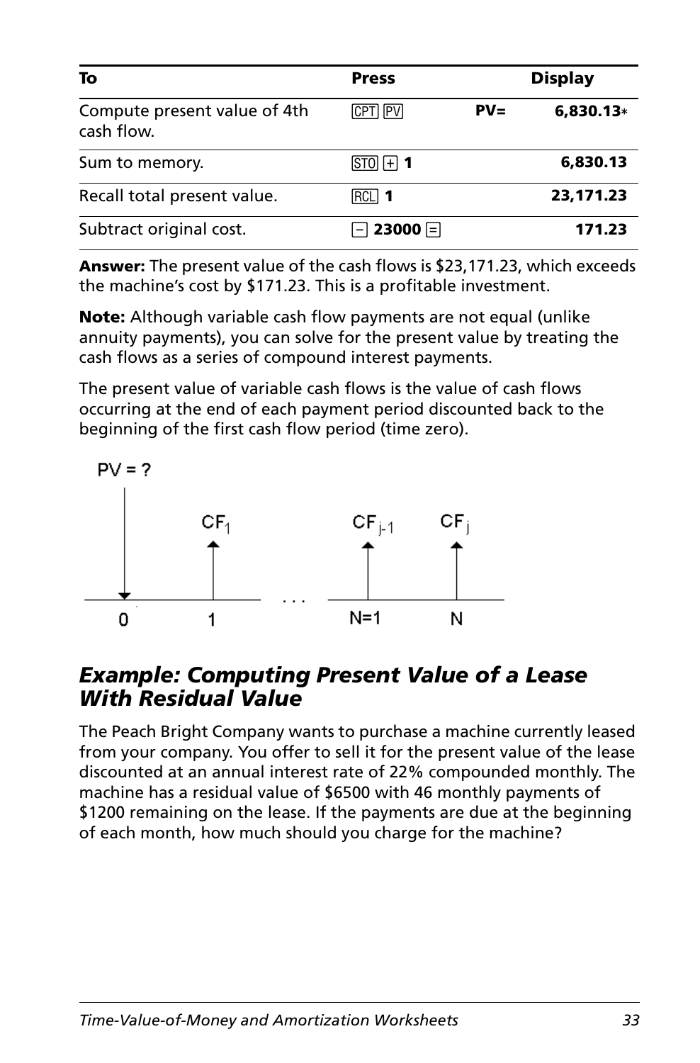| To | Press | | Display |
|---|---|---|---|
| Compute present value of 4th cash flow. | [CPT] [PV] | PV= | 6,830.13* |
| Sum to memory. | [STO] [+] 1 | | 6,830.13 |
| Recall total present value. | [RCL] 1 | | 23,171.23 |
| Subtract original cost. | [-] 23000 [=] | | 171.23 |

**Answer:** The present value of the cash flows is $23,171.23, which exceeds the machine's cost by $171.23. This is a profitable investment.

**Note:** Although variable cash flow payments are not equal (unlike annuity payments), you can solve for the present value by treating the cash flows as a series of compound interest payments.

The present value of variable cash flows is the value of cash flows occurring at the end of each payment period discounted back to the beginning of the first cash flow period (time zero).

PV = ?

$CF_1$ $CF_{j-1}$ $CF_j$

0 1 . . . N=1 N

## *Example: Computing Present Value of a Lease With Residual Value*

The Peach Bright Company wants to purchase a machine currently leased from your company. You offer to sell it for the present value of the lease discounted at an annual interest rate of 22% compounded monthly. The machine has a residual value of $6500 with 46 monthly payments of $1200 remaining on the lease. If the payments are due at the beginning of each month, how much should you charge for the machine?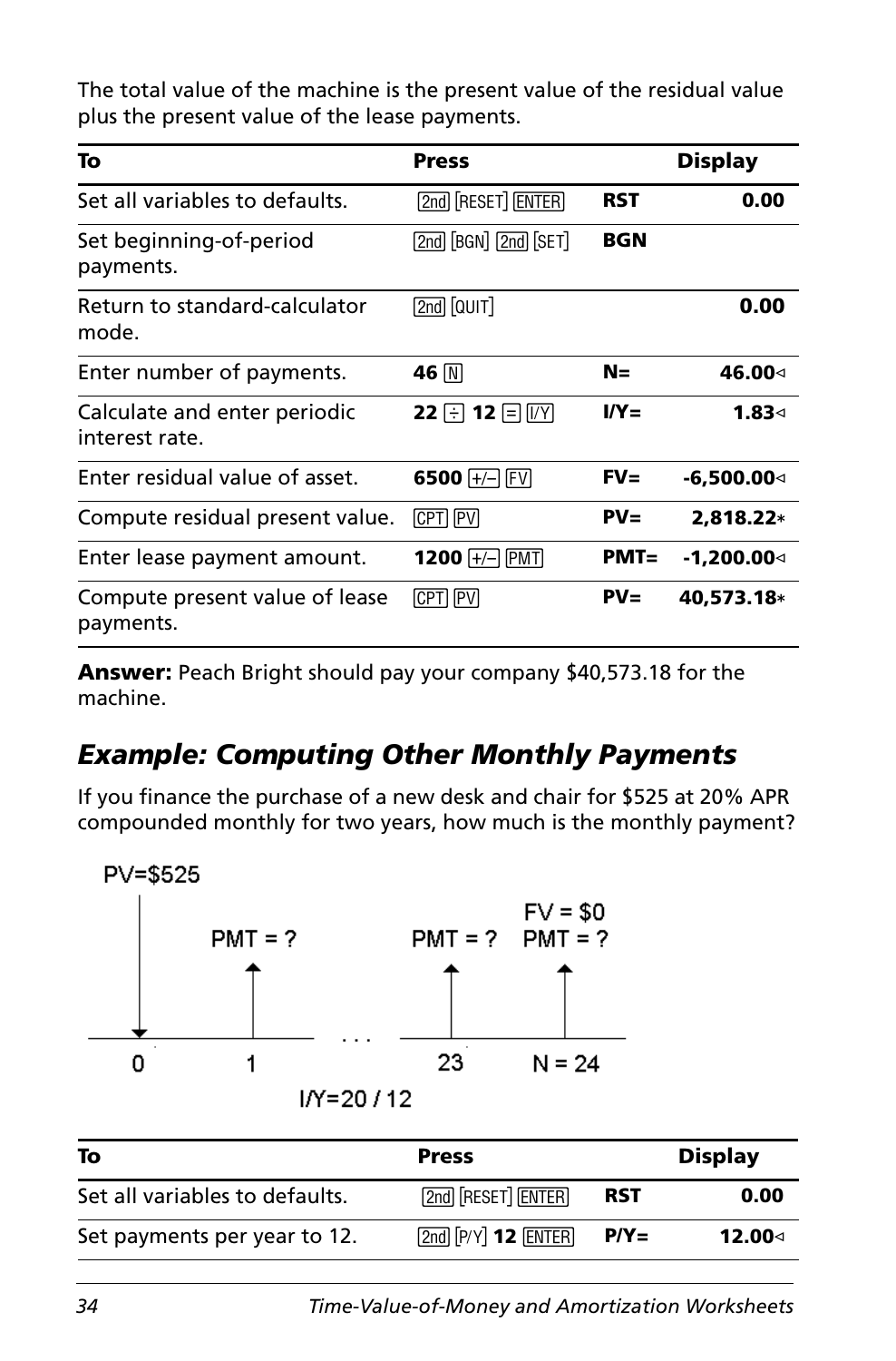The total value of the machine is the present value of the residual value plus the present value of the lease payments.

| To | Press | Display | |
|---|---|---|---|
| Set all variables to defaults. | [2nd] [RESET] [ENTER] | RST | 0.00 |
| Set beginning-of-period payments. | [2nd] [BGN] [2nd] [SET] | BGN | |
| Return to standard-calculator mode. | [2nd] [QUIT] | | 0.00 |
| Enter number of payments. | **46** [N] | N= | 46.00◁ |
| Calculate and enter periodic interest rate. | **22** [÷] **12** [=] [I/Y] | I/Y= | 1.83◁ |
| Enter residual value of asset. | **6500** [+/–] [FV] | FV= | -6,500.00◁ |
| Compute residual present value. | [CPT] [PV] | PV= | 2,818.22* |
| Enter lease payment amount. | **1200** [+/–] [PMT] | PMT= | -1,200.00◁ |
| Compute present value of lease payments. | [CPT] [PV] | PV= | 40,573.18* |

**Answer:** Peach Bright should pay your company $40,573.18 for the machine.

## *Example: Computing Other Monthly Payments*

If you finance the purchase of a new desk and chair for $525 at 20% APR compounded monthly for two years, how much is the monthly payment?

PV=$525 | PMT = ? at 1 | ... | PMT = ? at 23 | FV = $0, PMT = ? at N = 24 | I/Y=20 / 12

| To | Press | Display | |
|---|---|---|---|
| Set all variables to defaults. | [2nd] [RESET] [ENTER] | RST | 0.00 |
| Set payments per year to 12. | [2nd] [P/Y] **12** [ENTER] | P/Y= | 12.00◁ |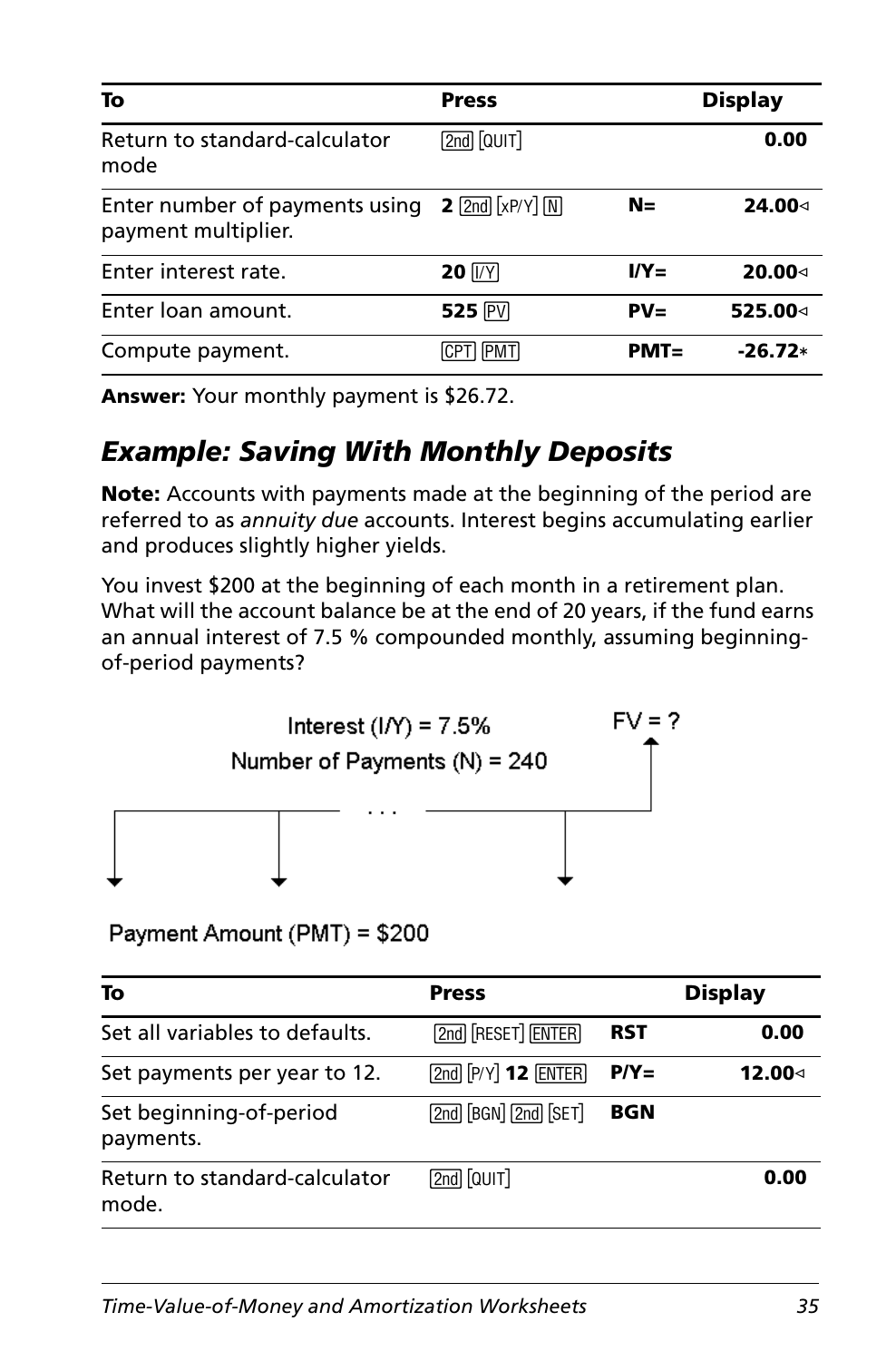| To | Press | | Display |
|---|---|---|---|
| Return to standard-calculator mode | [2nd] [QUIT] | | **0.00** |
| Enter number of payments using payment multiplier. | **2** [2nd] [xP/Y] [N] | **N=** | **24.00◁** |
| Enter interest rate. | **20** [I/Y] | **I/Y=** | **20.00◁** |
| Enter loan amount. | **525** [PV] | **PV=** | **525.00◁** |
| Compute payment. | [CPT] [PMT] | **PMT=** | **-26.72∗** |

**Answer:** Your monthly payment is $26.72.

## *Example: Saving With Monthly Deposits*

**Note:** Accounts with payments made at the beginning of the period are referred to as *annuity due* accounts. Interest begins accumulating earlier and produces slightly higher yields.

You invest $200 at the beginning of each month in a retirement plan. What will the account balance be at the end of 20 years, if the fund earns an annual interest of 7.5 % compounded monthly, assuming beginning-of-period payments?

Interest (I/Y) = 7.5%

Number of Payments (N) = 240

FV = ?

Payment Amount (PMT) = $200

| To | Press | | Display |
|---|---|---|---|
| Set all variables to defaults. | [2nd] [RESET] [ENTER] | **RST** | **0.00** |
| Set payments per year to 12. | [2nd] [P/Y] **12** [ENTER] | **P/Y=** | **12.00◁** |
| Set beginning-of-period payments. | [2nd] [BGN] [2nd] [SET] | **BGN** | |
| Return to standard-calculator mode. | [2nd] [QUIT] | | **0.00** |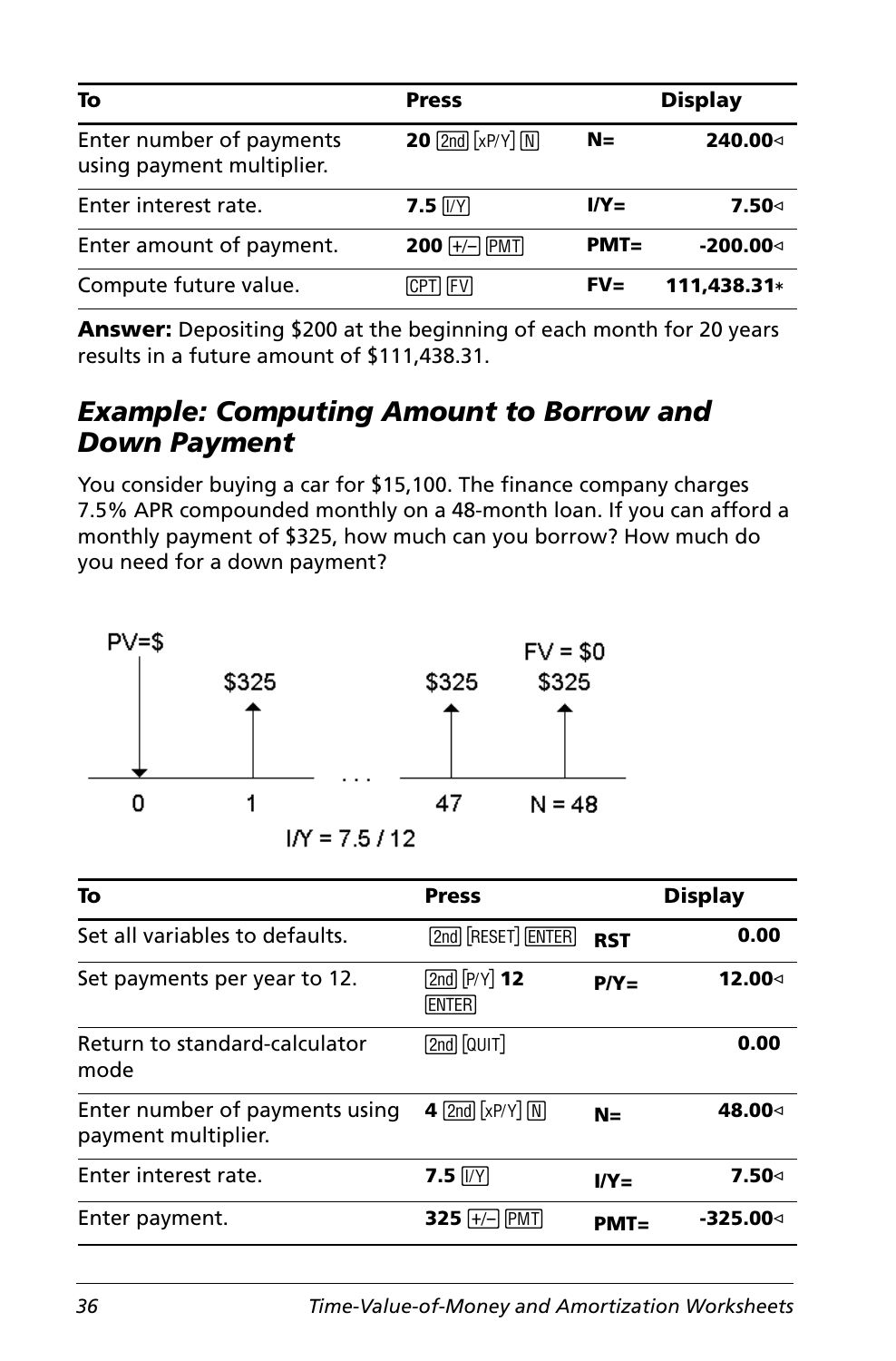| To | Press | Display | |
|---|---|---|---|
| Enter number of payments using payment multiplier. | **20** [2nd] [xP/Y] [N] | **N=** | **240.00**◁ |
| Enter interest rate. | **7.5** [I/Y] | **I/Y=** | **7.50**◁ |
| Enter amount of payment. | **200** [+/–] [PMT] | **PMT=** | **-200.00**◁ |
| Compute future value. | [CPT] [FV] | **FV=** | **111,438.31**∗ |

**Answer:** Depositing $200 at the beginning of each month for 20 years results in a future amount of $111,438.31.

## *Example: Computing Amount to Borrow and Down Payment*

You consider buying a car for $15,100. The finance company charges 7.5% APR compounded monthly on a 48-month loan. If you can afford a monthly payment of $325, how much can you borrow? How much do you need for a down payment?

PV=$ — $325 (1) ... $325 (47) — $325, FV = $0 (N = 48)

I/Y = 7.5 / 12

| To | Press | Display | |
|---|---|---|---|
| Set all variables to defaults. | [2nd] [RESET] [ENTER] | **RST** | **0.00** |
| Set payments per year to 12. | [2nd] [P/Y] **12** [ENTER] | **P/Y=** | **12.00**◁ |
| Return to standard-calculator mode | [2nd] [QUIT] | | **0.00** |
| Enter number of payments using payment multiplier. | **4** [2nd] [xP/Y] [N] | **N=** | **48.00**◁ |
| Enter interest rate. | **7.5** [I/Y] | **I/Y=** | **7.50**◁ |
| Enter payment. | **325** [+/–] [PMT] | **PMT=** | **-325.00**◁ |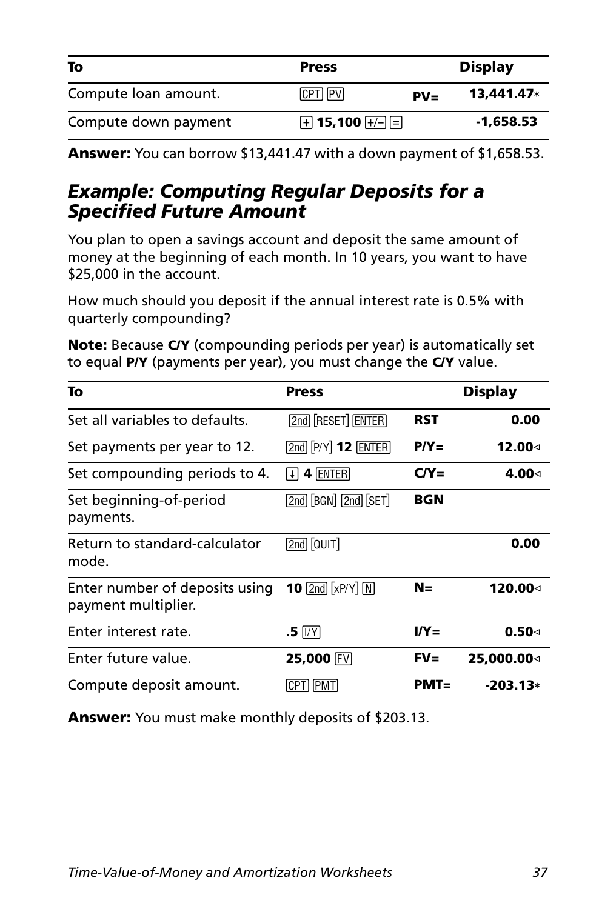| To | Press | | Display |
|---|---|---|---|
| Compute loan amount. | [CPT] [PV] | PV= | 13,441.47* |
| Compute down payment | [+] **15,100** [+/-] [=] | | -1,658.53 |

**Answer:** You can borrow $13,441.47 with a down payment of $1,658.53.

## *Example: Computing Regular Deposits for a Specified Future Amount*

You plan to open a savings account and deposit the same amount of money at the beginning of each month. In 10 years, you want to have $25,000 in the account.

How much should you deposit if the annual interest rate is 0.5% with quarterly compounding?

**Note:** Because **C/Y** (compounding periods per year) is automatically set to equal **P/Y** (payments per year), you must change the **C/Y** value.

| To | Press | | Display |
|---|---|---|---|
| Set all variables to defaults. | [2nd] [RESET] [ENTER] | RST | 0.00 |
| Set payments per year to 12. | [2nd] [P/Y] **12** [ENTER] | P/Y= | 12.00◁ |
| Set compounding periods to 4. | [↓] **4** [ENTER] | C/Y= | 4.00◁ |
| Set beginning-of-period payments. | [2nd] [BGN] [2nd] [SET] | BGN | |
| Return to standard-calculator mode. | [2nd] [QUIT] | | 0.00 |
| Enter number of deposits using payment multiplier. | **10** [2nd] [xP/Y] [N] | N= | 120.00◁ |
| Enter interest rate. | **.5** [I/Y] | I/Y= | 0.50◁ |
| Enter future value. | **25,000** [FV] | FV= | 25,000.00◁ |
| Compute deposit amount. | [CPT] [PMT] | PMT= | -203.13* |

**Answer:** You must make monthly deposits of $203.13.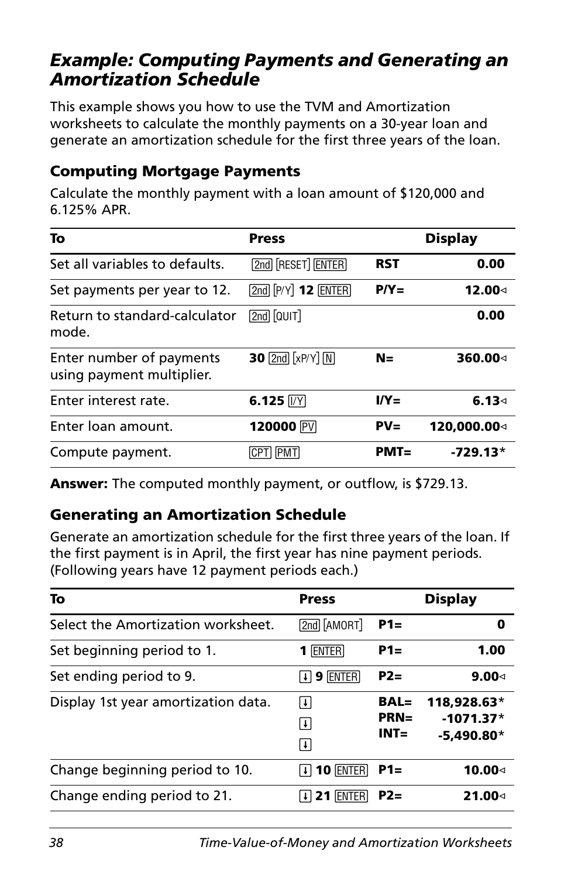## *Example: Computing Payments and Generating an Amortization Schedule*

This example shows you how to use the TVM and Amortization worksheets to calculate the monthly payments on a 30-year loan and generate an amortization schedule for the first three years of the loan.

### Computing Mortgage Payments

Calculate the monthly payment with a loan amount of $120,000 and 6.125% APR.

| To | Press | Display | |
|---|---|---|---|
| Set all variables to defaults. | [2nd] [RESET] [ENTER] | **RST** | **0.00** |
| Set payments per year to 12. | [2nd] [P/Y] **12** [ENTER] | **P/Y=** | **12.00**◃ |
| Return to standard-calculator mode. | [2nd] [QUIT] | | **0.00** |
| Enter number of payments using payment multiplier. | **30** [2nd] [xP/Y] [N] | **N=** | **360.00**◃ |
| Enter interest rate. | **6.125** [I/Y] | **I/Y=** | **6.13**◃ |
| Enter loan amount. | **120000** [PV] | **PV=** | **120,000.00**◃ |
| Compute payment. | [CPT] [PMT] | **PMT=** | **-729.13*** |

**Answer:** The computed monthly payment, or outflow, is $729.13.

### Generating an Amortization Schedule

Generate an amortization schedule for the first three years of the loan. If the first payment is in April, the first year has nine payment periods. (Following years have 12 payment periods each.)

| To | Press | Display | |
|---|---|---|---|
| Select the Amortization worksheet. | [2nd] [AMORT] | **P1=** | **0** |
| Set beginning period to 1. | **1** [ENTER] | **P1=** | **1.00** |
| Set ending period to 9. | [↓] **9** [ENTER] | **P2=** | **9.00**◃ |
| Display 1st year amortization data. | [↓]<br>[↓]<br>[↓] | **BAL=**<br>**PRN=**<br>**INT=** | **118,928.63***<br>**-1071.37***<br>**-5,490.80*** |
| Change beginning period to 10. | [↓] **10** [ENTER] | **P1=** | **10.00**◃ |
| Change ending period to 21. | [↓] **21** [ENTER] | **P2=** | **21.00**◃ |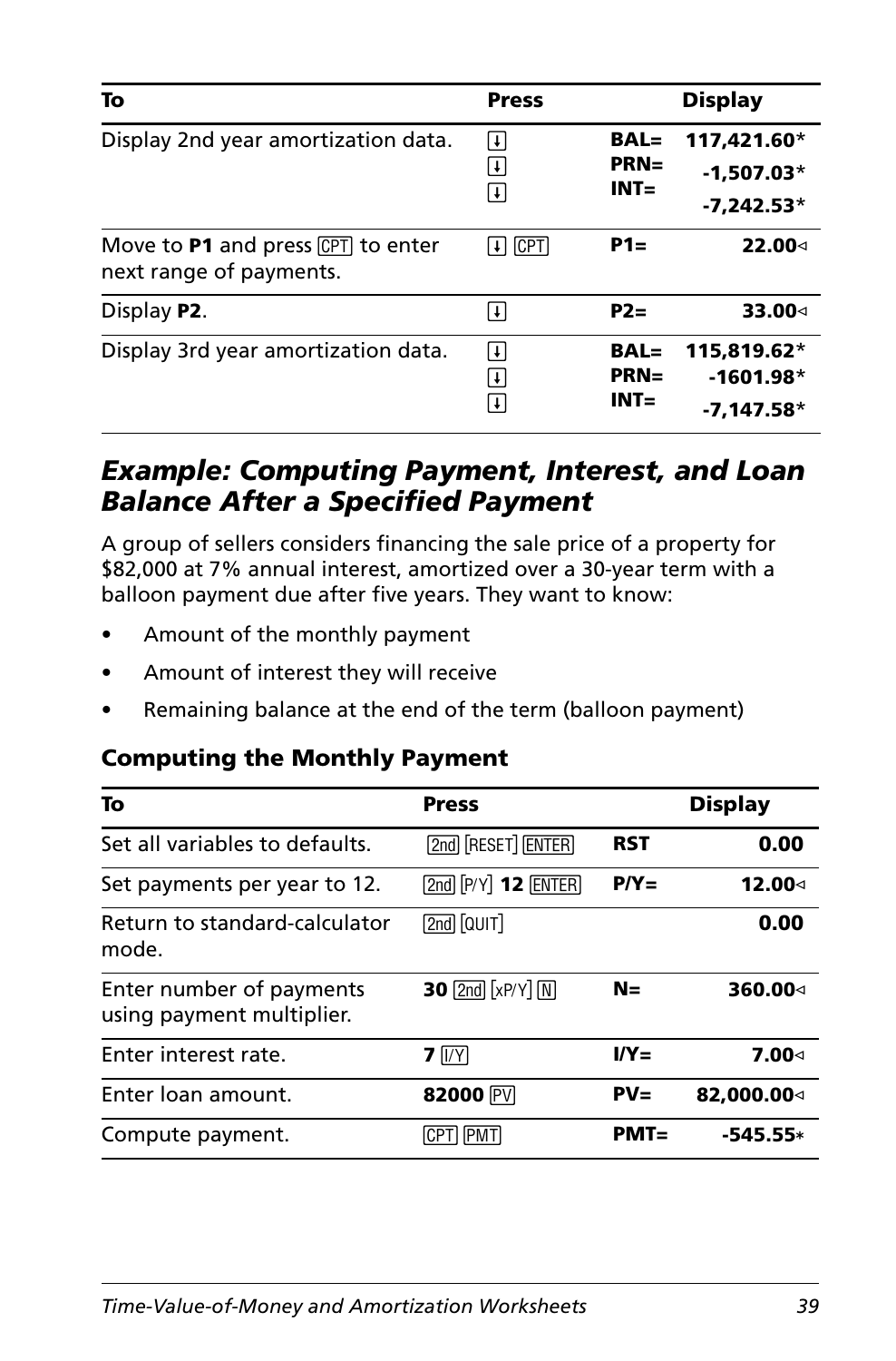| To | Press | Display | |
|---|---|---|---|
| Display 2nd year amortization data. | [↓] [↓] [↓] | BAL= PRN= INT= | 117,421.60* -1,507.03* -7,242.53* |
| Move to **P1** and press [CPT] to enter next range of payments. | [↓] [CPT] | P1= | 22.00◁ |
| Display **P2**. | [↓] | P2= | 33.00◁ |
| Display 3rd year amortization data. | [↓] [↓] [↓] | BAL= PRN= INT= | 115,819.62* -1601.98* -7,147.58* |

## *Example: Computing Payment, Interest, and Loan Balance After a Specified Payment*

A group of sellers considers financing the sale price of a property for $82,000 at 7% annual interest, amortized over a 30-year term with a balloon payment due after five years. They want to know:

- Amount of the monthly payment
- Amount of interest they will receive
- Remaining balance at the end of the term (balloon payment)

### Computing the Monthly Payment

| To | Press | Display | |
|---|---|---|---|
| Set all variables to defaults. | [2nd] [RESET] [ENTER] | RST | 0.00 |
| Set payments per year to 12. | [2nd] [P/Y] **12** [ENTER] | P/Y= | 12.00◁ |
| Return to standard-calculator mode. | [2nd] [QUIT] | | 0.00 |
| Enter number of payments using payment multiplier. | **30** [2nd] [xP/Y] [N] | N= | 360.00◁ |
| Enter interest rate. | **7** [I/Y] | I/Y= | 7.00◁ |
| Enter loan amount. | **82000** [PV] | PV= | 82,000.00◁ |
| Compute payment. | [CPT] [PMT] | PMT= | -545.55* |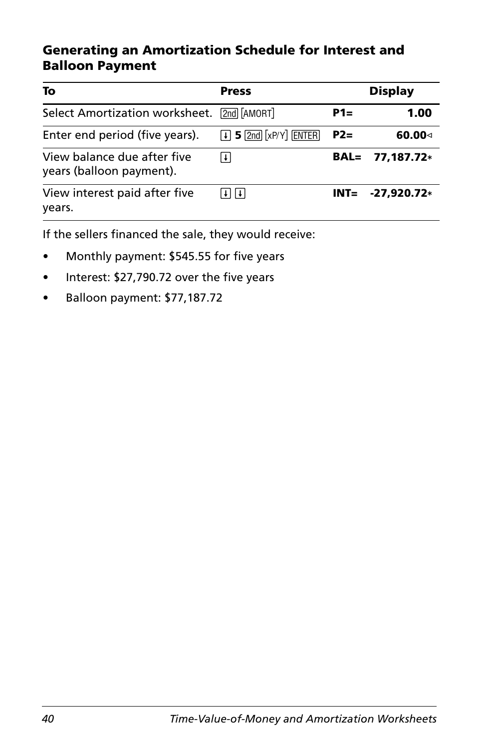### Generating an Amortization Schedule for Interest and Balloon Payment

| To | Press | Display | |
|---|---|---|---|
| Select Amortization worksheet. | [2nd] [AMORT] | P1= | 1.00 |
| Enter end period (five years). | [↓] 5 [2nd] [xP/Y] [ENTER] | P2= | 60.00◁ |
| View balance due after five years (balloon payment). | [↓] | BAL= | 77,187.72* |
| View interest paid after five years. | [↓] [↓] | INT= | -27,920.72* |

If the sellers financed the sale, they would receive:

- Monthly payment: $545.55 for five years
- Interest: $27,790.72 over the five years
- Balloon payment: $77,187.72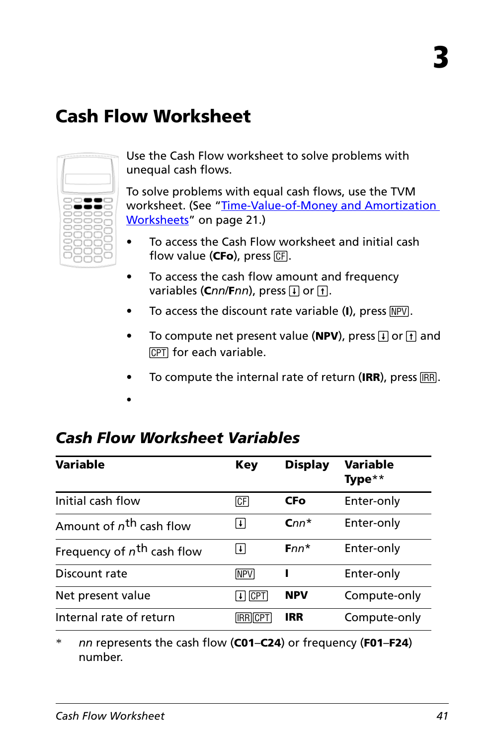# 3

## Cash Flow Worksheet

Use the Cash Flow worksheet to solve problems with unequal cash flows.

To solve problems with equal cash flows, use the TVM worksheet. (See "Time-Value-of-Money and Amortization Worksheets" on page 21.)

- To access the Cash Flow worksheet and initial cash flow value (**CFo**), press [CF].
- To access the cash flow amount and frequency variables (**C***nn*/**F***nn*), press [↓] or [↑].
- To access the discount rate variable (**I**), press [NPV].
- To compute net present value (**NPV**), press [↓] or [↑] and [CPT] for each variable.
- To compute the internal rate of return (**IRR**), press [IRR].
-

### *Cash Flow Worksheet Variables*

| Variable | Key | Display | Variable Type** |
|---|---|---|---|
| Initial cash flow | [CF] | **CFo** | Enter-only |
| Amount of $n^{th}$ cash flow | [↓] | **C***nn** | Enter-only |
| Frequency of $n^{th}$ cash flow | [↓] | **F***nn** | Enter-only |
| Discount rate | [NPV] | **I** | Enter-only |
| Net present value | [↓] [CPT] | **NPV** | Compute-only |
| Internal rate of return | [IRR][CPT] | **IRR** | Compute-only |

\* *nn* represents the cash flow (**C01**–**C24**) or frequency (**F01**–**F24**) number.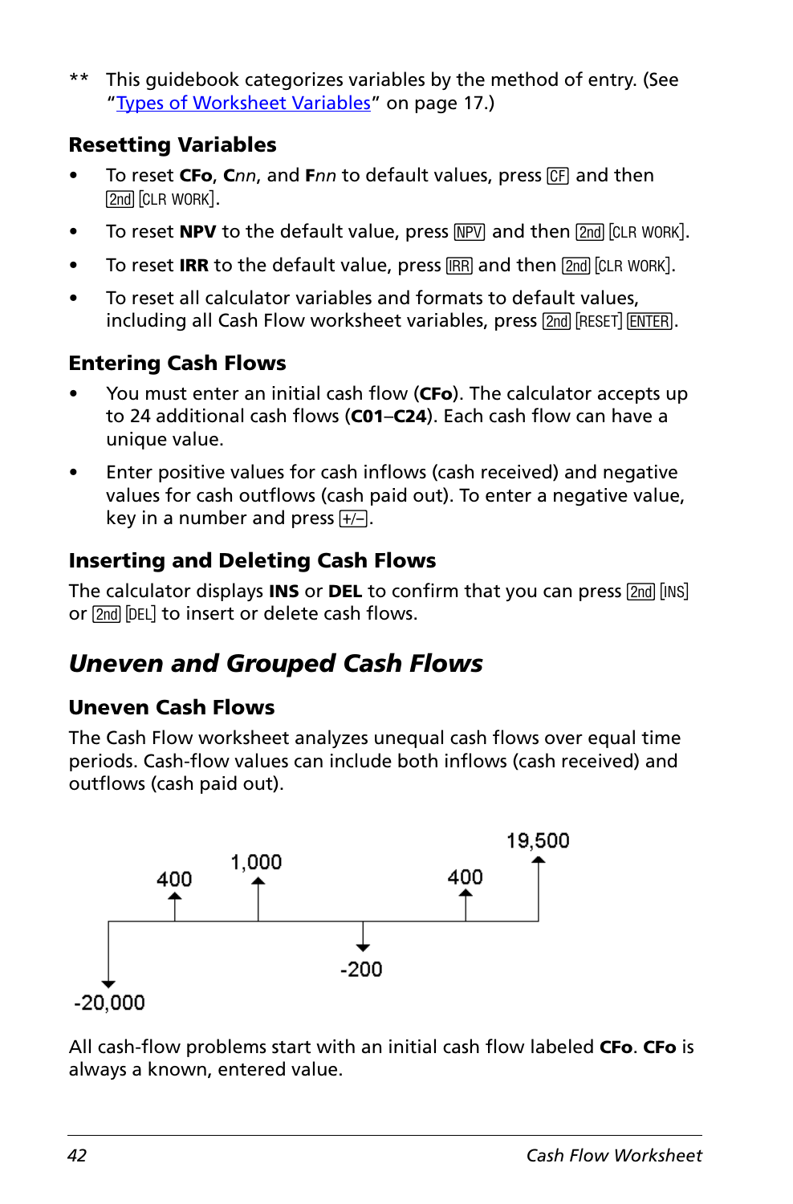** This guidebook categorizes variables by the method of entry. (See "Types of Worksheet Variables" on page 17.)

### Resetting Variables

- To reset **CFo**, **C***nn*, and **F***nn* to default values, press [CF] and then [2nd] [CLR WORK].
- To reset **NPV** to the default value, press [NPV] and then [2nd] [CLR WORK].
- To reset **IRR** to the default value, press [IRR] and then [2nd] [CLR WORK].
- To reset all calculator variables and formats to default values, including all Cash Flow worksheet variables, press [2nd] [RESET] [ENTER].

### Entering Cash Flows

- You must enter an initial cash flow (**CFo**). The calculator accepts up to 24 additional cash flows (**C01**–**C24**). Each cash flow can have a unique value.
- Enter positive values for cash inflows (cash received) and negative values for cash outflows (cash paid out). To enter a negative value, key in a number and press [+/–].

### Inserting and Deleting Cash Flows

The calculator displays **INS** or **DEL** to confirm that you can press [2nd] [INS] or [2nd] [DEL] to insert or delete cash flows.

## *Uneven and Grouped Cash Flows*

### Uneven Cash Flows

The Cash Flow worksheet analyzes unequal cash flows over equal time periods. Cash-flow values can include both inflows (cash received) and outflows (cash paid out).

-20,000 | 400 | 1,000 | -200 | 400 | 19,500

All cash-flow problems start with an initial cash flow labeled **CFo**. **CFo** is always a known, entered value.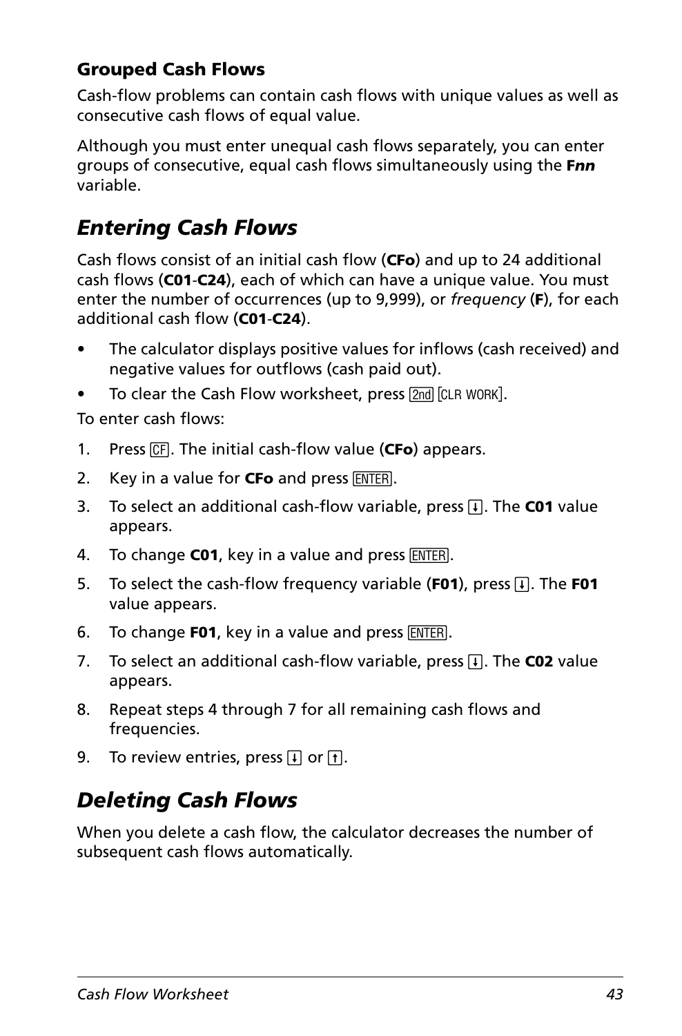### Grouped Cash Flows

Cash-flow problems can contain cash flows with unique values as well as consecutive cash flows of equal value.

Although you must enter unequal cash flows separately, you can enter groups of consecutive, equal cash flows simultaneously using the **F*nn*** variable.

## *Entering Cash Flows*

Cash flows consist of an initial cash flow (**CFo**) and up to 24 additional cash flows (**C01**-**C24**), each of which can have a unique value. You must enter the number of occurrences (up to 9,999), or *frequency* (**F**), for each additional cash flow (**C01**-**C24**).

- The calculator displays positive values for inflows (cash received) and negative values for outflows (cash paid out).
- To clear the Cash Flow worksheet, press [2nd] [CLR WORK].

To enter cash flows:

1. Press [CF]. The initial cash-flow value (**CFo**) appears.
2. Key in a value for **CFo** and press [ENTER].
3. To select an additional cash-flow variable, press [↓]. The **C01** value appears.
4. To change **C01**, key in a value and press [ENTER].
5. To select the cash-flow frequency variable (**F01**), press [↓]. The **F01** value appears.
6. To change **F01**, key in a value and press [ENTER].
7. To select an additional cash-flow variable, press [↓]. The **C02** value appears.
8. Repeat steps 4 through 7 for all remaining cash flows and frequencies.
9. To review entries, press [↓] or [↑].

## *Deleting Cash Flows*

When you delete a cash flow, the calculator decreases the number of subsequent cash flows automatically.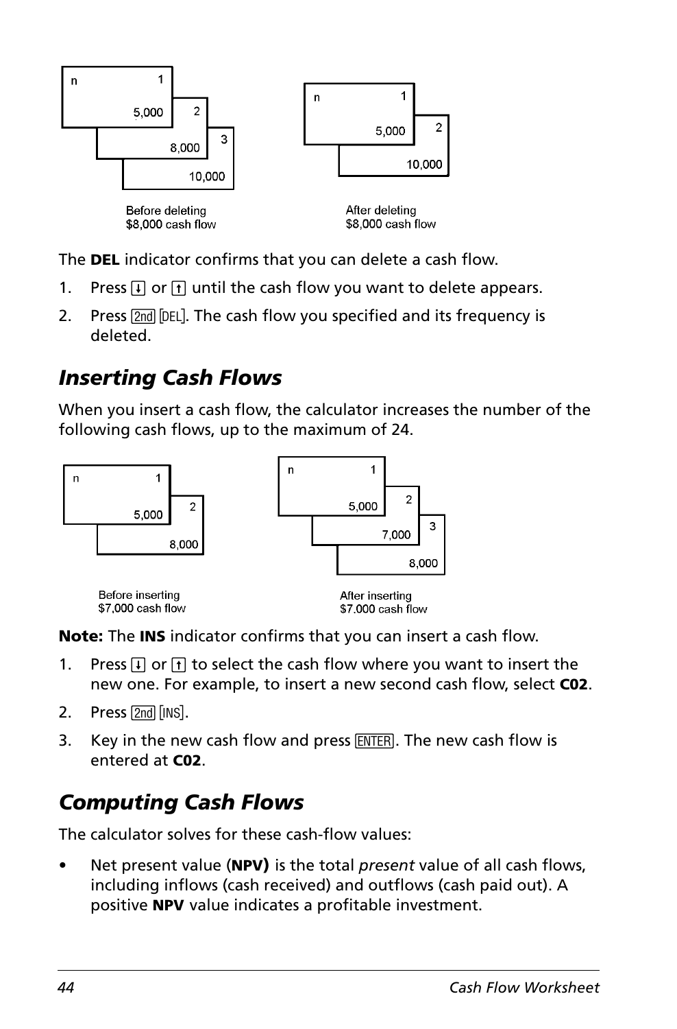Before deleting
$8,000 cash flow

After deleting
$8,000 cash flow

The **DEL** indicator confirms that you can delete a cash flow.

1. Press [↓] or [↑] until the cash flow you want to delete appears.
2. Press [2nd] [DEL]. The cash flow you specified and its frequency is deleted.

## *Inserting Cash Flows*

When you insert a cash flow, the calculator increases the number of the following cash flows, up to the maximum of 24.

Before inserting
$7,000 cash flow

After inserting
$7,000 cash flow

**Note:** The **INS** indicator confirms that you can insert a cash flow.

1. Press [↓] or [↑] to select the cash flow where you want to insert the new one. For example, to insert a new second cash flow, select **C02**.
2. Press [2nd] [INS].
3. Key in the new cash flow and press [ENTER]. The new cash flow is entered at **C02**.

## *Computing Cash Flows*

The calculator solves for these cash-flow values:

- Net present value (**NPV**) is the total *present* value of all cash flows, including inflows (cash received) and outflows (cash paid out). A positive **NPV** value indicates a profitable investment.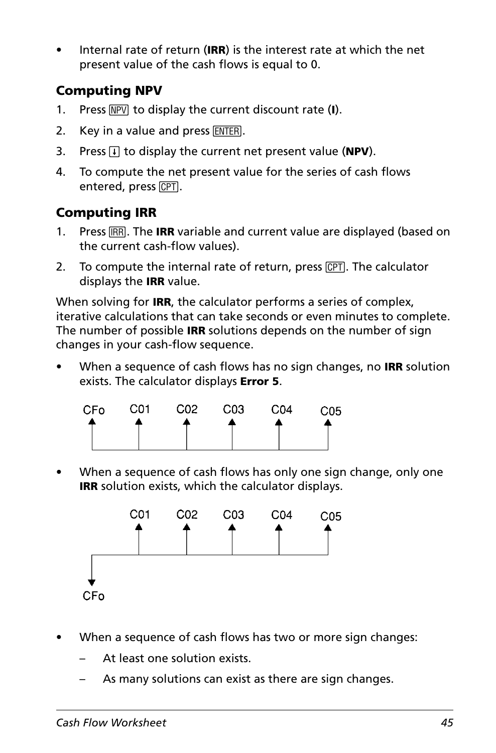- Internal rate of return (**IRR**) is the interest rate at which the net present value of the cash flows is equal to 0.

### Computing NPV

1. Press [NPV] to display the current discount rate (**I**).
2. Key in a value and press [ENTER].
3. Press [↓] to display the current net present value (**NPV**).
4. To compute the net present value for the series of cash flows entered, press [CPT].

### Computing IRR

1. Press [IRR]. The **IRR** variable and current value are displayed (based on the current cash-flow values).
2. To compute the internal rate of return, press [CPT]. The calculator displays the **IRR** value.

When solving for **IRR**, the calculator performs a series of complex, iterative calculations that can take seconds or even minutes to complete. The number of possible **IRR** solutions depends on the number of sign changes in your cash-flow sequence.

- When a sequence of cash flows has no sign changes, no **IRR** solution exists. The calculator displays **Error 5**.

CFo C01 C02 C03 C04 C05

- When a sequence of cash flows has only one sign change, only one **IRR** solution exists, which the calculator displays.

C01 C02 C03 C04 C05

CFo

- When a sequence of cash flows has two or more sign changes:
  - At least one solution exists.
  - As many solutions can exist as there are sign changes.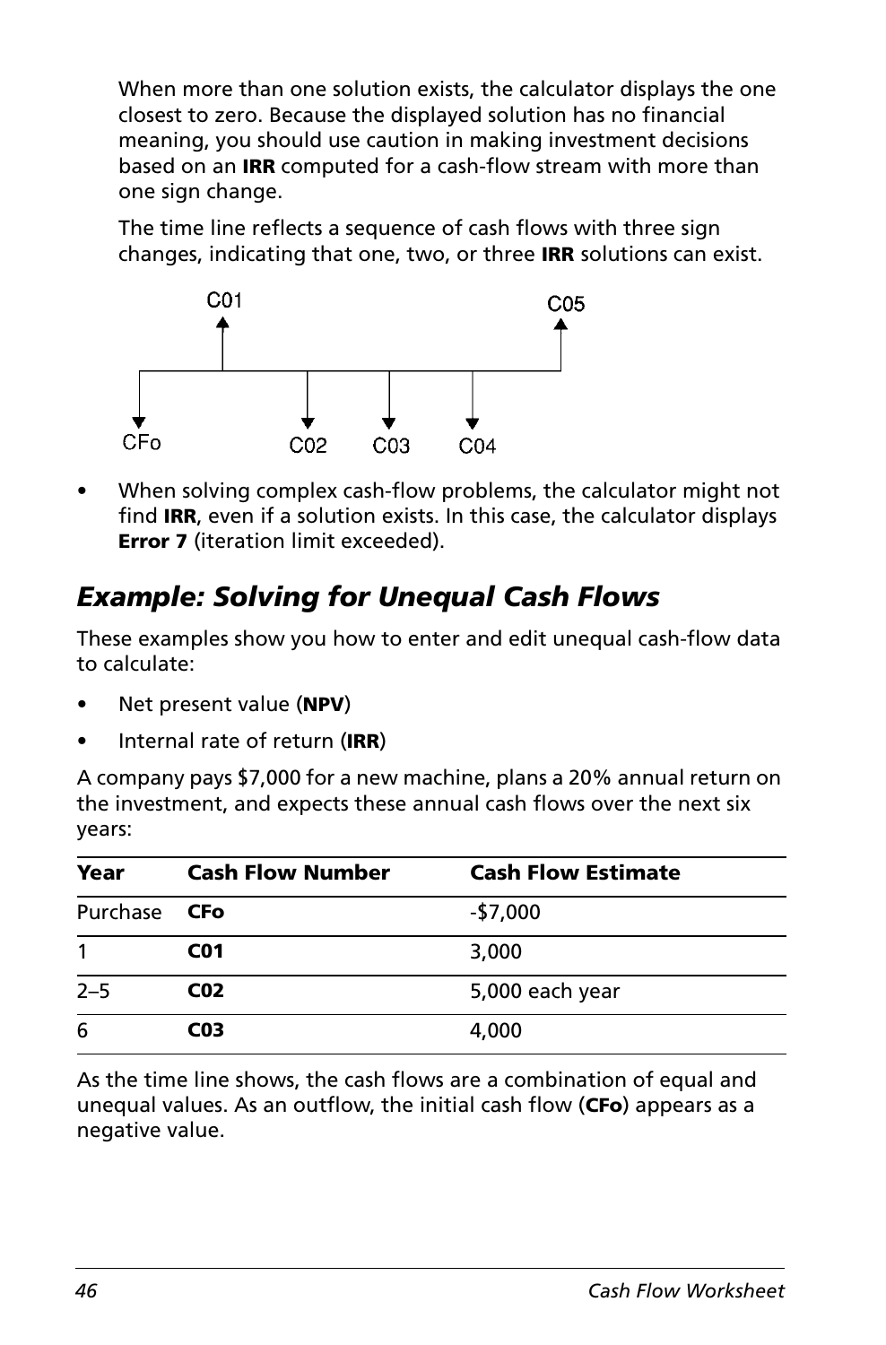When more than one solution exists, the calculator displays the one closest to zero. Because the displayed solution has no financial meaning, you should use caution in making investment decisions based on an **IRR** computed for a cash-flow stream with more than one sign change.

The time line reflects a sequence of cash flows with three sign changes, indicating that one, two, or three **IRR** solutions can exist.

- When solving complex cash-flow problems, the calculator might not find **IRR**, even if a solution exists. In this case, the calculator displays **Error 7** (iteration limit exceeded).

## *Example: Solving for Unequal Cash Flows*

These examples show you how to enter and edit unequal cash-flow data to calculate:

- Net present value (**NPV**)
- Internal rate of return (**IRR**)

A company pays $7,000 for a new machine, plans a 20% annual return on the investment, and expects these annual cash flows over the next six years:

| Year | Cash Flow Number | Cash Flow Estimate |
|---|---|---|
| Purchase | **CFo** | -$7,000 |
| 1 | **C01** | 3,000 |
| 2–5 | **C02** | 5,000 each year |
| 6 | **C03** | 4,000 |

As the time line shows, the cash flows are a combination of equal and unequal values. As an outflow, the initial cash flow (**CFo**) appears as a negative value.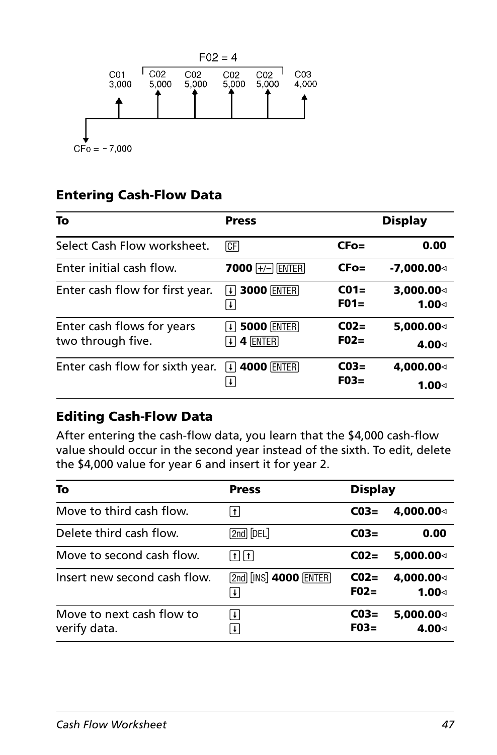F02 = 4

C01 3,000 | C02 5,000 | C02 5,000 | C02 5,000 | C02 5,000 | C03 4,000

CFo = - 7,000

### Entering Cash-Flow Data

| To | Press | Display | |
|---|---|---|---|
| Select Cash Flow worksheet. | [CF] | **CFo=** | **0.00** |
| Enter initial cash flow. | **7000** [+/–] [ENTER] | **CFo=** | **-7,000.00**◁ |
| Enter cash flow for first year. | [↓] **3000** [ENTER] [↓] | **C01=** **F01=** | **3,000.00**◁ **1.00**◁ |
| Enter cash flows for years two through five. | [↓] **5000** [ENTER] [↓] **4** [ENTER] | **C02=** **F02=** | **5,000.00**◁ **4.00**◁ |
| Enter cash flow for sixth year. | [↓] **4000** [ENTER] [↓] | **C03=** **F03=** | **4,000.00**◁ **1.00**◁ |

### Editing Cash-Flow Data

After entering the cash-flow data, you learn that the $4,000 cash-flow value should occur in the second year instead of the sixth. To edit, delete the $4,000 value for year 6 and insert it for year 2.

| To | Press | Display | |
|---|---|---|---|
| Move to third cash flow. | [↑] | **C03=** | **4,000.00**◁ |
| Delete third cash flow. | [2nd] [DEL] | **C03=** | **0.00** |
| Move to second cash flow. | [↑] [↑] | **C02=** | **5,000.00**◁ |
| Insert new second cash flow. | [2nd] [INS] **4000** [ENTER] [↓] | **C02=** **F02=** | **4,000.00**◁ **1.00**◁ |
| Move to next cash flow to verify data. | [↓] [↓] | **C03=** **F03=** | **5,000.00**◁ **4.00**◁ |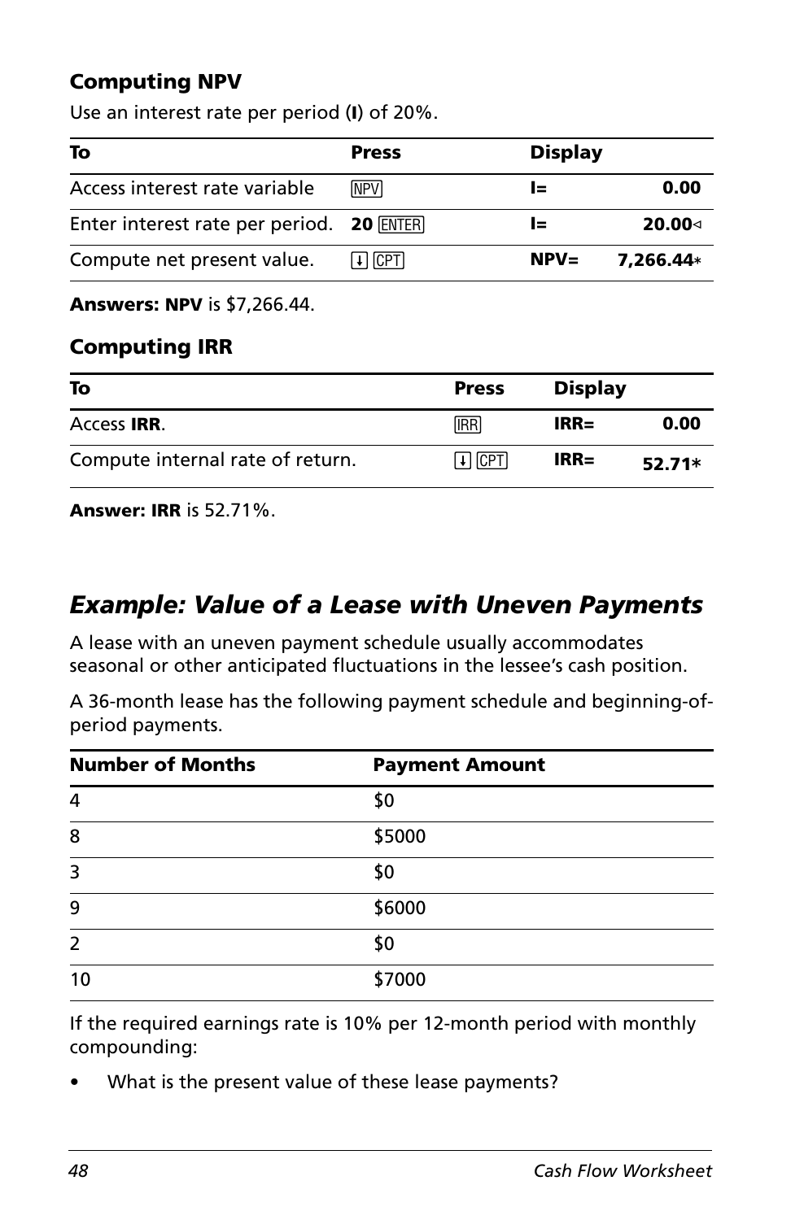### Computing NPV

Use an interest rate per period (**I**) of 20%.

| To | Press | Display | |
|---|---|---|---|
| Access interest rate variable | [NPV] | I= | 0.00 |
| Enter interest rate per period. | 20 [ENTER] | I= | 20.00◃ |
| Compute net present value. | [↓] [CPT] | NPV= | 7,266.44* |

**Answers: NPV** is $7,266.44.

### Computing IRR

| To | Press | Display | |
|---|---|---|---|
| Access **IRR**. | [IRR] | IRR= | 0.00 |
| Compute internal rate of return. | [↓] [CPT] | IRR= | 52.71* |

**Answer: IRR** is 52.71%.

## *Example: Value of a Lease with Uneven Payments*

A lease with an uneven payment schedule usually accommodates seasonal or other anticipated fluctuations in the lessee's cash position.

A 36-month lease has the following payment schedule and beginning-of-period payments.

| Number of Months | Payment Amount |
|---|---|
| 4 | $0 |
| 8 | $5000 |
| 3 | $0 |
| 9 | $6000 |
| 2 | $0 |
| 10 | $7000 |

If the required earnings rate is 10% per 12-month period with monthly compounding:

- What is the present value of these lease payments?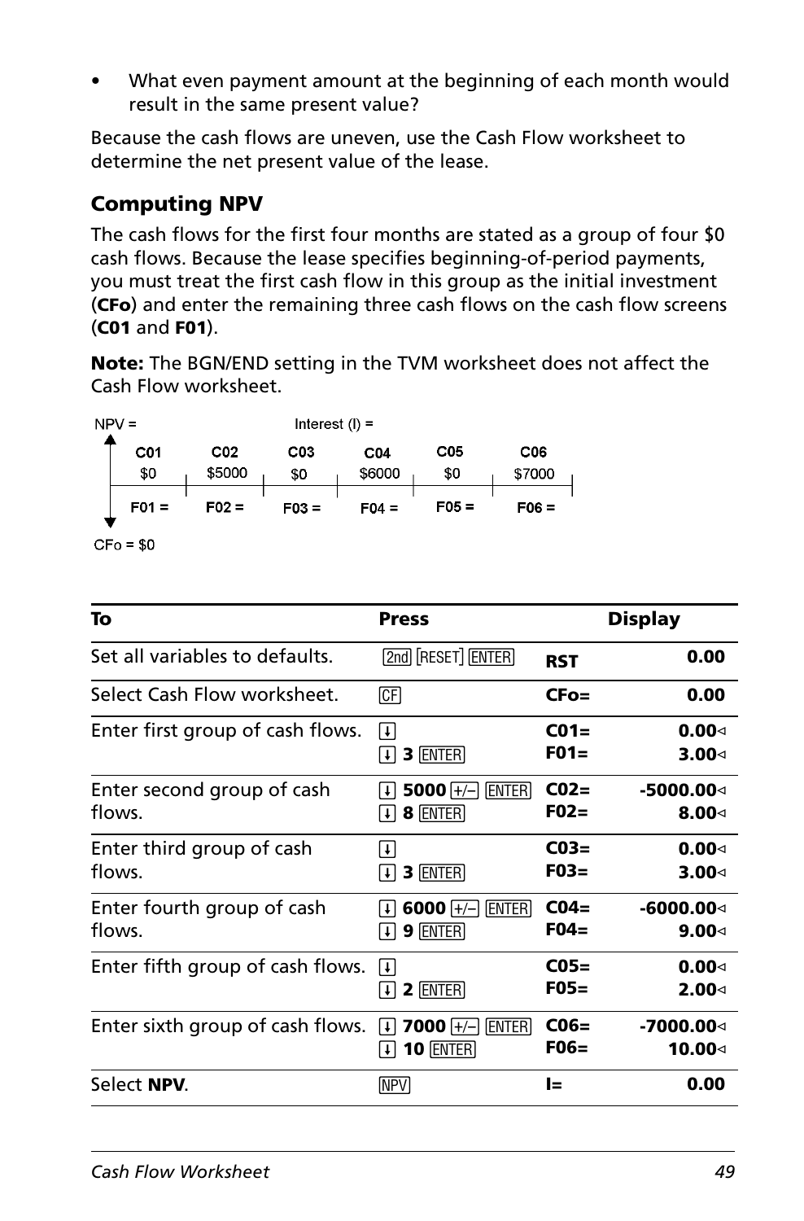- What even payment amount at the beginning of each month would result in the same present value?

Because the cash flows are uneven, use the Cash Flow worksheet to determine the net present value of the lease.

### Computing NPV

The cash flows for the first four months are stated as a group of four $0 cash flows. Because the lease specifies beginning-of-period payments, you must treat the first cash flow in this group as the initial investment (**CFo**) and enter the remaining three cash flows on the cash flow screens (**C01** and **F01**).

**Note:** The BGN/END setting in the TVM worksheet does not affect the Cash Flow worksheet.

NPV = Interest (I) =

| C01 | C02 | C03 | C04 | C05 | C06 |
|---|---|---|---|---|---|
| $0 | $5000 | $0 | $6000 | $0 | $7000 |
| F01 = | F02 = | F03 = | F04 = | F05 = | F06 = |

CFo = $0

| To | Press | Display | |
|---|---|---|---|
| Set all variables to defaults. | [2nd] [RESET] [ENTER] | **RST** | **0.00** |
| Select Cash Flow worksheet. | [CF] | **CFo=** | **0.00** |
| Enter first group of cash flows. | [↓]<br>[↓] **3** [ENTER] | **C01=**<br>**F01=** | **0.00◁**<br>**3.00◁** |
| Enter second group of cash flows. | [↓] **5000** [+/–] [ENTER]<br>[↓] **8** [ENTER] | **C02=**<br>**F02=** | **-5000.00◁**<br>**8.00◁** |
| Enter third group of cash flows. | [↓]<br>[↓] **3** [ENTER] | **C03=**<br>**F03=** | **0.00◁**<br>**3.00◁** |
| Enter fourth group of cash flows. | [↓] **6000** [+/–] [ENTER]<br>[↓] **9** [ENTER] | **C04=**<br>**F04=** | **-6000.00◁**<br>**9.00◁** |
| Enter fifth group of cash flows. | [↓]<br>[↓] **2** [ENTER] | **C05=**<br>**F05=** | **0.00◁**<br>**2.00◁** |
| Enter sixth group of cash flows. | [↓] **7000** [+/–] [ENTER]<br>[↓] **10** [ENTER] | **C06=**<br>**F06=** | **-7000.00◁**<br>**10.00◁** |
| Select **NPV**. | [NPV] | **I=** | **0.00** |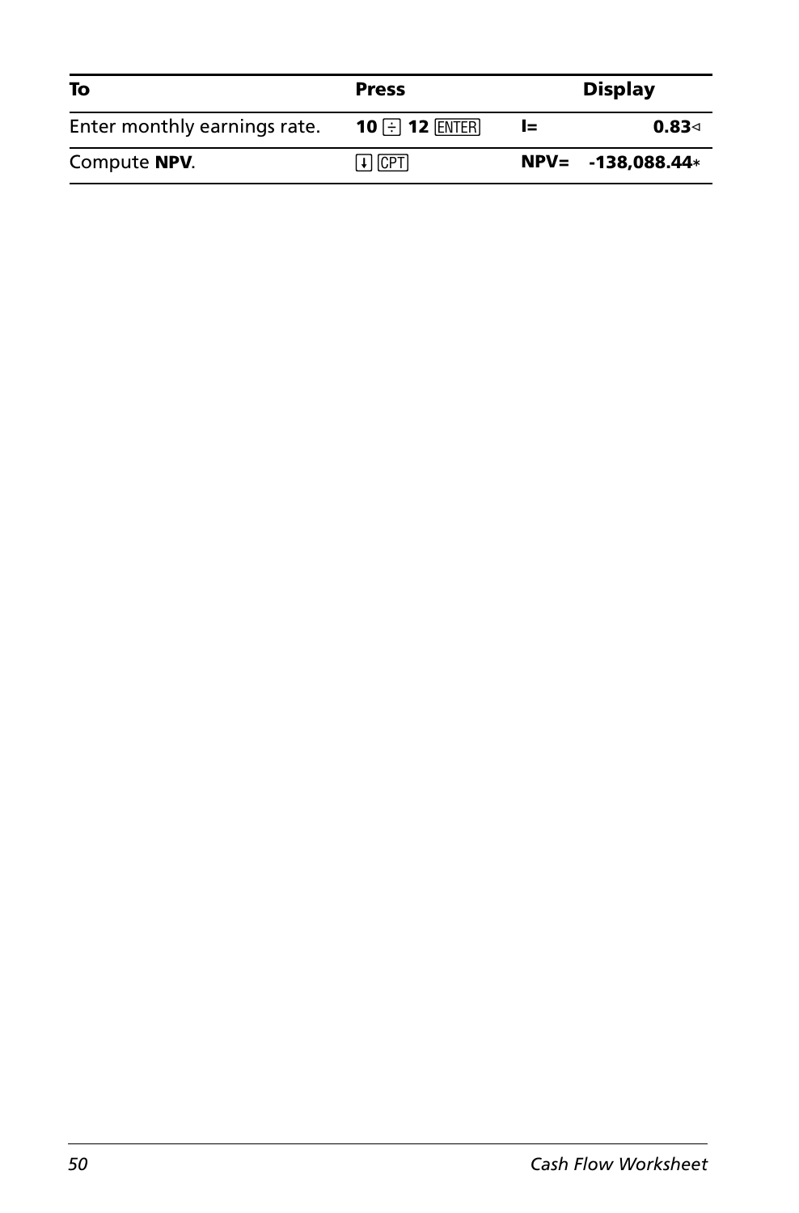| To | Press | Display | |
|---|---|---|---|
| Enter monthly earnings rate. | **10** [÷] **12** [ENTER] | **I=** | **0.83**◃ |
| Compute **NPV**. | [↓] [CPT] | **NPV=** | **-138,088.44***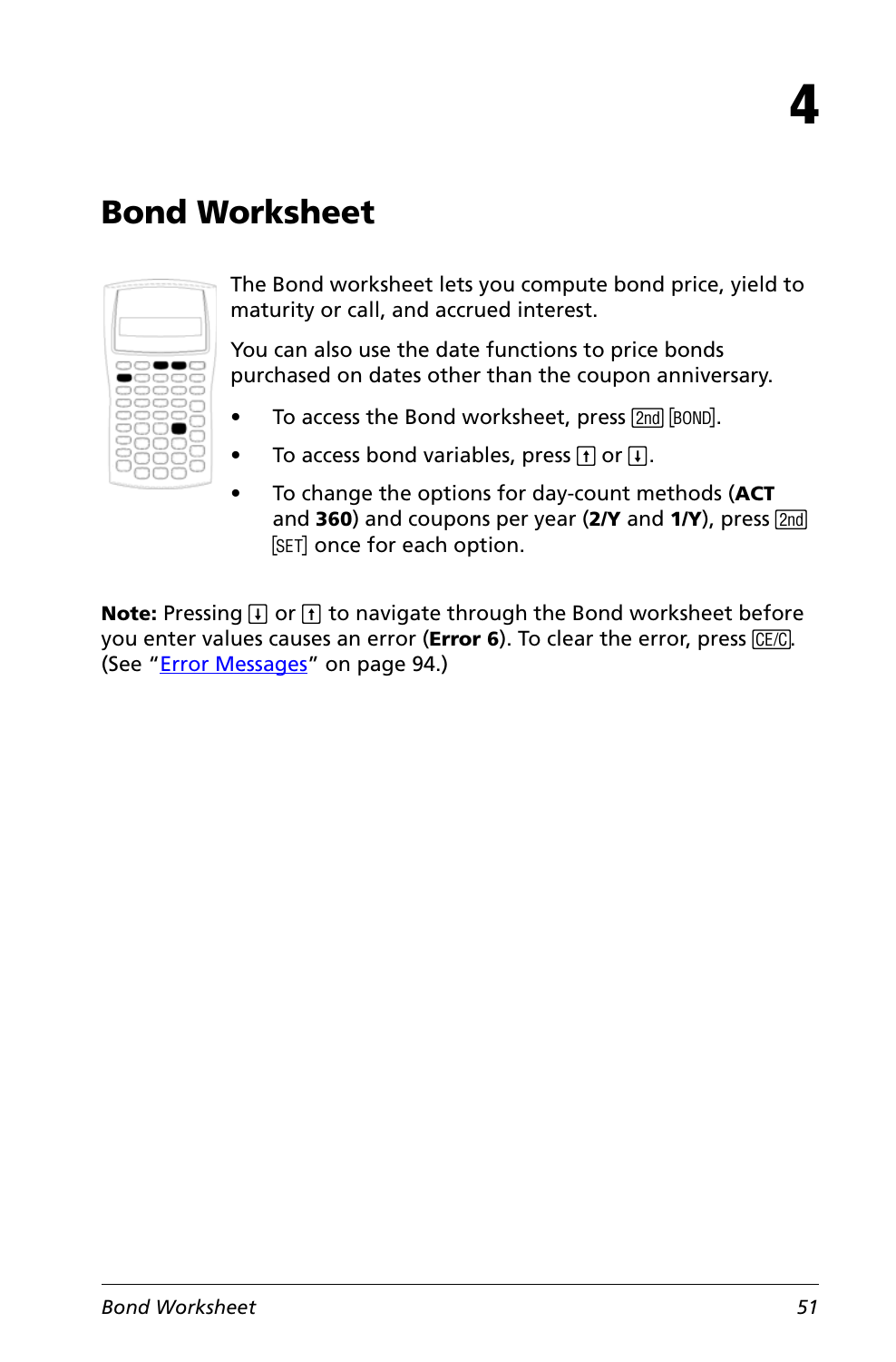# 4

## Bond Worksheet

The Bond worksheet lets you compute bond price, yield to maturity or call, and accrued interest.

You can also use the date functions to price bonds purchased on dates other than the coupon anniversary.

- To access the Bond worksheet, press [2nd] [BOND].
- To access bond variables, press [↑] or [↓].
- To change the options for day-count methods (**ACT** and **360**) and coupons per year (**2/Y** and **1/Y**), press [2nd] [SET] once for each option.

**Note:** Pressing [↓] or [↑] to navigate through the Bond worksheet before you enter values causes an error (**Error 6**). To clear the error, press [CE/C]. (See "Error Messages" on page 94.)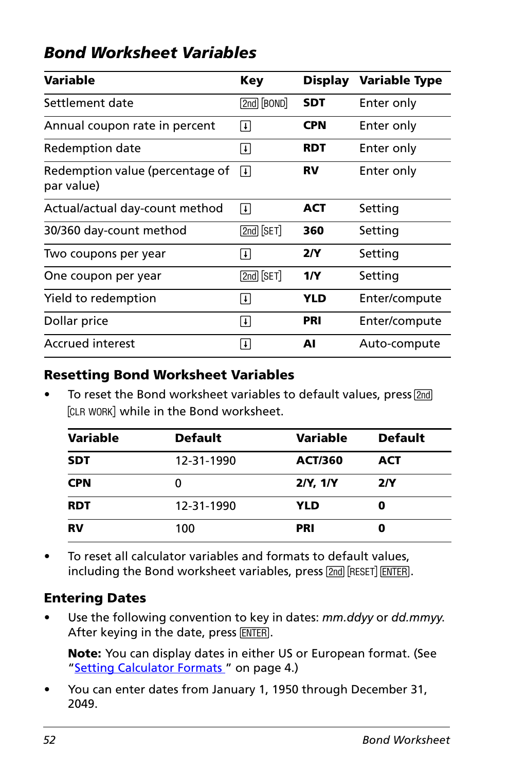## Bond Worksheet Variables

| Variable | Key | Display | Variable Type |
|---|---|---|---|
| Settlement date | [2nd] [BOND] | **SDT** | Enter only |
| Annual coupon rate in percent | [↓] | **CPN** | Enter only |
| Redemption date | [↓] | **RDT** | Enter only |
| Redemption value (percentage of par value) | [↓] | **RV** | Enter only |
| Actual/actual day-count method | [↓] | **ACT** | Setting |
| 30/360 day-count method | [2nd] [SET] | **360** | Setting |
| Two coupons per year | [↓] | **2/Y** | Setting |
| One coupon per year | [2nd] [SET] | **1/Y** | Setting |
| Yield to redemption | [↓] | **YLD** | Enter/compute |
| Dollar price | [↓] | **PRI** | Enter/compute |
| Accrued interest | [↓] | **AI** | Auto-compute |

### Resetting Bond Worksheet Variables

- To reset the Bond worksheet variables to default values, press [2nd] [CLR WORK] while in the Bond worksheet.

| Variable | Default | Variable | Default |
|---|---|---|---|
| **SDT** | 12-31-1990 | **ACT/360** | **ACT** |
| **CPN** | 0 | **2/Y, 1/Y** | **2/Y** |
| **RDT** | 12-31-1990 | **YLD** | **0** |
| **RV** | 100 | **PRI** | **0** |

- To reset all calculator variables and formats to default values, including the Bond worksheet variables, press [2nd] [RESET] [ENTER].

### Entering Dates

- Use the following convention to key in dates: *mm.ddyy* or *dd.mmyy*. After keying in the date, press [ENTER].

  **Note:** You can display dates in either US or European format. (See "Setting Calculator Formats " on page 4.)

- You can enter dates from January 1, 1950 through December 31, 2049.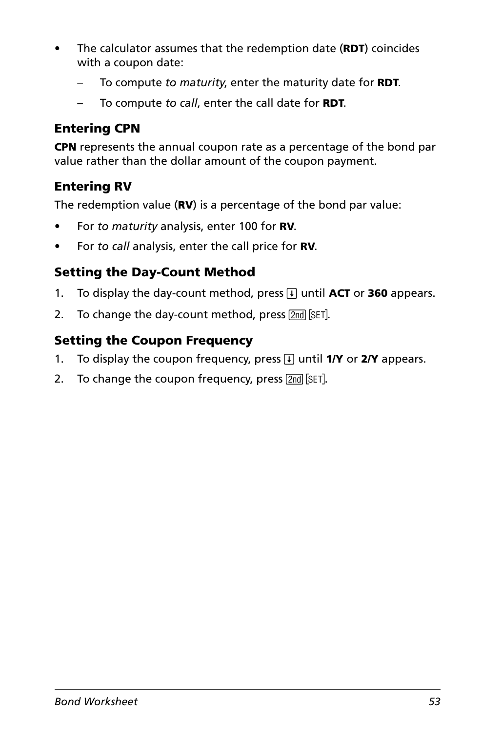- The calculator assumes that the redemption date (**RDT**) coincides with a coupon date:
  - To compute *to maturity*, enter the maturity date for **RDT**.
  - To compute *to call*, enter the call date for **RDT**.

### Entering CPN

**CPN** represents the annual coupon rate as a percentage of the bond par value rather than the dollar amount of the coupon payment.

### Entering RV

The redemption value (**RV**) is a percentage of the bond par value:

- For *to maturity* analysis, enter 100 for **RV**.
- For *to call* analysis, enter the call price for **RV**.

### Setting the Day-Count Method

1. To display the day-count method, press [↓] until **ACT** or **360** appears.
2. To change the day-count method, press [2nd] [SET].

### Setting the Coupon Frequency

1. To display the coupon frequency, press [↓] until **1/Y** or **2/Y** appears.
2. To change the coupon frequency, press [2nd] [SET].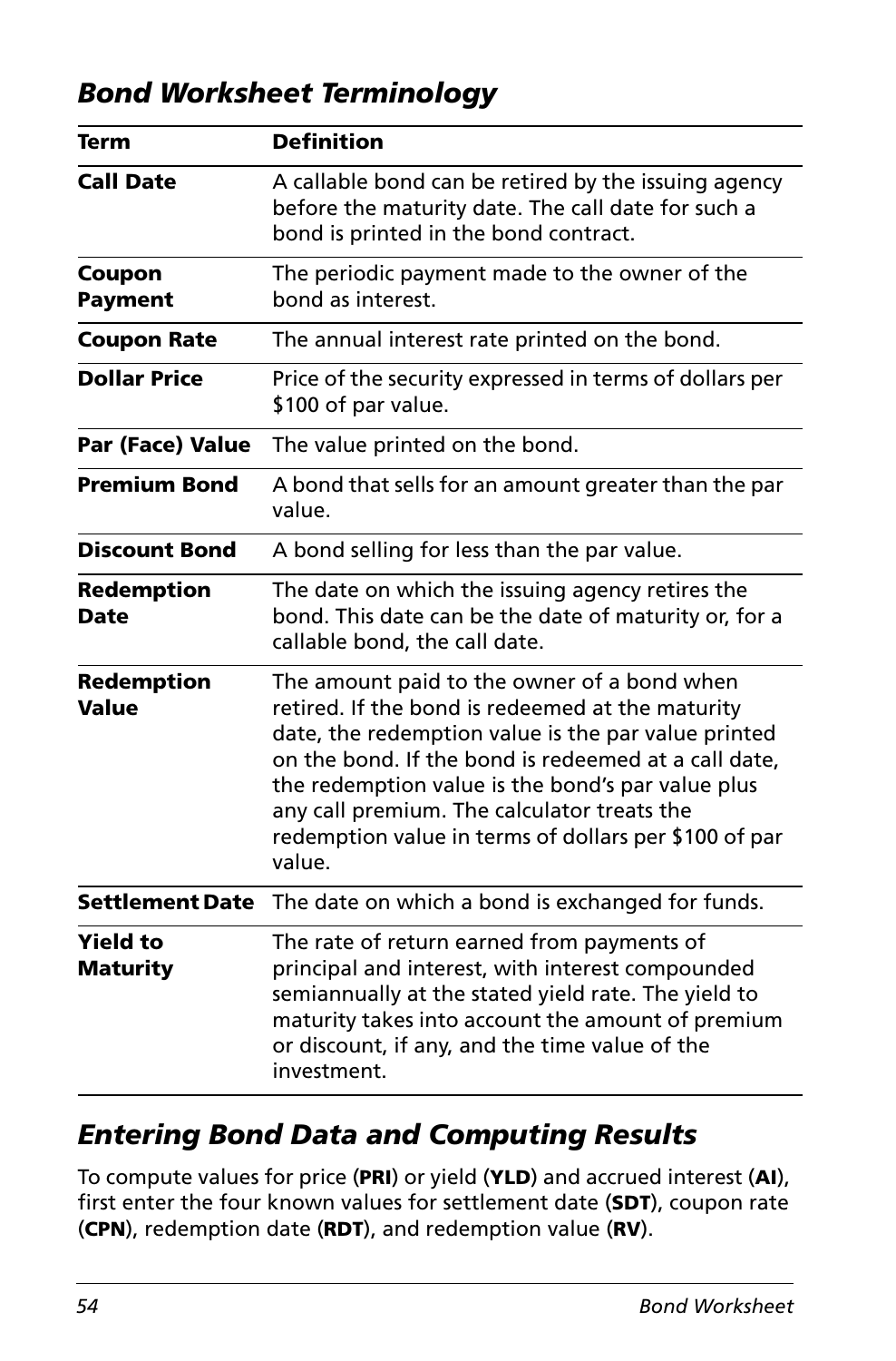## *Bond Worksheet Terminology*

| Term | Definition |
|---|---|
| **Call Date** | A callable bond can be retired by the issuing agency before the maturity date. The call date for such a bond is printed in the bond contract. |
| **Coupon Payment** | The periodic payment made to the owner of the bond as interest. |
| **Coupon Rate** | The annual interest rate printed on the bond. |
| **Dollar Price** | Price of the security expressed in terms of dollars per $100 of par value. |
| **Par (Face) Value** | The value printed on the bond. |
| **Premium Bond** | A bond that sells for an amount greater than the par value. |
| **Discount Bond** | A bond selling for less than the par value. |
| **Redemption Date** | The date on which the issuing agency retires the bond. This date can be the date of maturity or, for a callable bond, the call date. |
| **Redemption Value** | The amount paid to the owner of a bond when retired. If the bond is redeemed at the maturity date, the redemption value is the par value printed on the bond. If the bond is redeemed at a call date, the redemption value is the bond's par value plus any call premium. The calculator treats the redemption value in terms of dollars per $100 of par value. |
| **Settlement Date** | The date on which a bond is exchanged for funds. |
| **Yield to Maturity** | The rate of return earned from payments of principal and interest, with interest compounded semiannually at the stated yield rate. The yield to maturity takes into account the amount of premium or discount, if any, and the time value of the investment. |

## *Entering Bond Data and Computing Results*

To compute values for price (**PRI**) or yield (**YLD**) and accrued interest (**AI**), first enter the four known values for settlement date (**SDT**), coupon rate (**CPN**), redemption date (**RDT**), and redemption value (**RV**).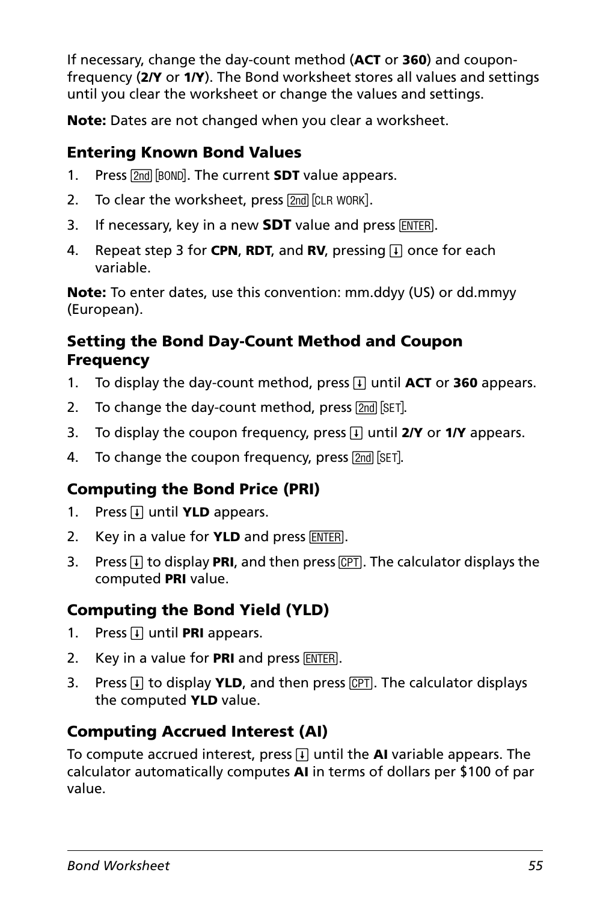If necessary, change the day-count method (**ACT** or **360**) and coupon-frequency (**2/Y** or **1/Y**). The Bond worksheet stores all values and settings until you clear the worksheet or change the values and settings.

**Note:** Dates are not changed when you clear a worksheet.

### Entering Known Bond Values

1. Press [2nd] [BOND]. The current **SDT** value appears.
2. To clear the worksheet, press [2nd] [CLR WORK].
3. If necessary, key in a new **SDT** value and press [ENTER].
4. Repeat step 3 for **CPN**, **RDT**, and **RV**, pressing [↓] once for each variable.

**Note:** To enter dates, use this convention: mm.ddyy (US) or dd.mmyy (European).

### Setting the Bond Day-Count Method and Coupon Frequency

1. To display the day-count method, press [↓] until **ACT** or **360** appears.
2. To change the day-count method, press [2nd] [SET].
3. To display the coupon frequency, press [↓] until **2/Y** or **1/Y** appears.
4. To change the coupon frequency, press [2nd] [SET].

### Computing the Bond Price (PRI)

1. Press [↓] until **YLD** appears.
2. Key in a value for **YLD** and press [ENTER].
3. Press [↓] to display **PRI**, and then press [CPT]. The calculator displays the computed **PRI** value.

### Computing the Bond Yield (YLD)

1. Press [↓] until **PRI** appears.
2. Key in a value for **PRI** and press [ENTER].
3. Press [↓] to display **YLD**, and then press [CPT]. The calculator displays the computed **YLD** value.

### Computing Accrued Interest (AI)

To compute accrued interest, press [↓] until the **AI** variable appears. The calculator automatically computes **AI** in terms of dollars per $100 of par value.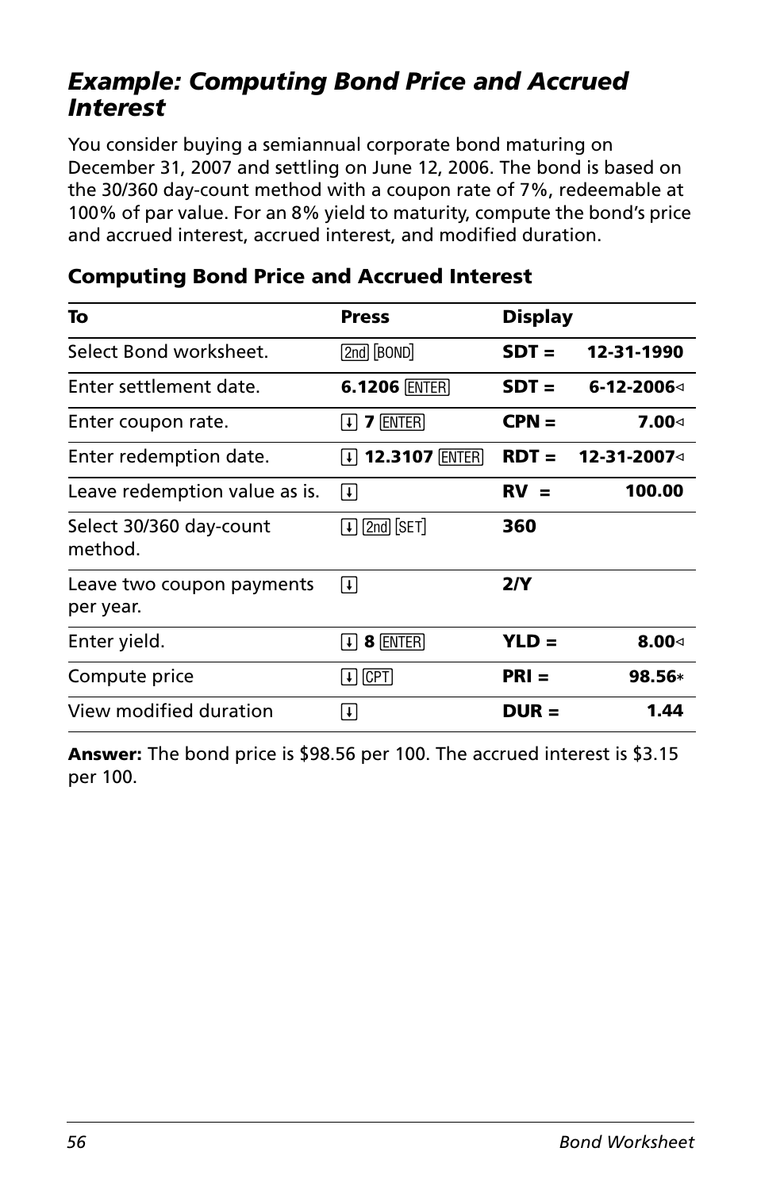## *Example: Computing Bond Price and Accrued Interest*

You consider buying a semiannual corporate bond maturing on December 31, 2007 and settling on June 12, 2006. The bond is based on the 30/360 day-count method with a coupon rate of 7%, redeemable at 100% of par value. For an 8% yield to maturity, compute the bond's price and accrued interest, accrued interest, and modified duration.

### Computing Bond Price and Accrued Interest

| To | Press | Display | |
|---|---|---|---|
| Select Bond worksheet. | [2nd] [BOND] | **SDT =** | **12-31-1990** |
| Enter settlement date. | **6.1206** [ENTER] | **SDT =** | **6-12-2006◁** |
| Enter coupon rate. | [↓] **7** [ENTER] | **CPN =** | **7.00◁** |
| Enter redemption date. | [↓] **12.3107** [ENTER] | **RDT =** | **12-31-2007◁** |
| Leave redemption value as is. | [↓] | **RV =** | **100.00** |
| Select 30/360 day-count method. | [↓] [2nd] [SET] | **360** | |
| Leave two coupon payments per year. | [↓] | **2/Y** | |
| Enter yield. | [↓] **8** [ENTER] | **YLD =** | **8.00◁** |
| Compute price | [↓] [CPT] | **PRI =** | **98.56*** |
| View modified duration | [↓] | **DUR =** | **1.44** |

**Answer:** The bond price is $98.56 per 100. The accrued interest is $3.15 per 100.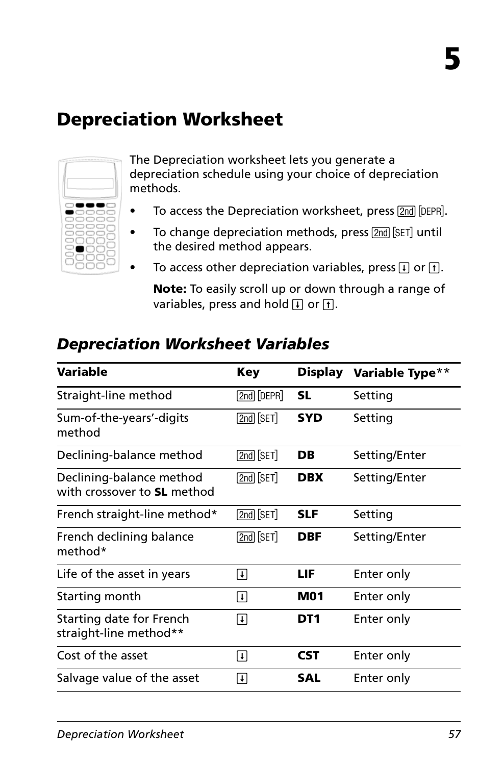# 5

## Depreciation Worksheet

The Depreciation worksheet lets you generate a depreciation schedule using your choice of depreciation methods.

- To access the Depreciation worksheet, press [2nd] [DEPR].
- To change depreciation methods, press [2nd] [SET] until the desired method appears.
- To access other depreciation variables, press [↓] or [↑].

  **Note:** To easily scroll up or down through a range of variables, press and hold [↓] or [↑].

### *Depreciation Worksheet Variables*

| Variable | Key | Display | Variable Type** |
|---|---|---|---|
| Straight-line method | [2nd] [DEPR] | **SL** | Setting |
| Sum-of-the-years'-digits method | [2nd] [SET] | **SYD** | Setting |
| Declining-balance method | [2nd] [SET] | **DB** | Setting/Enter |
| Declining-balance method with crossover to **SL** method | [2nd] [SET] | **DBX** | Setting/Enter |
| French straight-line method* | [2nd] [SET] | **SLF** | Setting |
| French declining balance method* | [2nd] [SET] | **DBF** | Setting/Enter |
| Life of the asset in years | [↓] | **LIF** | Enter only |
| Starting month | [↓] | **M01** | Enter only |
| Starting date for French straight-line method** | [↓] | **DT1** | Enter only |
| Cost of the asset | [↓] | **CST** | Enter only |
| Salvage value of the asset | [↓] | **SAL** | Enter only |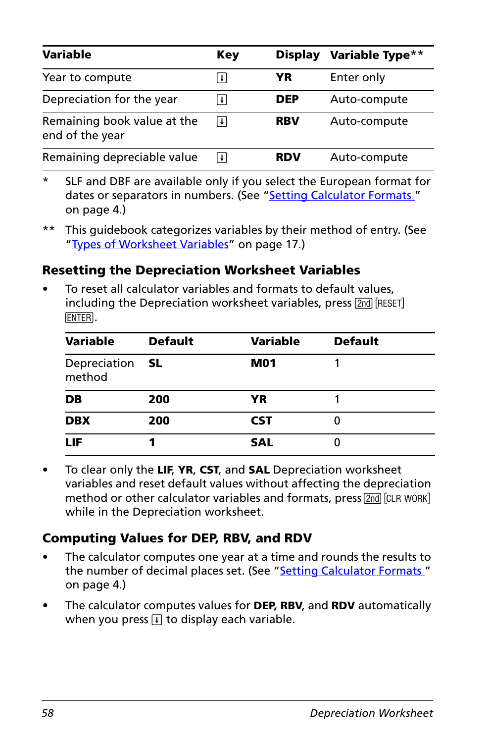| Variable | Key | Display | Variable Type** |
|---|---|---|---|
| Year to compute | [↓] | **YR** | Enter only |
| Depreciation for the year | [↓] | **DEP** | Auto-compute |
| Remaining book value at the end of the year | [↓] | **RBV** | Auto-compute |
| Remaining depreciable value | [↓] | **RDV** | Auto-compute |

\* SLF and DBF are available only if you select the European format for dates or separators in numbers. (See "Setting Calculator Formats " on page 4.)

** This guidebook categorizes variables by their method of entry. (See "Types of Worksheet Variables" on page 17.)

### Resetting the Depreciation Worksheet Variables

- To reset all calculator variables and formats to default values, including the Depreciation worksheet variables, press [2nd] [RESET] [ENTER].

| Variable | Default | Variable | Default |
|---|---|---|---|
| Depreciation method | **SL** | **M01** | 1 |
| **DB** | **200** | **YR** | 1 |
| **DBX** | **200** | **CST** | 0 |
| **LIF** | **1** | **SAL** | 0 |

- To clear only the **LIF**, **YR**, **CST**, and **SAL** Depreciation worksheet variables and reset default values without affecting the depreciation method or other calculator variables and formats, press [2nd] [CLR WORK] while in the Depreciation worksheet.

### Computing Values for DEP, RBV, and RDV

- The calculator computes one year at a time and rounds the results to the number of decimal places set. (See "Setting Calculator Formats " on page 4.)
- The calculator computes values for **DEP**, **RBV**, and **RDV** automatically when you press [↓] to display each variable.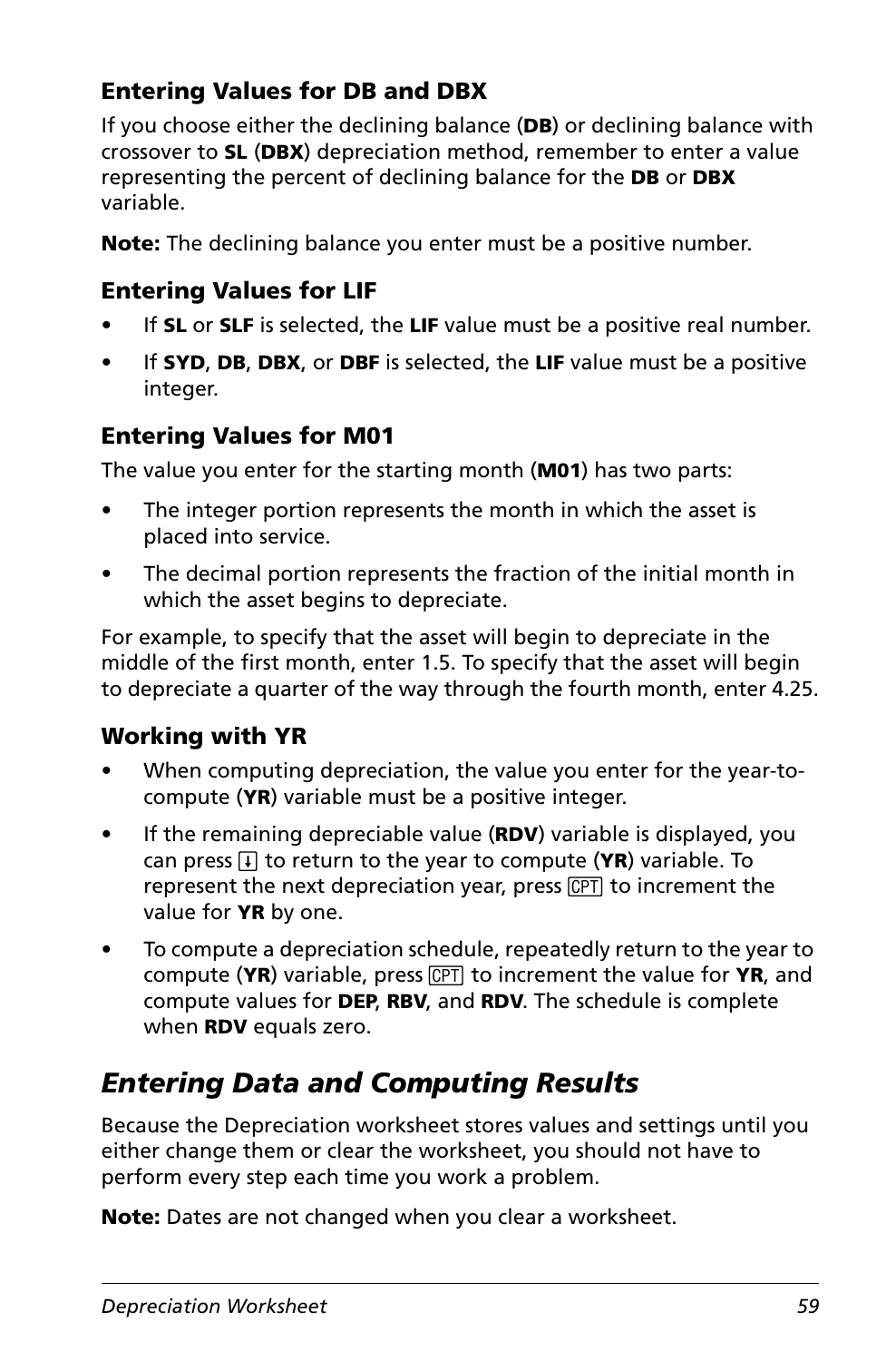### Entering Values for DB and DBX

If you choose either the declining balance (**DB**) or declining balance with crossover to **SL** (**DBX**) depreciation method, remember to enter a value representing the percent of declining balance for the **DB** or **DBX** variable.

**Note:** The declining balance you enter must be a positive number.

### Entering Values for LIF

- If **SL** or **SLF** is selected, the **LIF** value must be a positive real number.
- If **SYD**, **DB**, **DBX**, or **DBF** is selected, the **LIF** value must be a positive integer.

### Entering Values for M01

The value you enter for the starting month (**M01**) has two parts:

- The integer portion represents the month in which the asset is placed into service.
- The decimal portion represents the fraction of the initial month in which the asset begins to depreciate.

For example, to specify that the asset will begin to depreciate in the middle of the first month, enter 1.5. To specify that the asset will begin to depreciate a quarter of the way through the fourth month, enter 4.25.

### Working with YR

- When computing depreciation, the value you enter for the year-to-compute (**YR**) variable must be a positive integer.
- If the remaining depreciable value (**RDV**) variable is displayed, you can press [↓] to return to the year to compute (**YR**) variable. To represent the next depreciation year, press [CPT] to increment the value for **YR** by one.
- To compute a depreciation schedule, repeatedly return to the year to compute (**YR**) variable, press [CPT] to increment the value for **YR**, and compute values for **DEP**, **RBV**, and **RDV**. The schedule is complete when **RDV** equals zero.

## *Entering Data and Computing Results*

Because the Depreciation worksheet stores values and settings until you either change them or clear the worksheet, you should not have to perform every step each time you work a problem.

**Note:** Dates are not changed when you clear a worksheet.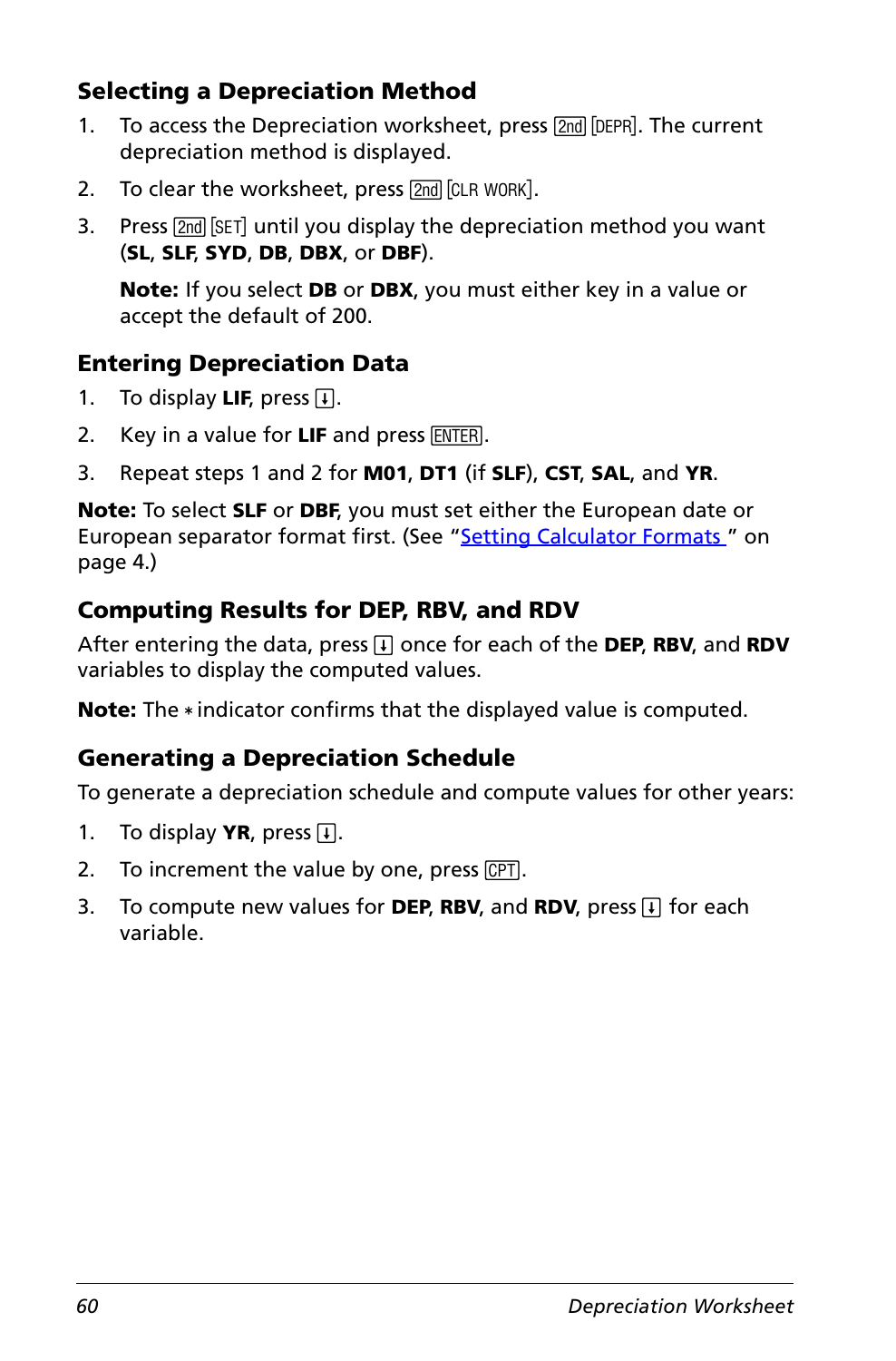### Selecting a Depreciation Method

1. To access the Depreciation worksheet, press [2nd] [DEPR]. The current depreciation method is displayed.
2. To clear the worksheet, press [2nd] [CLR WORK].
3. Press [2nd] [SET] until you display the depreciation method you want (**SL**, **SLF**, **SYD**, **DB**, **DBX**, or **DBF**).

   **Note:** If you select **DB** or **DBX**, you must either key in a value or accept the default of 200.

### Entering Depreciation Data

1. To display **LIF**, press [↓].
2. Key in a value for **LIF** and press [ENTER].
3. Repeat steps 1 and 2 for **M01**, **DT1** (if **SLF**), **CST**, **SAL**, and **YR**.

**Note:** To select **SLF** or **DBF**, you must set either the European date or European separator format first. (See "Setting Calculator Formats " on page 4.)

### Computing Results for DEP, RBV, and RDV

After entering the data, press [↓] once for each of the **DEP**, **RBV**, and **RDV** variables to display the computed values.

**Note:** The * indicator confirms that the displayed value is computed.

### Generating a Depreciation Schedule

To generate a depreciation schedule and compute values for other years:

1. To display **YR**, press [↓].
2. To increment the value by one, press [CPT].
3. To compute new values for **DEP**, **RBV**, and **RDV**, press [↓] for each variable.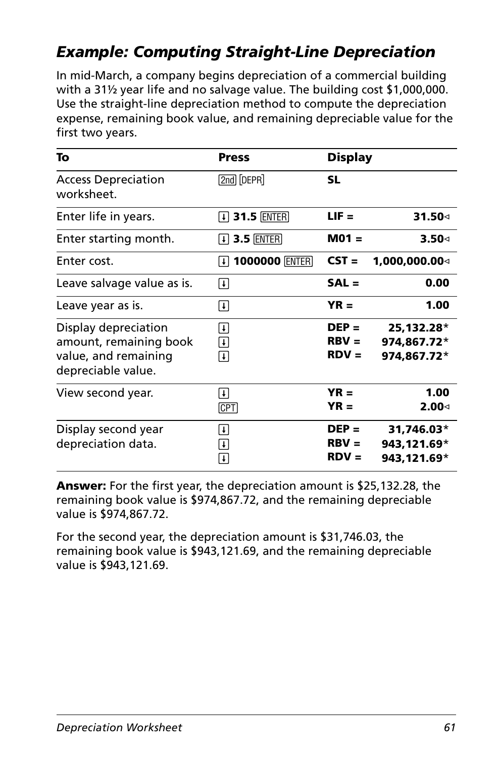## *Example: Computing Straight-Line Depreciation*

In mid-March, a company begins depreciation of a commercial building with a 31½ year life and no salvage value. The building cost $1,000,000. Use the straight-line depreciation method to compute the depreciation expense, remaining book value, and remaining depreciable value for the first two years.

| To | Press | Display | |
|---|---|---|---|
| Access Depreciation worksheet. | [2nd] [DEPR] | **SL** | |
| Enter life in years. | [↓] **31.5** [ENTER] | **LIF =** | **31.50◁** |
| Enter starting month. | [↓] **3.5** [ENTER] | **M01 =** | **3.50◁** |
| Enter cost. | [↓] **1000000** [ENTER] | **CST =** | **1,000,000.00◁** |
| Leave salvage value as is. | [↓] | **SAL =** | **0.00** |
| Leave year as is. | [↓] | **YR =** | **1.00** |
| Display depreciation amount, remaining book value, and remaining depreciable value. | [↓]<br>[↓]<br>[↓] | **DEP =**<br>**RBV =**<br>**RDV =** | **25,132.28***<br>**974,867.72***<br>**974,867.72*** |
| View second year. | [↓]<br>[CPT] | **YR =**<br>**YR =** | **1.00**<br>**2.00◁** |
| Display second year depreciation data. | [↓]<br>[↓]<br>[↓] | **DEP =**<br>**RBV =**<br>**RDV =** | **31,746.03***<br>**943,121.69***<br>**943,121.69*** |

**Answer:** For the first year, the depreciation amount is $25,132.28, the remaining book value is $974,867.72, and the remaining depreciable value is $974,867.72.

For the second year, the depreciation amount is $31,746.03, the remaining book value is $943,121.69, and the remaining depreciable value is $943,121.69.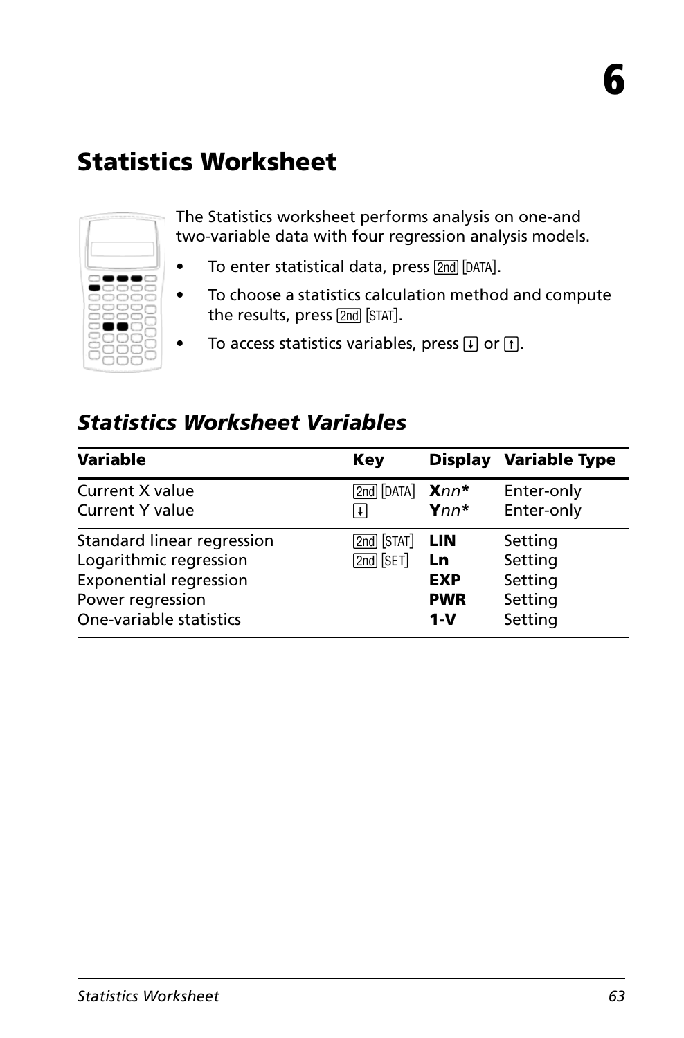# 6

## Statistics Worksheet

The Statistics worksheet performs analysis on one-and two-variable data with four regression analysis models.

- To enter statistical data, press [2nd] [DATA].
- To choose a statistics calculation method and compute the results, press [2nd] [STAT].
- To access statistics variables, press [↓] or [↑].

### Statistics Worksheet Variables

| Variable | Key | Display | Variable Type |
|---|---|---|---|
| Current X value | [2nd] [DATA] | **X***nn** | Enter-only |
| Current Y value | [↓] | **Y***nn** | Enter-only |
| Standard linear regression | [2nd] [STAT] | **LIN** | Setting |
| Logarithmic regression | [2nd] [SET] | **Ln** | Setting |
| Exponential regression | | **EXP** | Setting |
| Power regression | | **PWR** | Setting |
| One-variable statistics | | **1-V** | Setting |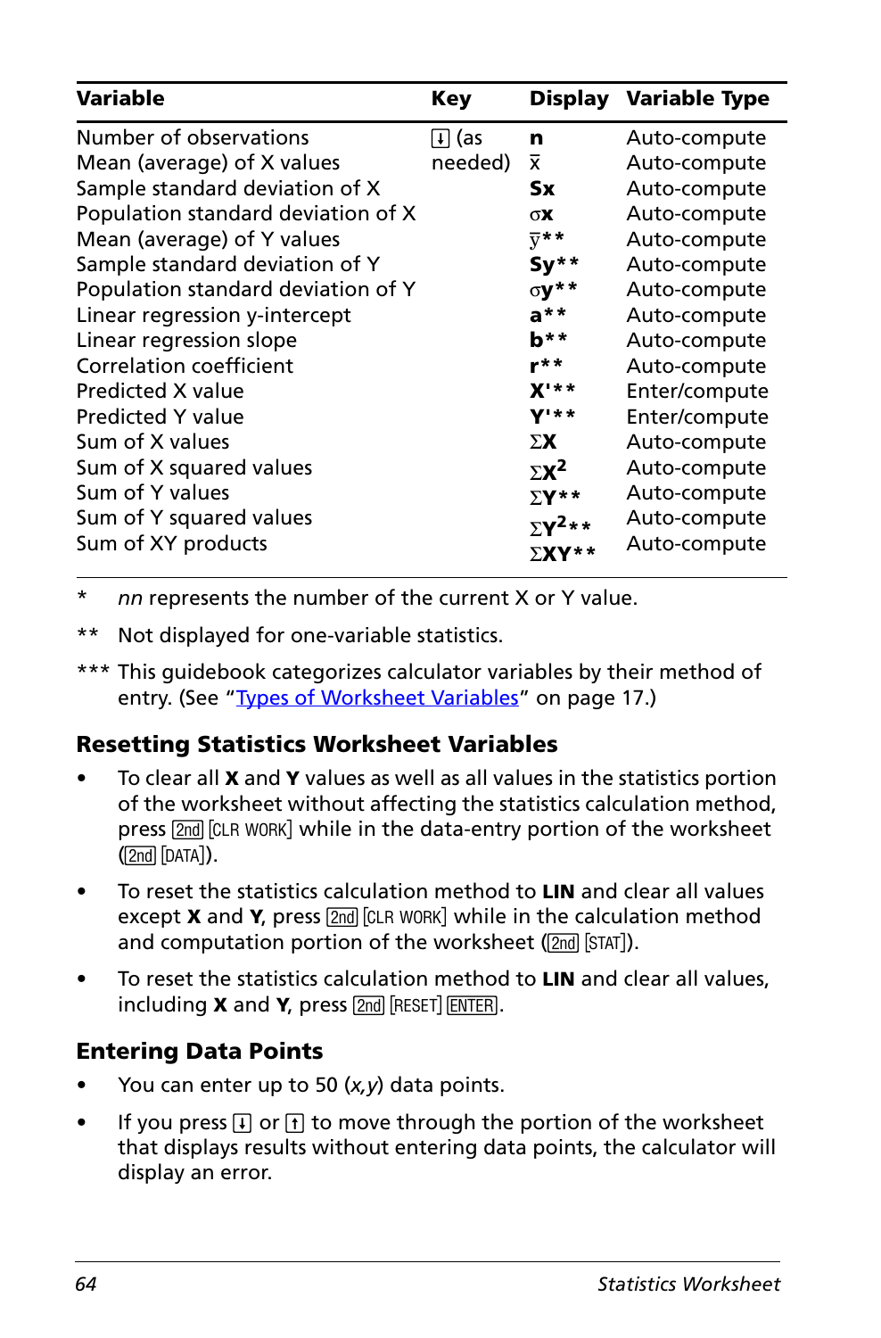| Variable | Key | Display | Variable Type |
|---|---|---|---|
| Number of observations | ↓ (as needed) | **n** | Auto-compute |
| Mean (average) of X values | | $\bar{x}$ | Auto-compute |
| Sample standard deviation of X | | **Sx** | Auto-compute |
| Population standard deviation of X | | σ**x** | Auto-compute |
| Mean (average) of Y values | | $\bar{y}$** | Auto-compute |
| Sample standard deviation of Y | | **Sy**** | Auto-compute |
| Population standard deviation of Y | | σ**y**** | Auto-compute |
| Linear regression y-intercept | | **a**** | Auto-compute |
| Linear regression slope | | **b**** | Auto-compute |
| Correlation coefficient | | **r**** | Auto-compute |
| Predicted X value | | **X'**** | Enter/compute |
| Predicted Y value | | **Y'**** | Enter/compute |
| Sum of X values | | Σ**X** | Auto-compute |
| Sum of X squared values | | Σ**X²** | Auto-compute |
| Sum of Y values | | Σ**Y**** | Auto-compute |
| Sum of Y squared values | | Σ**Y²**** | Auto-compute |
| Sum of XY products | | Σ**XY**** | Auto-compute |

\* *nn* represents the number of the current X or Y value.

** Not displayed for one-variable statistics.

*** This guidebook categorizes calculator variables by their method of entry. (See "Types of Worksheet Variables" on page 17.)

### Resetting Statistics Worksheet Variables

- To clear all **X** and **Y** values as well as all values in the statistics portion of the worksheet without affecting the statistics calculation method, press [2nd] [CLR WORK] while in the data-entry portion of the worksheet ([2nd] [DATA]).
- To reset the statistics calculation method to **LIN** and clear all values except **X** and **Y**, press [2nd] [CLR WORK] while in the calculation method and computation portion of the worksheet ([2nd] [STAT]).
- To reset the statistics calculation method to **LIN** and clear all values, including **X** and **Y**, press [2nd] [RESET] [ENTER].

### Entering Data Points

- You can enter up to 50 (*x,y*) data points.
- If you press ↓ or ↑ to move through the portion of the worksheet that displays results without entering data points, the calculator will display an error.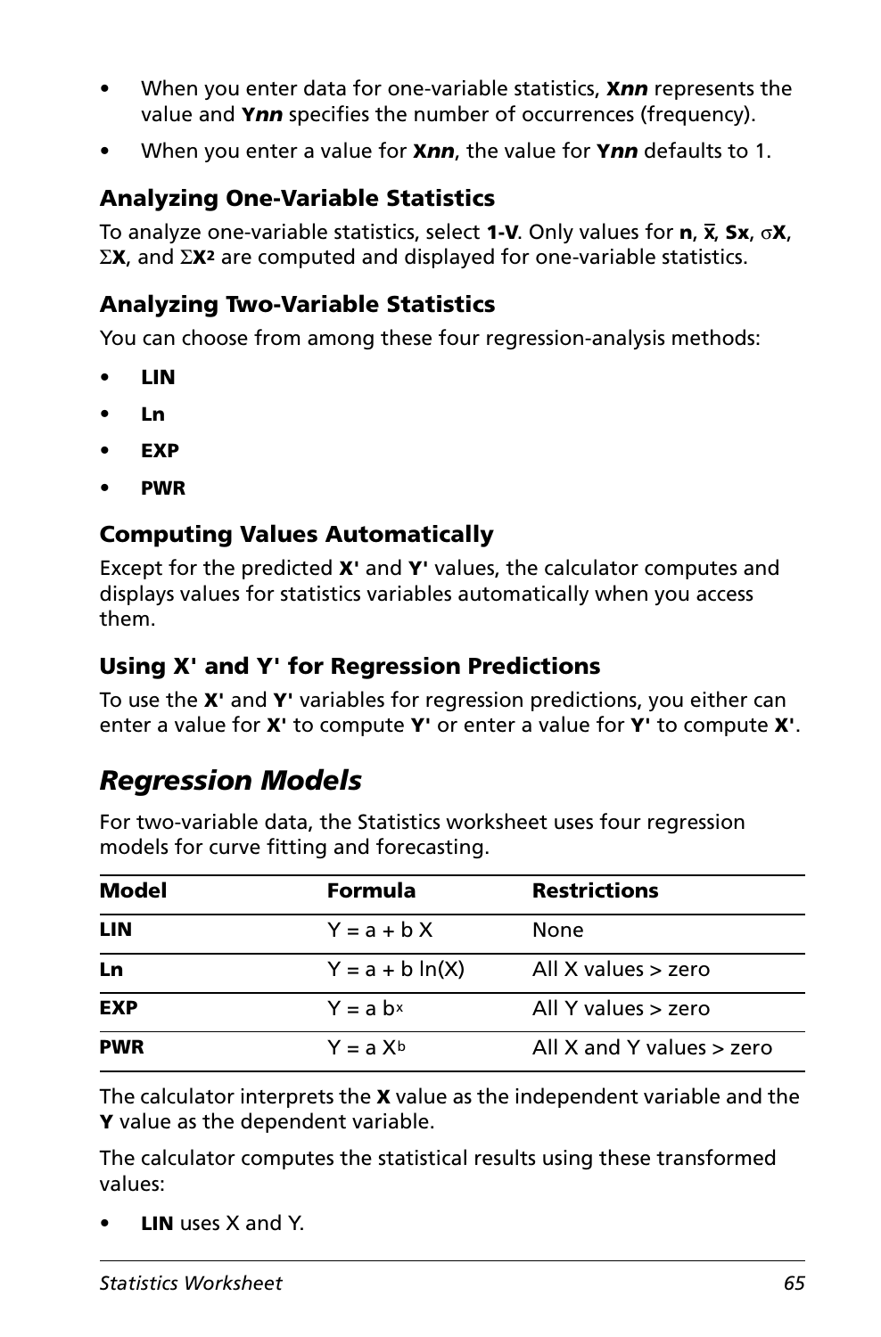- When you enter data for one-variable statistics, **X*nn*** represents the value and **Y*nn*** specifies the number of occurrences (frequency).
- When you enter a value for **X*nn***, the value for **Y*nn*** defaults to 1.

### Analyzing One-Variable Statistics

To analyze one-variable statistics, select **1-V**. Only values for **n**, $\bar{x}$, **Sx**, $\sigma$**X**, $\Sigma$**X**, and $\Sigma$**X²** are computed and displayed for one-variable statistics.

### Analyzing Two-Variable Statistics

You can choose from among these four regression-analysis methods:

- **LIN**
- **Ln**
- **EXP**
- **PWR**

### Computing Values Automatically

Except for the predicted **X'** and **Y'** values, the calculator computes and displays values for statistics variables automatically when you access them.

### Using X' and Y' for Regression Predictions

To use the **X'** and **Y'** variables for regression predictions, you either can enter a value for **X'** to compute **Y'** or enter a value for **Y'** to compute **X'**.

## *Regression Models*

For two-variable data, the Statistics worksheet uses four regression models for curve fitting and forecasting.

| Model | Formula | Restrictions |
|---|---|---|
| **LIN** | $Y = a + b X$ | None |
| **Ln** | $Y = a + b \ln(X)$ | All X values > zero |
| **EXP** | $Y = a b^x$ | All Y values > zero |
| **PWR** | $Y = a X^b$ | All X and Y values > zero |

The calculator interprets the **X** value as the independent variable and the **Y** value as the dependent variable.

The calculator computes the statistical results using these transformed values:

- **LIN** uses X and Y.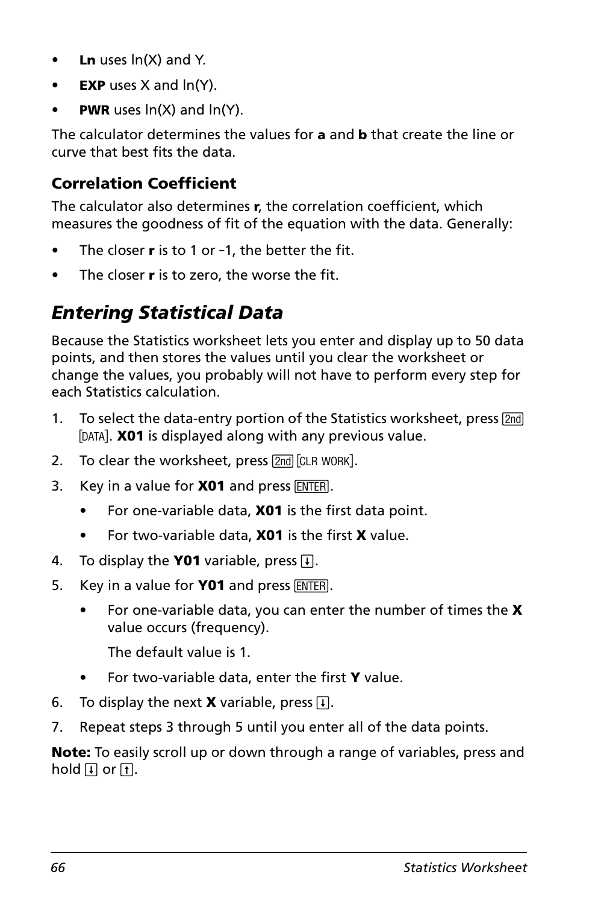- **Ln** uses ln(X) and Y.
- **EXP** uses X and ln(Y).
- **PWR** uses ln(X) and ln(Y).

The calculator determines the values for **a** and **b** that create the line or curve that best fits the data.

### Correlation Coefficient

The calculator also determines **r**, the correlation coefficient, which measures the goodness of fit of the equation with the data. Generally:

- The closer **r** is to 1 or –1, the better the fit.
- The closer **r** is to zero, the worse the fit.

## *Entering Statistical Data*

Because the Statistics worksheet lets you enter and display up to 50 data points, and then stores the values until you clear the worksheet or change the values, you probably will not have to perform every step for each Statistics calculation.

1. To select the data-entry portion of the Statistics worksheet, press [2nd] [DATA]. **X01** is displayed along with any previous value.
2. To clear the worksheet, press [2nd] [CLR WORK].
3. Key in a value for **X01** and press [ENTER].
   - For one-variable data, **X01** is the first data point.
   - For two-variable data, **X01** is the first **X** value.
4. To display the **Y01** variable, press [↓].
5. Key in a value for **Y01** and press [ENTER].
   - For one-variable data, you can enter the number of times the **X** value occurs (frequency).

     The default value is 1.
   - For two-variable data, enter the first **Y** value.
6. To display the next **X** variable, press [↓].
7. Repeat steps 3 through 5 until you enter all of the data points.

**Note:** To easily scroll up or down through a range of variables, press and hold [↓] or [↑].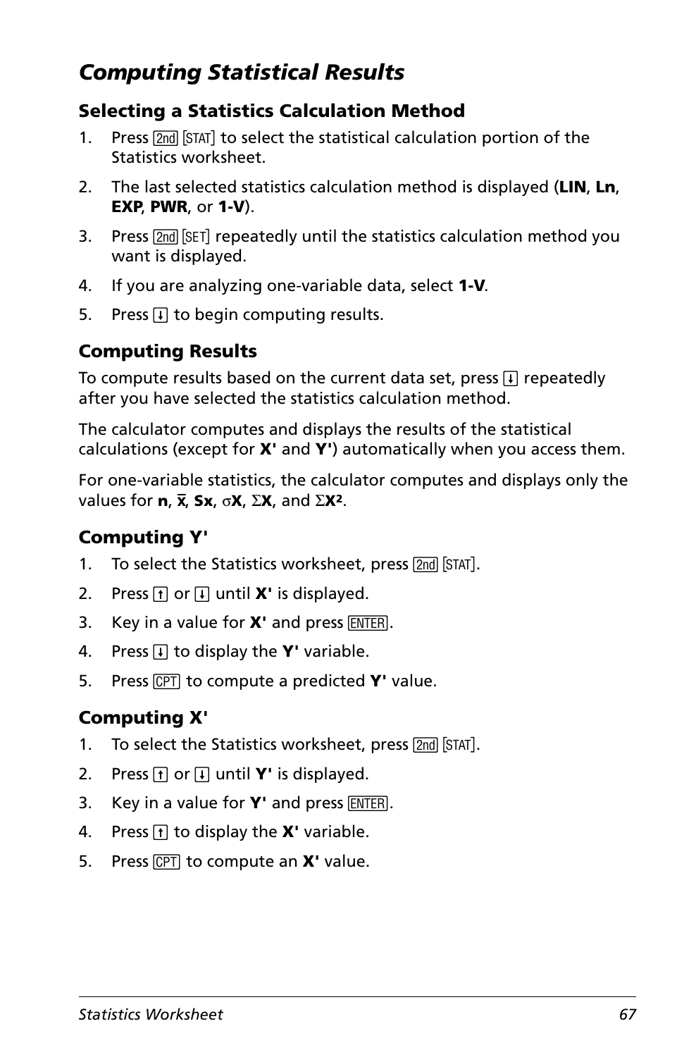# *Computing Statistical Results*

### Selecting a Statistics Calculation Method

1. Press [2nd] [STAT] to select the statistical calculation portion of the Statistics worksheet.
2. The last selected statistics calculation method is displayed (**LIN**, **Ln**, **EXP**, **PWR**, or **1-V**).
3. Press [2nd] [SET] repeatedly until the statistics calculation method you want is displayed.
4. If you are analyzing one-variable data, select **1-V**.
5. Press [↓] to begin computing results.

### Computing Results

To compute results based on the current data set, press [↓] repeatedly after you have selected the statistics calculation method.

The calculator computes and displays the results of the statistical calculations (except for **X'** and **Y'**) automatically when you access them.

For one-variable statistics, the calculator computes and displays only the values for **n**, $\bar{x}$, **Sx**, $\sigma$**X**, $\Sigma$**X**, and $\Sigma$**X²**.

### Computing Y'

1. To select the Statistics worksheet, press [2nd] [STAT].
2. Press [↑] or [↓] until **X'** is displayed.
3. Key in a value for **X'** and press [ENTER].
4. Press [↓] to display the **Y'** variable.
5. Press [CPT] to compute a predicted **Y'** value.

### Computing X'

1. To select the Statistics worksheet, press [2nd] [STAT].
2. Press [↑] or [↓] until **Y'** is displayed.
3. Key in a value for **Y'** and press [ENTER].
4. Press [↑] to display the **X'** variable.
5. Press [CPT] to compute an **X'** value.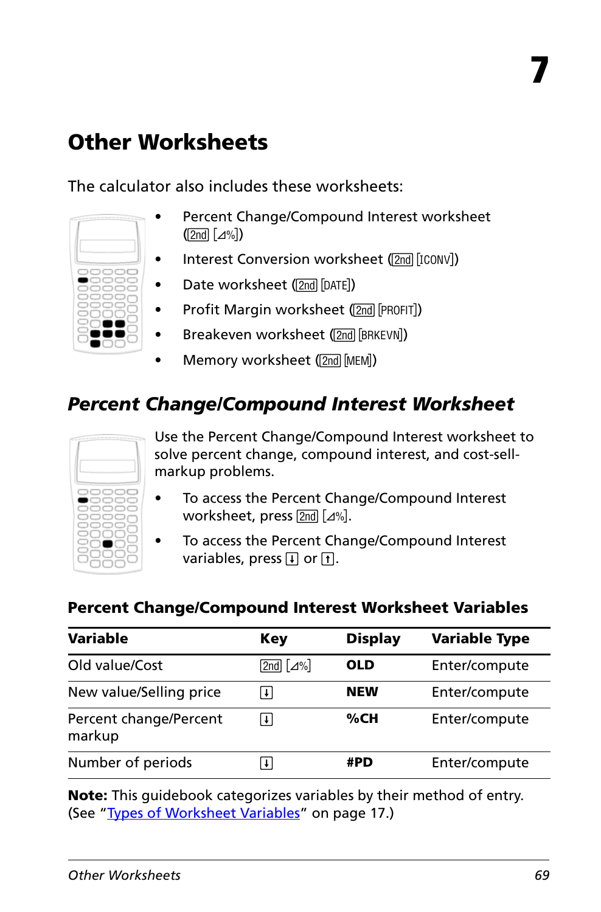# 7

# Other Worksheets

The calculator also includes these worksheets:

- Percent Change/Compound Interest worksheet ([2nd] [⊿%])
- Interest Conversion worksheet ([2nd] [ICONV])
- Date worksheet ([2nd] [DATE])
- Profit Margin worksheet ([2nd] [PROFIT])
- Breakeven worksheet ([2nd] [BRKEVN])
- Memory worksheet ([2nd] [MEM])

## *Percent Change/Compound Interest Worksheet*

Use the Percent Change/Compound Interest worksheet to solve percent change, compound interest, and cost-sell-markup problems.

- To access the Percent Change/Compound Interest worksheet, press [2nd] [⊿%].
- To access the Percent Change/Compound Interest variables, press [↓] or [↑].

### Percent Change/Compound Interest Worksheet Variables

| Variable | Key | Display | Variable Type |
|---|---|---|---|
| Old value/Cost | [2nd] [⊿%] | **OLD** | Enter/compute |
| New value/Selling price | [↓] | **NEW** | Enter/compute |
| Percent change/Percent markup | [↓] | **%CH** | Enter/compute |
| Number of periods | [↓] | **#PD** | Enter/compute |

**Note:** This guidebook categorizes variables by their method of entry. (See "Types of Worksheet Variables" on page 17.)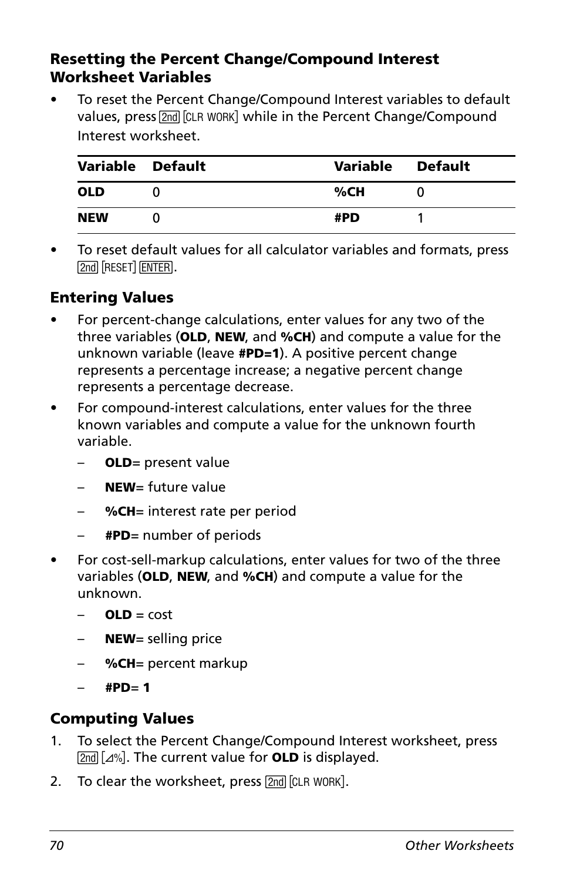### Resetting the Percent Change/Compound Interest Worksheet Variables

- To reset the Percent Change/Compound Interest variables to default values, press [2nd] [CLR WORK] while in the Percent Change/Compound Interest worksheet.

| Variable | Default | Variable | Default |
|---|---|---|---|
| **OLD** | 0 | **%CH** | 0 |
| **NEW** | 0 | **#PD** | 1 |

- To reset default values for all calculator variables and formats, press [2nd] [RESET] [ENTER].

### Entering Values

- For percent-change calculations, enter values for any two of the three variables (**OLD**, **NEW**, and **%CH**) and compute a value for the unknown variable (leave **#PD=1**). A positive percent change represents a percentage increase; a negative percent change represents a percentage decrease.
- For compound-interest calculations, enter values for the three known variables and compute a value for the unknown fourth variable.
  - **OLD**= present value
  - **NEW**= future value
  - **%CH**= interest rate per period
  - **#PD**= number of periods
- For cost-sell-markup calculations, enter values for two of the three variables (**OLD**, **NEW**, and **%CH**) and compute a value for the unknown.
  - **OLD** = cost
  - **NEW**= selling price
  - **%CH**= percent markup
  - **#PD**= **1**

### Computing Values

1. To select the Percent Change/Compound Interest worksheet, press [2nd] [Δ%]. The current value for **OLD** is displayed.
2. To clear the worksheet, press [2nd] [CLR WORK].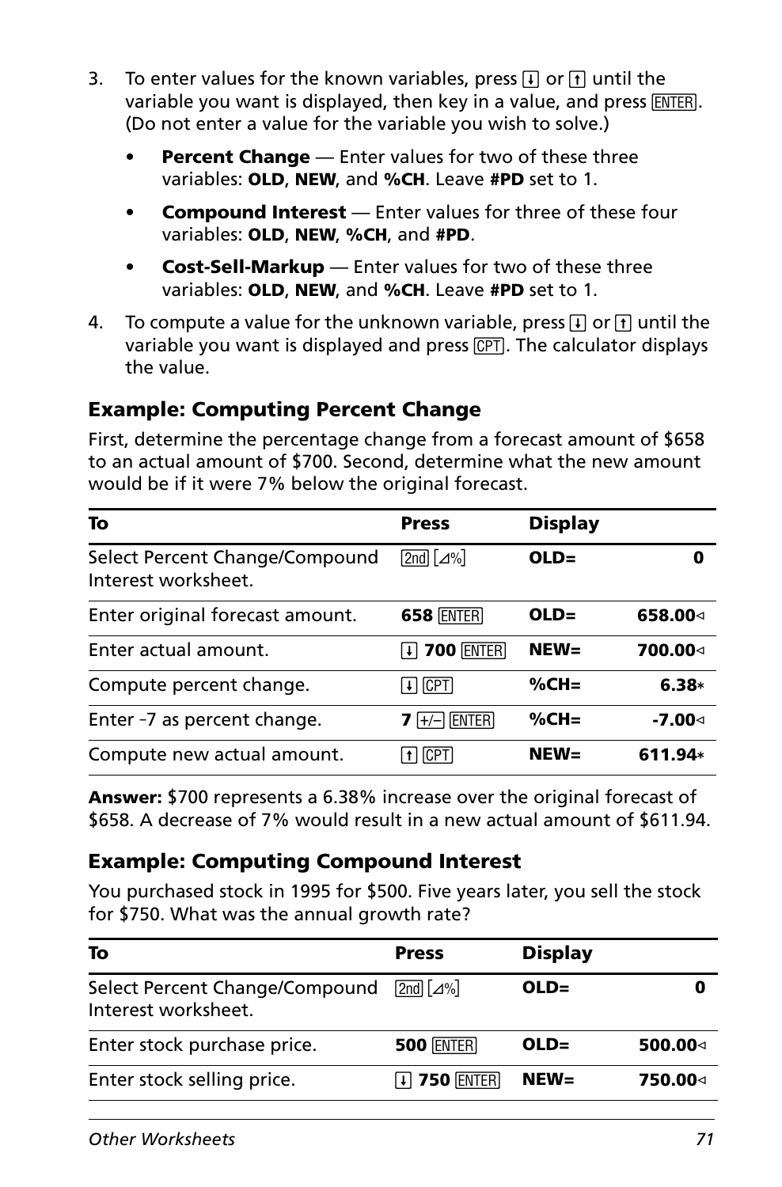3. To enter values for the known variables, press [↓] or [↑] until the variable you want is displayed, then key in a value, and press [ENTER]. (Do not enter a value for the variable you wish to solve.)

   - **Percent Change** — Enter values for two of these three variables: **OLD**, **NEW**, and **%CH**. Leave **#PD** set to 1.
   - **Compound Interest** — Enter values for three of these four variables: **OLD**, **NEW**, **%CH**, and **#PD**.
   - **Cost-Sell-Markup** — Enter values for two of these three variables: **OLD**, **NEW**, and **%CH**. Leave **#PD** set to 1.

4. To compute a value for the unknown variable, press [↓] or [↑] until the variable you want is displayed and press [CPT]. The calculator displays the value.

### Example: Computing Percent Change

First, determine the percentage change from a forecast amount of $658 to an actual amount of $700. Second, determine what the new amount would be if it were 7% below the original forecast.

| To | Press | Display | |
|---|---|---|---|
| Select Percent Change/Compound Interest worksheet. | [2nd] [Δ%] | **OLD=** | **0** |
| Enter original forecast amount. | **658** [ENTER] | **OLD=** | **658.00**◁ |
| Enter actual amount. | [↓] **700** [ENTER] | **NEW=** | **700.00**◁ |
| Compute percent change. | [↓] [CPT] | **%CH=** | **6.38*** |
| Enter –7 as percent change. | **7** [+/–] [ENTER] | **%CH=** | **-7.00**◁ |
| Compute new actual amount. | [↑] [CPT] | **NEW=** | **611.94*** |

**Answer:** $700 represents a 6.38% increase over the original forecast of $658. A decrease of 7% would result in a new actual amount of $611.94.

### Example: Computing Compound Interest

You purchased stock in 1995 for $500. Five years later, you sell the stock for $750. What was the annual growth rate?

| To | Press | Display | |
|---|---|---|---|
| Select Percent Change/Compound Interest worksheet. | [2nd] [Δ%] | **OLD=** | **0** |
| Enter stock purchase price. | **500** [ENTER] | **OLD=** | **500.00**◁ |
| Enter stock selling price. | [↓] **750** [ENTER] | **NEW=** | **750.00**◁ |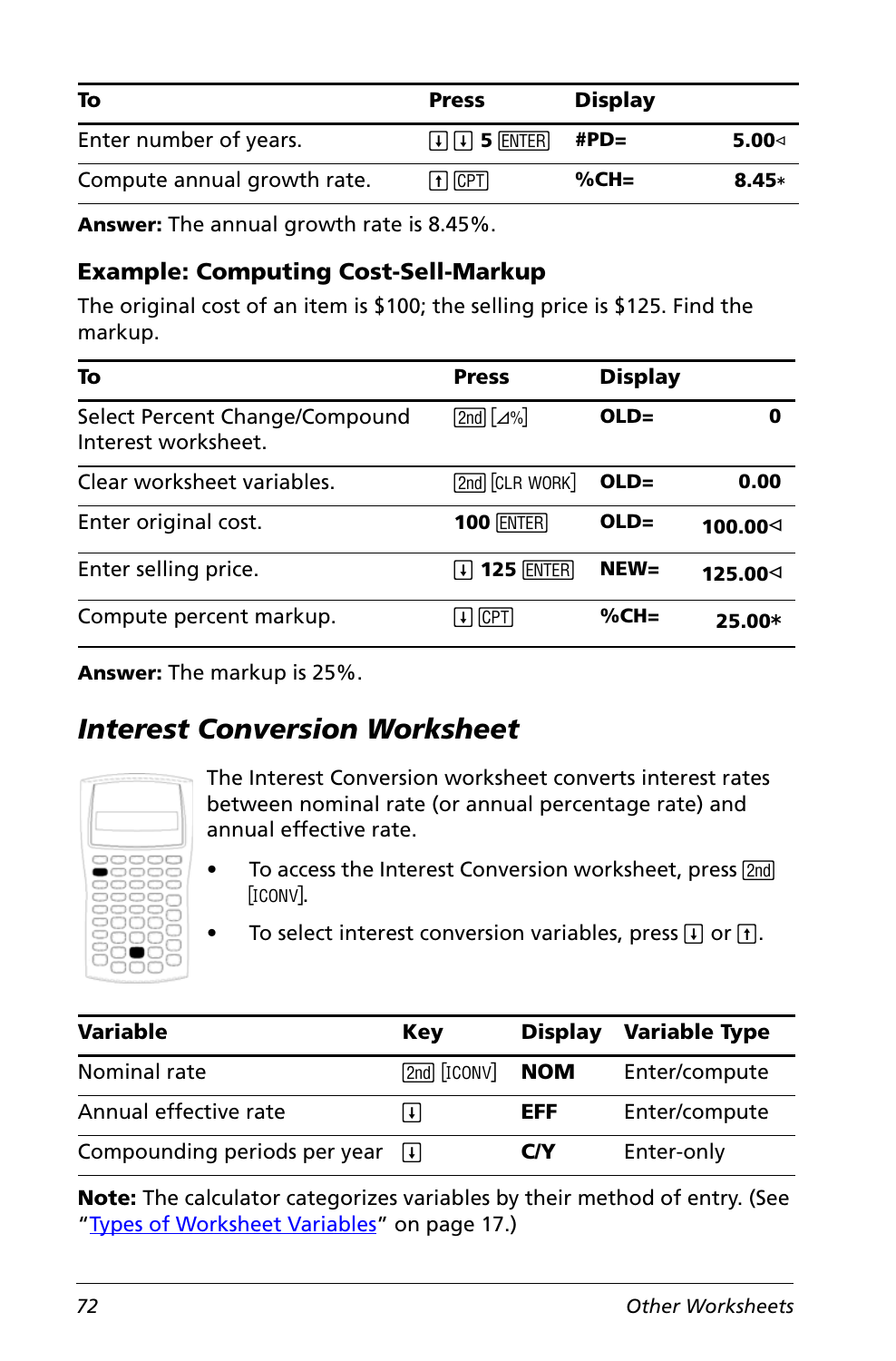| To | Press | Display | |
|---|---|---|---|
| Enter number of years. | ↓ ↓ 5 ENTER | #PD= | 5.00◁ |
| Compute annual growth rate. | ↑ CPT | %CH= | 8.45* |

**Answer:** The annual growth rate is 8.45%.

### Example: Computing Cost-Sell-Markup

The original cost of an item is $100; the selling price is $125. Find the markup.

| To | Press | Display | |
|---|---|---|---|
| Select Percent Change/Compound Interest worksheet. | 2nd [Δ%] | OLD= | 0 |
| Clear worksheet variables. | 2nd [CLR WORK] | OLD= | 0.00 |
| Enter original cost. | 100 ENTER | OLD= | 100.00◁ |
| Enter selling price. | ↓ 125 ENTER | NEW= | 125.00◁ |
| Compute percent markup. | ↓ CPT | %CH= | 25.00* |

**Answer:** The markup is 25%.

## *Interest Conversion Worksheet*

The Interest Conversion worksheet converts interest rates between nominal rate (or annual percentage rate) and annual effective rate.

- To access the Interest Conversion worksheet, press 2nd [ICONV].
- To select interest conversion variables, press ↓ or ↑.

| Variable | Key | Display | Variable Type |
|---|---|---|---|
| Nominal rate | 2nd [ICONV] | NOM | Enter/compute |
| Annual effective rate | ↓ | EFF | Enter/compute |
| Compounding periods per year | ↓ | C/Y | Enter-only |

**Note:** The calculator categorizes variables by their method of entry. (See "Types of Worksheet Variables" on page 17.)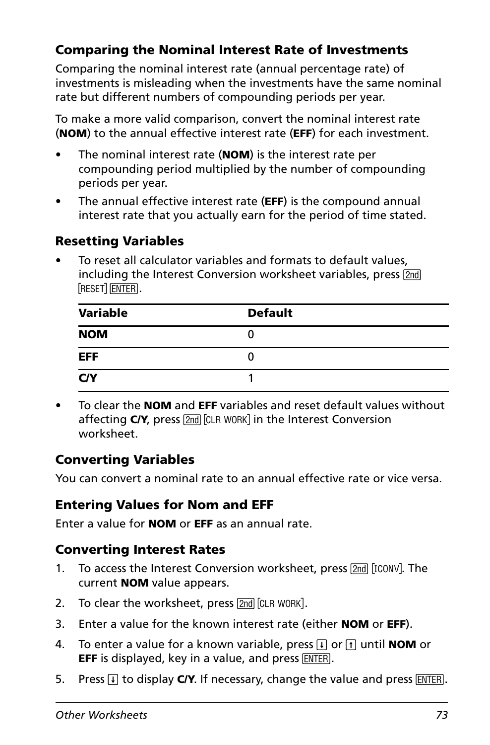### Comparing the Nominal Interest Rate of Investments

Comparing the nominal interest rate (annual percentage rate) of investments is misleading when the investments have the same nominal rate but different numbers of compounding periods per year.

To make a more valid comparison, convert the nominal interest rate (**NOM**) to the annual effective interest rate (**EFF**) for each investment.

- The nominal interest rate (**NOM**) is the interest rate per compounding period multiplied by the number of compounding periods per year.
- The annual effective interest rate (**EFF**) is the compound annual interest rate that you actually earn for the period of time stated.

### Resetting Variables

- To reset all calculator variables and formats to default values, including the Interest Conversion worksheet variables, press [2nd] [RESET] [ENTER].

| Variable | Default |
|---|---|
| **NOM** | 0 |
| **EFF** | 0 |
| **C/Y** | 1 |

- To clear the **NOM** and **EFF** variables and reset default values without affecting **C/Y**, press [2nd] [CLR WORK] in the Interest Conversion worksheet.

### Converting Variables

You can convert a nominal rate to an annual effective rate or vice versa.

### Entering Values for Nom and EFF

Enter a value for **NOM** or **EFF** as an annual rate.

### Converting Interest Rates

1. To access the Interest Conversion worksheet, press [2nd] [ICONV]. The current **NOM** value appears.
2. To clear the worksheet, press [2nd] [CLR WORK].
3. Enter a value for the known interest rate (either **NOM** or **EFF**).
4. To enter a value for a known variable, press [↓] or [↑] until **NOM** or **EFF** is displayed, key in a value, and press [ENTER].
5. Press [↓] to display **C/Y**. If necessary, change the value and press [ENTER].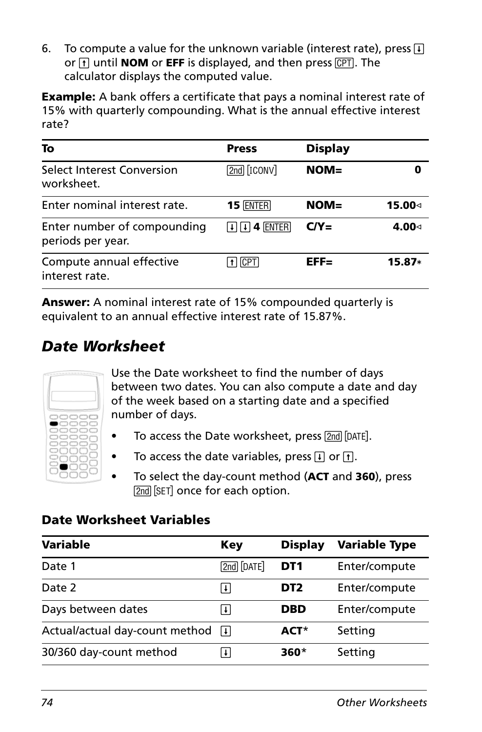6. To compute a value for the unknown variable (interest rate), press [↓] or [↑] until **NOM** or **EFF** is displayed, and then press [CPT]. The calculator displays the computed value.

**Example:** A bank offers a certificate that pays a nominal interest rate of 15% with quarterly compounding. What is the annual effective interest rate?

| To | Press | Display | |
|---|---|---|---|
| Select Interest Conversion worksheet. | [2nd] [ICONV] | **NOM=** | **0** |
| Enter nominal interest rate. | **15** [ENTER] | **NOM=** | **15.00◁** |
| Enter number of compounding periods per year. | [↓] [↓] **4** [ENTER] | **C/Y=** | **4.00◁** |
| Compute annual effective interest rate. | [↑] [CPT] | **EFF=** | **15.87*** |

**Answer:** A nominal interest rate of 15% compounded quarterly is equivalent to an annual effective interest rate of 15.87%.

## *Date Worksheet*

Use the Date worksheet to find the number of days between two dates. You can also compute a date and day of the week based on a starting date and a specified number of days.

- To access the Date worksheet, press [2nd] [DATE].
- To access the date variables, press [↓] or [↑].
- To select the day-count method (**ACT** and **360**), press [2nd] [SET] once for each option.

### Date Worksheet Variables

| Variable | Key | Display | Variable Type |
|---|---|---|---|
| Date 1 | [2nd] [DATE] | **DT1** | Enter/compute |
| Date 2 | [↓] | **DT2** | Enter/compute |
| Days between dates | [↓] | **DBD** | Enter/compute |
| Actual/actual day-count method | [↓] | **ACT*** | Setting |
| 30/360 day-count method | [↓] | **360*** | Setting |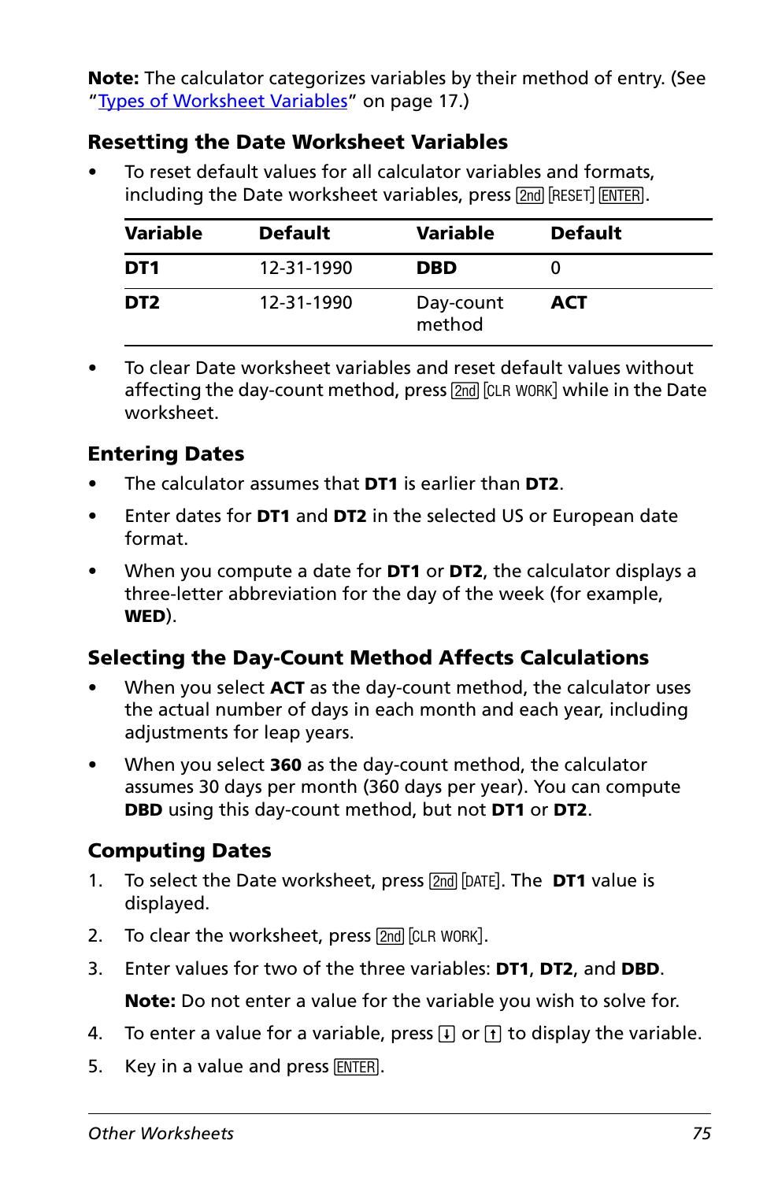**Note:** The calculator categorizes variables by their method of entry. (See "Types of Worksheet Variables" on page 17.)

### Resetting the Date Worksheet Variables

- To reset default values for all calculator variables and formats, including the Date worksheet variables, press [2nd] [RESET] [ENTER].

| Variable | Default | Variable | Default |
|---|---|---|---|
| **DT1** | 12-31-1990 | **DBD** | 0 |
| **DT2** | 12-31-1990 | Day-count method | **ACT** |

- To clear Date worksheet variables and reset default values without affecting the day-count method, press [2nd] [CLR WORK] while in the Date worksheet.

### Entering Dates

- The calculator assumes that **DT1** is earlier than **DT2**.
- Enter dates for **DT1** and **DT2** in the selected US or European date format.
- When you compute a date for **DT1** or **DT2**, the calculator displays a three-letter abbreviation for the day of the week (for example, **WED**).

### Selecting the Day-Count Method Affects Calculations

- When you select **ACT** as the day-count method, the calculator uses the actual number of days in each month and each year, including adjustments for leap years.
- When you select **360** as the day-count method, the calculator assumes 30 days per month (360 days per year). You can compute **DBD** using this day-count method, but not **DT1** or **DT2**.

### Computing Dates

1. To select the Date worksheet, press [2nd] [DATE]. The **DT1** value is displayed.
2. To clear the worksheet, press [2nd] [CLR WORK].
3. Enter values for two of the three variables: **DT1**, **DT2**, and **DBD**.

   **Note:** Do not enter a value for the variable you wish to solve for.
4. To enter a value for a variable, press [↓] or [↑] to display the variable.
5. Key in a value and press [ENTER].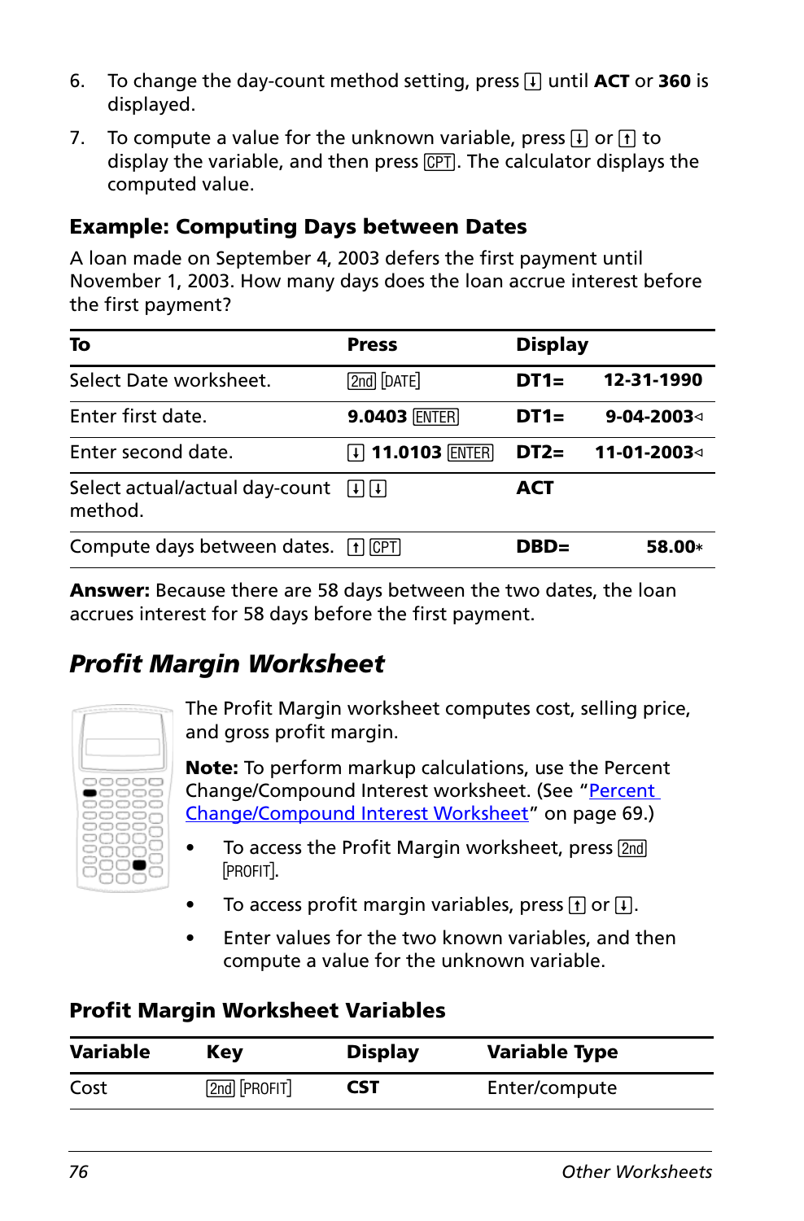6. To change the day-count method setting, press [↓] until **ACT** or **360** is displayed.

7. To compute a value for the unknown variable, press [↓] or [↑] to display the variable, and then press [CPT]. The calculator displays the computed value.

### Example: Computing Days between Dates

A loan made on September 4, 2003 defers the first payment until November 1, 2003. How many days does the loan accrue interest before the first payment?

| To | Press | Display | |
|---|---|---|---|
| Select Date worksheet. | [2nd] [DATE] | **DT1=** | **12-31-1990** |
| Enter first date. | **9.0403** [ENTER] | **DT1=** | **9-04-2003◁** |
| Enter second date. | [↓] **11.0103** [ENTER] | **DT2=** | **11-01-2003◁** |
| Select actual/actual day-count method. | [↓] [↓] | **ACT** | |
| Compute days between dates. | [↑] [CPT] | **DBD=** | **58.00*** |

**Answer:** Because there are 58 days between the two dates, the loan accrues interest for 58 days before the first payment.

## *Profit Margin Worksheet*

The Profit Margin worksheet computes cost, selling price, and gross profit margin.

**Note:** To perform markup calculations, use the Percent Change/Compound Interest worksheet. (See "Percent Change/Compound Interest Worksheet" on page 69.)

- To access the Profit Margin worksheet, press [2nd] [PROFIT].
- To access profit margin variables, press [↑] or [↓].
- Enter values for the two known variables, and then compute a value for the unknown variable.

### Profit Margin Worksheet Variables

| Variable | Key | Display | Variable Type |
|---|---|---|---|
| Cost | [2nd] [PROFIT] | **CST** | Enter/compute |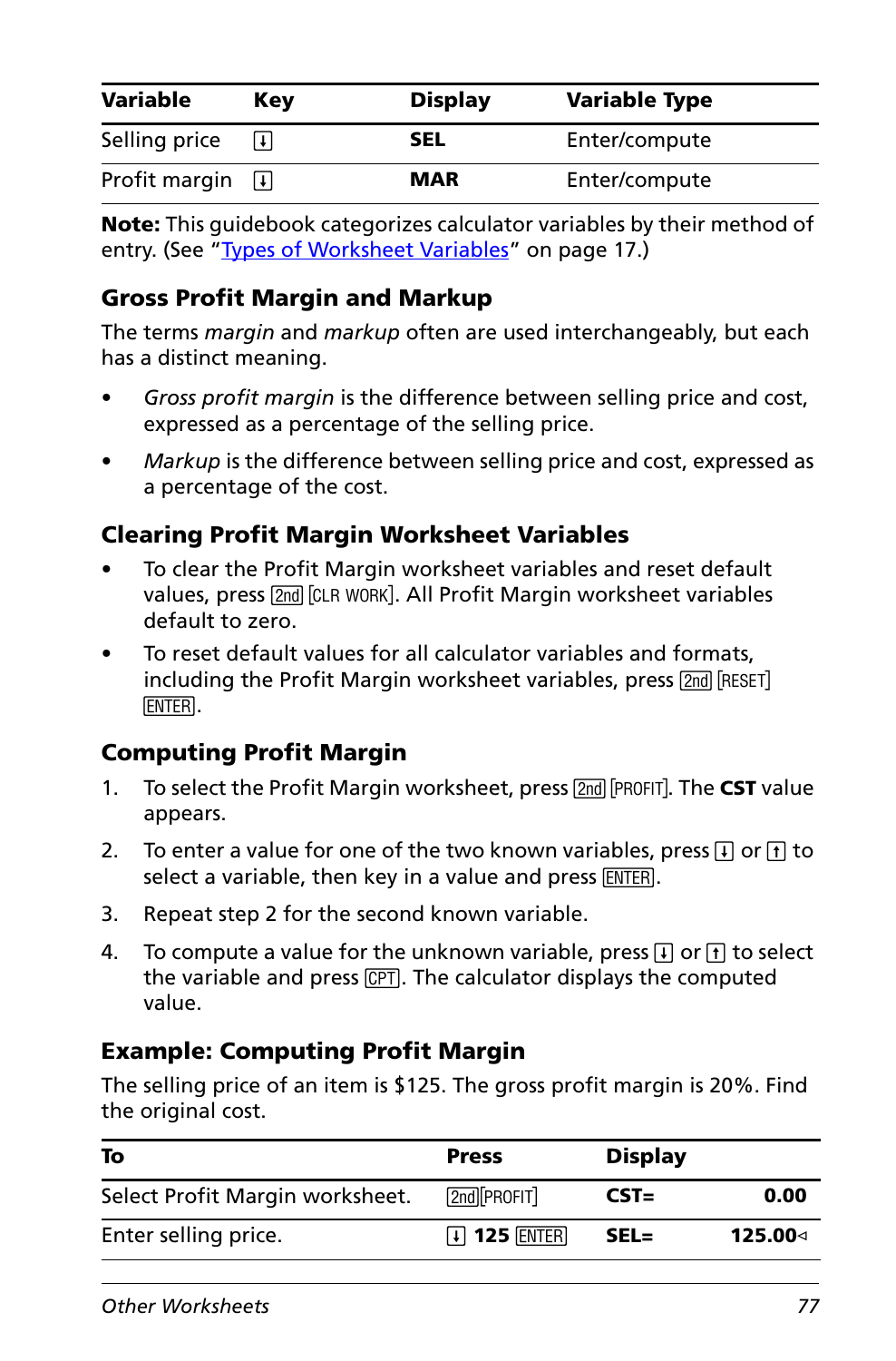| Variable | Key | Display | Variable Type |
|---|---|---|---|
| Selling price | [↓] | **SEL** | Enter/compute |
| Profit margin | [↓] | **MAR** | Enter/compute |

**Note:** This guidebook categorizes calculator variables by their method of entry. (See "Types of Worksheet Variables" on page 17.)

## Gross Profit Margin and Markup

The terms *margin* and *markup* often are used interchangeably, but each has a distinct meaning.

- *Gross profit margin* is the difference between selling price and cost, expressed as a percentage of the selling price.
- *Markup* is the difference between selling price and cost, expressed as a percentage of the cost.

## Clearing Profit Margin Worksheet Variables

- To clear the Profit Margin worksheet variables and reset default values, press [2nd] [CLR WORK]. All Profit Margin worksheet variables default to zero.
- To reset default values for all calculator variables and formats, including the Profit Margin worksheet variables, press [2nd] [RESET] [ENTER].

## Computing Profit Margin

1. To select the Profit Margin worksheet, press [2nd] [PROFIT]. The **CST** value appears.
2. To enter a value for one of the two known variables, press [↓] or [↑] to select a variable, then key in a value and press [ENTER].
3. Repeat step 2 for the second known variable.
4. To compute a value for the unknown variable, press [↓] or [↑] to select the variable and press [CPT]. The calculator displays the computed value.

## Example: Computing Profit Margin

The selling price of an item is $125. The gross profit margin is 20%. Find the original cost.

| To | Press | Display | |
|---|---|---|---|
| Select Profit Margin worksheet. | [2nd][PROFIT] | **CST=** | **0.00** |
| Enter selling price. | [↓] **125** [ENTER] | **SEL=** | **125.00◁** |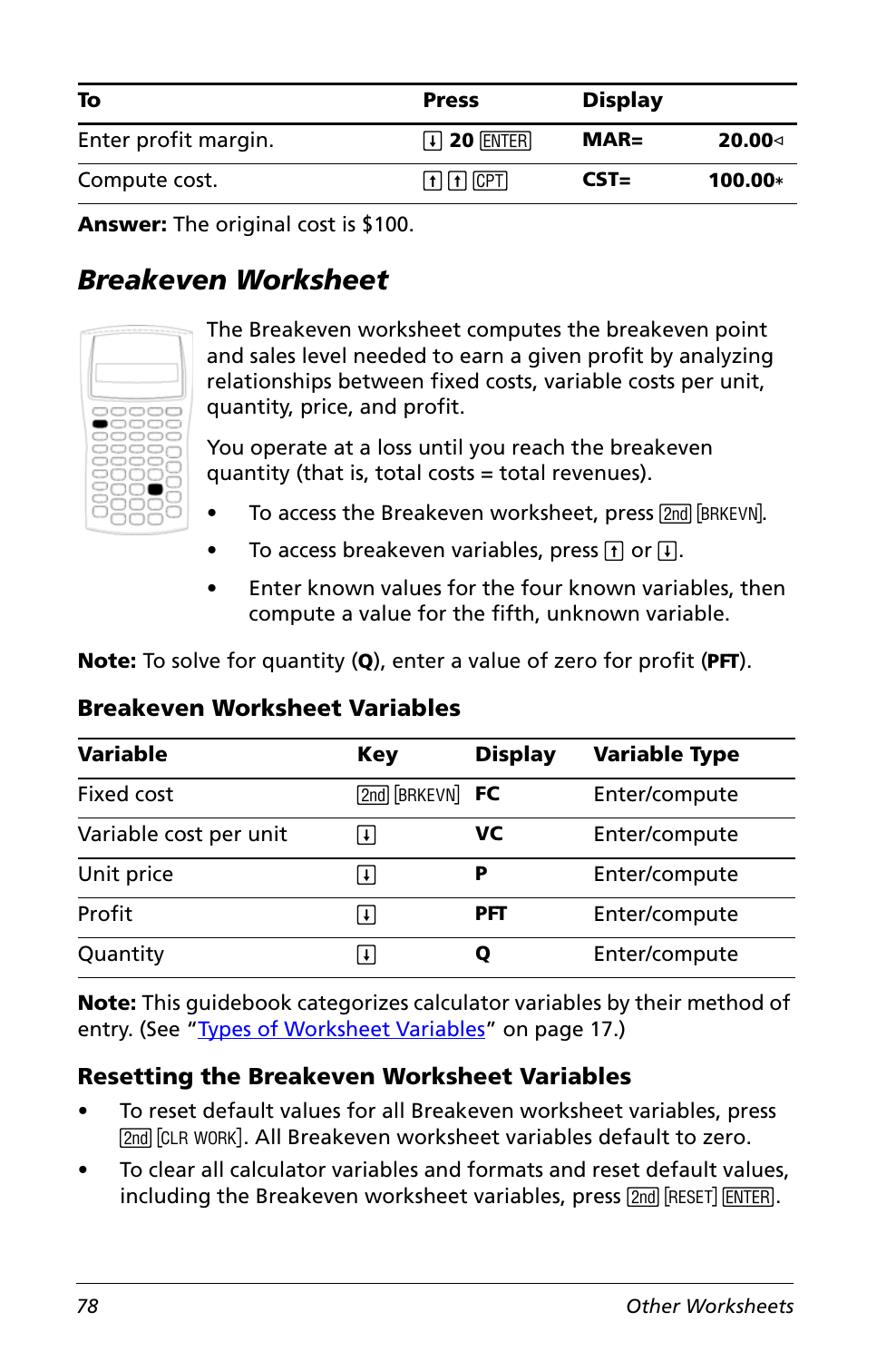| To | Press | Display | |
|---|---|---|---|
| Enter profit margin. | ↓ 20 ENTER | MAR= | 20.00◁ |
| Compute cost. | ↑ ↑ CPT | CST= | 100.00* |

**Answer:** The original cost is $100.

## *Breakeven Worksheet*

The Breakeven worksheet computes the breakeven point and sales level needed to earn a given profit by analyzing relationships between fixed costs, variable costs per unit, quantity, price, and profit.

You operate at a loss until you reach the breakeven quantity (that is, total costs = total revenues).

- To access the Breakeven worksheet, press 2nd [BRKEVN].
- To access breakeven variables, press ↑ or ↓.
- Enter known values for the four known variables, then compute a value for the fifth, unknown variable.

**Note:** To solve for quantity (**Q**), enter a value of zero for profit (**PFT**).

### Breakeven Worksheet Variables

| Variable | Key | Display | Variable Type |
|---|---|---|---|
| Fixed cost | 2nd [BRKEVN] | FC | Enter/compute |
| Variable cost per unit | ↓ | VC | Enter/compute |
| Unit price | ↓ | P | Enter/compute |
| Profit | ↓ | PFT | Enter/compute |
| Quantity | ↓ | Q | Enter/compute |

**Note:** This guidebook categorizes calculator variables by their method of entry. (See "Types of Worksheet Variables" on page 17.)

### Resetting the Breakeven Worksheet Variables

- To reset default values for all Breakeven worksheet variables, press 2nd [CLR WORK]. All Breakeven worksheet variables default to zero.
- To clear all calculator variables and formats and reset default values, including the Breakeven worksheet variables, press 2nd [RESET] ENTER.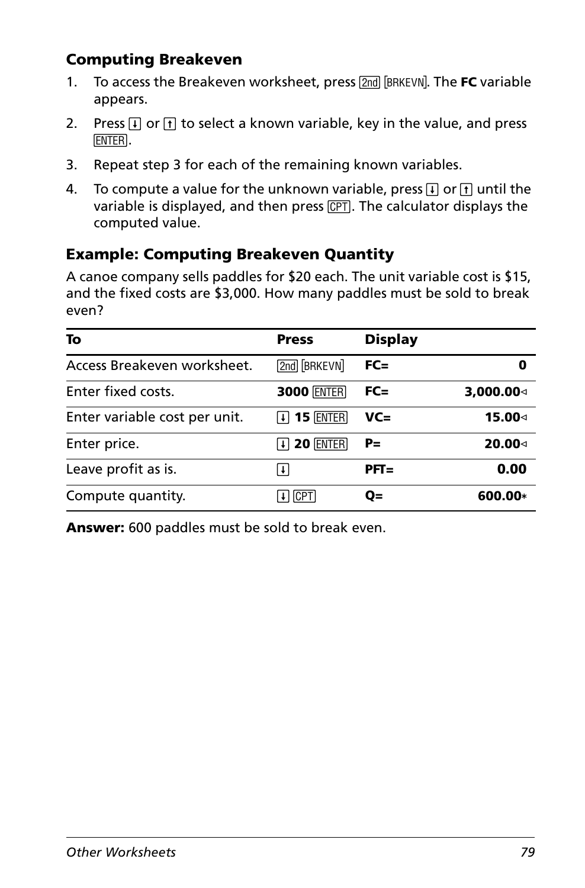### Computing Breakeven

1. To access the Breakeven worksheet, press [2nd] [BRKEVN]. The **FC** variable appears.
2. Press [↓] or [↑] to select a known variable, key in the value, and press [ENTER].
3. Repeat step 3 for each of the remaining known variables.
4. To compute a value for the unknown variable, press [↓] or [↑] until the variable is displayed, and then press [CPT]. The calculator displays the computed value.

### Example: Computing Breakeven Quantity

A canoe company sells paddles for $20 each. The unit variable cost is $15, and the fixed costs are $3,000. How many paddles must be sold to break even?

| To | Press | Display | |
|---|---|---|---|
| Access Breakeven worksheet. | [2nd] [BRKEVN] | **FC=** | **0** |
| Enter fixed costs. | **3000** [ENTER] | **FC=** | **3,000.00**◃ |
| Enter variable cost per unit. | [↓] **15** [ENTER] | **VC=** | **15.00**◃ |
| Enter price. | [↓] **20** [ENTER] | **P=** | **20.00**◃ |
| Leave profit as is. | [↓] | **PFT=** | **0.00** |
| Compute quantity. | [↓] [CPT] | **Q=** | **600.00***|

**Answer:** 600 paddles must be sold to break even.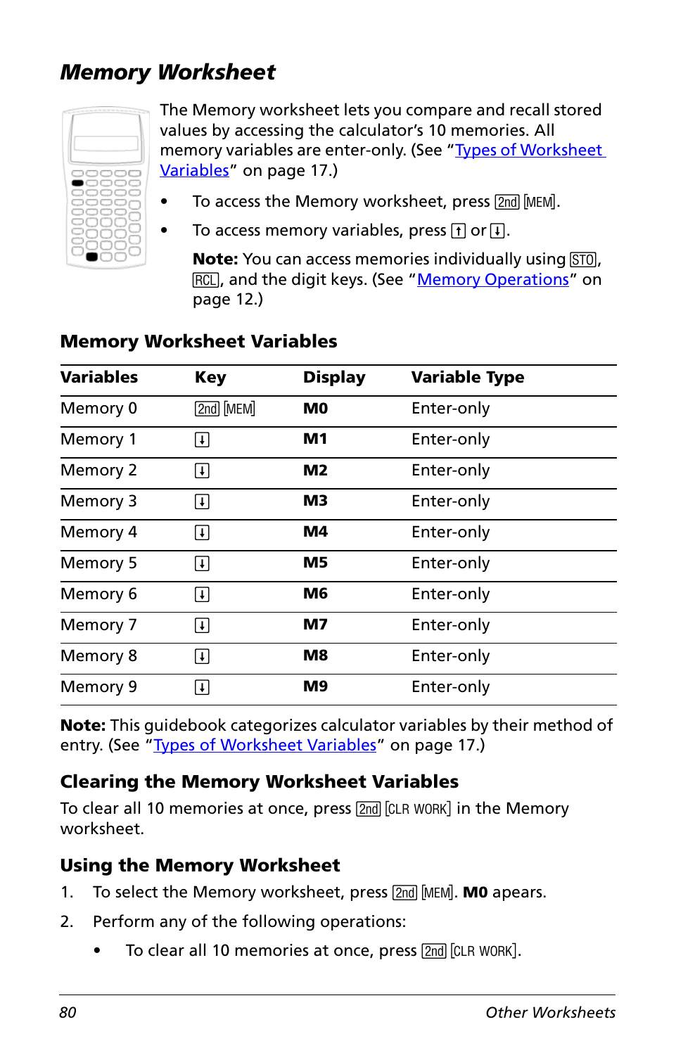## *Memory Worksheet*

The Memory worksheet lets you compare and recall stored values by accessing the calculator's 10 memories. All memory variables are enter-only. (See "Types of Worksheet Variables" on page 17.)

- To access the Memory worksheet, press [2nd] [MEM].
- To access memory variables, press [↑] or [↓].

  **Note:** You can access memories individually using [STO], [RCL], and the digit keys. (See "Memory Operations" on page 12.)

### Memory Worksheet Variables

| Variables | Key | Display | Variable Type |
|---|---|---|---|
| Memory 0 | [2nd] [MEM] | **M0** | Enter-only |
| Memory 1 | [↓] | **M1** | Enter-only |
| Memory 2 | [↓] | **M2** | Enter-only |
| Memory 3 | [↓] | **M3** | Enter-only |
| Memory 4 | [↓] | **M4** | Enter-only |
| Memory 5 | [↓] | **M5** | Enter-only |
| Memory 6 | [↓] | **M6** | Enter-only |
| Memory 7 | [↓] | **M7** | Enter-only |
| Memory 8 | [↓] | **M8** | Enter-only |
| Memory 9 | [↓] | **M9** | Enter-only |

**Note:** This guidebook categorizes calculator variables by their method of entry. (See "Types of Worksheet Variables" on page 17.)

### Clearing the Memory Worksheet Variables

To clear all 10 memories at once, press [2nd] [CLR WORK] in the Memory worksheet.

### Using the Memory Worksheet

1. To select the Memory worksheet, press [2nd] [MEM]. **M0** apears.
2. Perform any of the following operations:
   - To clear all 10 memories at once, press [2nd] [CLR WORK].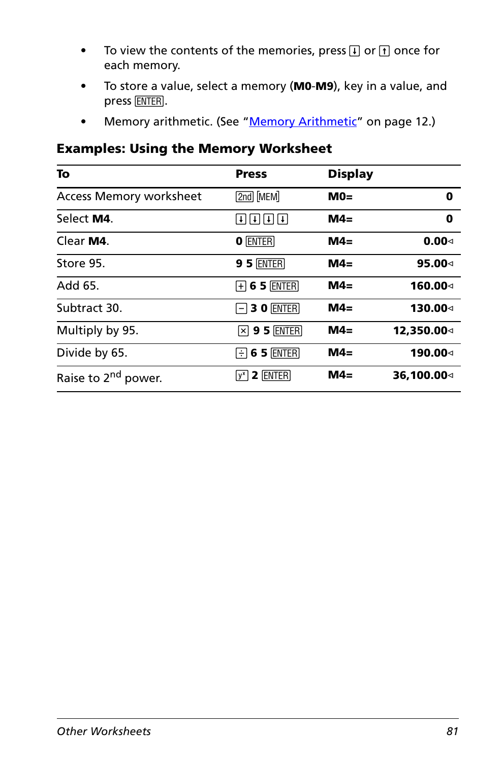- To view the contents of the memories, press [↓] or [↑] once for each memory.
- To store a value, select a memory (**M0**-**M9**), key in a value, and press [ENTER].
- Memory arithmetic. (See "Memory Arithmetic" on page 12.)

### Examples: Using the Memory Worksheet

| To | Press | Display | |
|---|---|---|---|
| Access Memory worksheet | [2nd] [MEM] | **M0=** | **0** |
| Select **M4**. | [↓] [↓] [↓] [↓] | **M4=** | **0** |
| Clear **M4**. | **0** [ENTER] | **M4=** | **0.00◃** |
| Store 95. | **9 5** [ENTER] | **M4=** | **95.00◃** |
| Add 65. | [+] **6 5** [ENTER] | **M4=** | **160.00◃** |
| Subtract 30. | [−] **3 0** [ENTER] | **M4=** | **130.00◃** |
| Multiply by 95. | [×] **9 5** [ENTER] | **M4=** | **12,350.00◃** |
| Divide by 65. | [÷] **6 5** [ENTER] | **M4=** | **190.00◃** |
| Raise to 2nd power. | [$y^x$] **2** [ENTER] | **M4=** | **36,100.00◃** |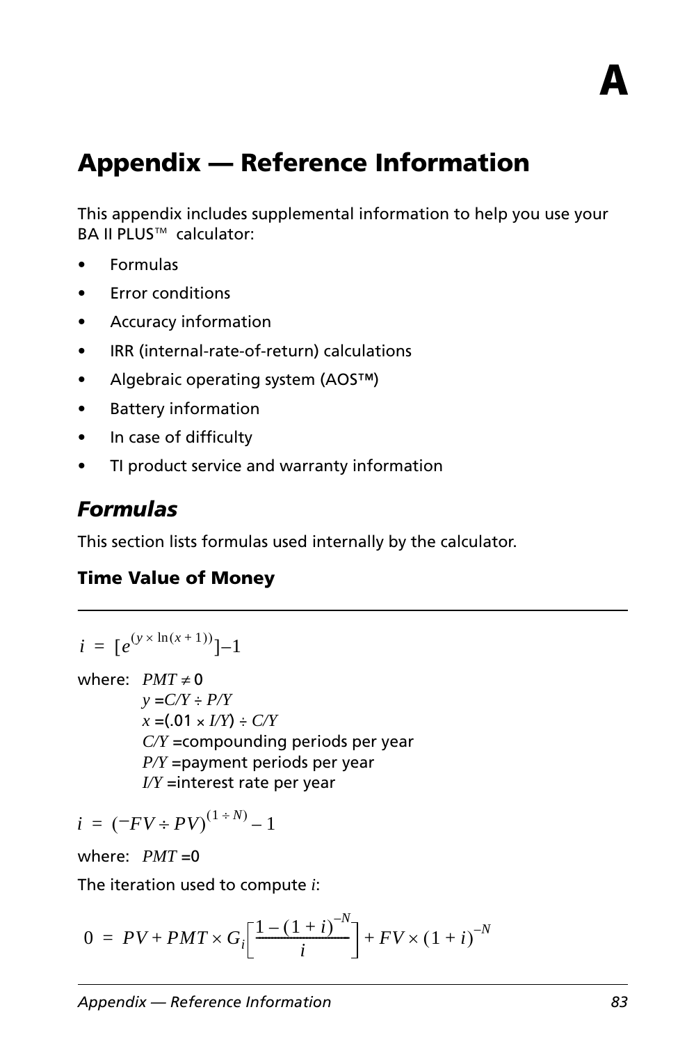# A

# Appendix — Reference Information

This appendix includes supplemental information to help you use your BA II PLUS™ calculator:

- Formulas
- Error conditions
- Accuracy information
- IRR (internal-rate-of-return) calculations
- Algebraic operating system (AOS™)
- Battery information
- In case of difficulty
- TI product service and warranty information

## *Formulas*

This section lists formulas used internally by the calculator.

### Time Value of Money

$$i = [e^{(y \times \ln(x+1))}] - 1$$

where: $PMT \neq 0$
$y = C/Y \div P/Y$
$x = (.01 \times I/Y) \div C/Y$
$C/Y$ = compounding periods per year
$P/Y$ = payment periods per year
$I/Y$ = interest rate per year

$$i = (-FV \div PV)^{(1 \div N)} - 1$$

where: $PMT = 0$

The iteration used to compute $i$:

$$0 = PV + PMT \times G_i \left[ \frac{1 - (1+i)^{-N}}{i} \right] + FV \times (1+i)^{-N}$$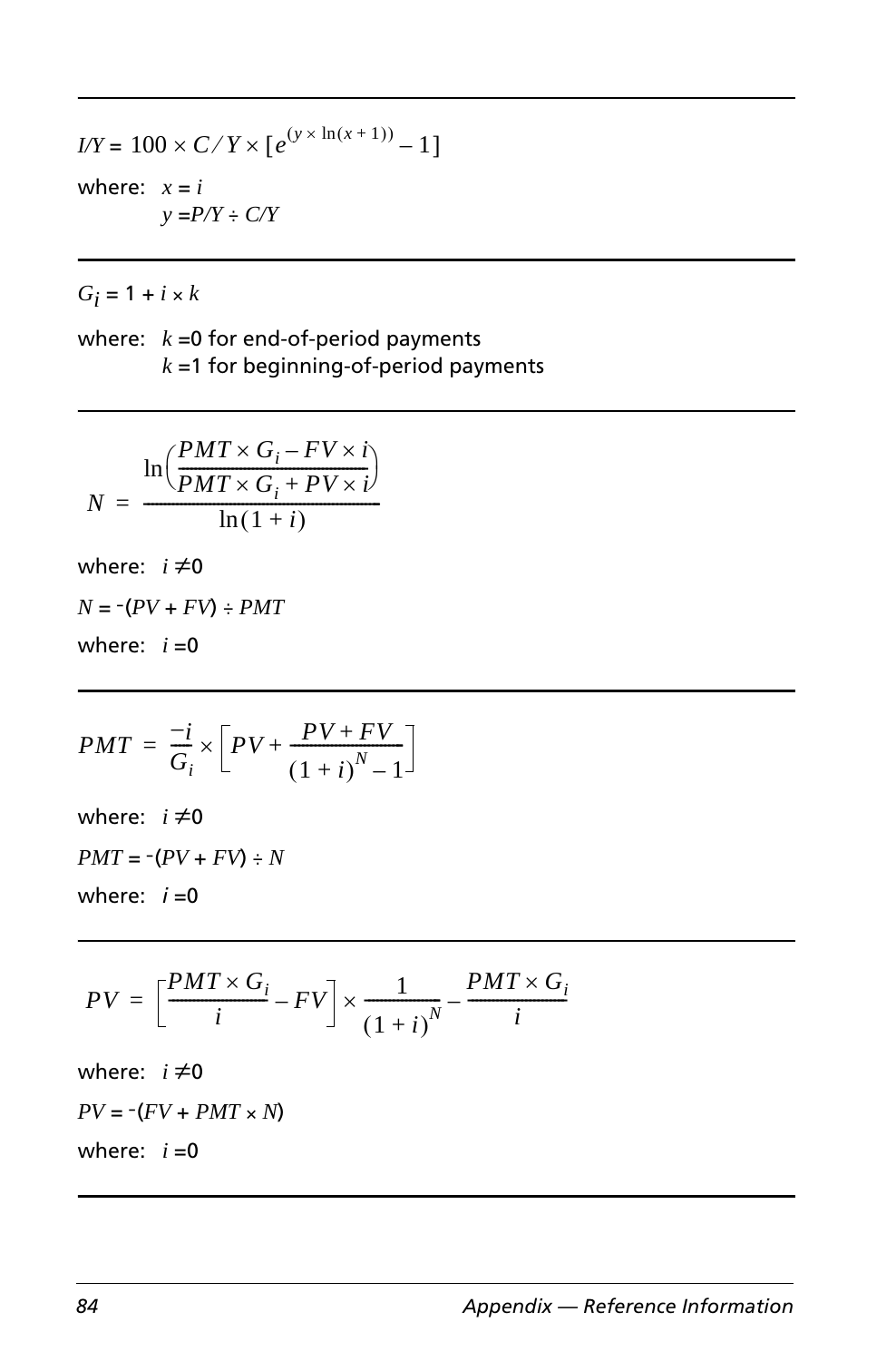$I/Y = 100 \times C/Y \times [e^{(y \times \ln(x+1))} - 1]$

where: $x = i$

$y = P/Y \div C/Y$

---

$G_i = 1 + i \times k$

where: $k = 0$ for end-of-period payments

$k = 1$ for beginning-of-period payments

---

$$N = \frac{\ln\left(\frac{PMT \times G_i - FV \times i}{PMT \times G_i + PV \times i}\right)}{\ln(1+i)}$$

where: $i \neq 0$

$N = -(PV + FV) \div PMT$

where: $i = 0$

---

$$PMT = \frac{-i}{G_i} \times \left[PV + \frac{PV + FV}{(1+i)^N - 1}\right]$$

where: $i \neq 0$

$PMT = -(PV + FV) \div N$

where: $i = 0$

---

$$PV = \left[\frac{PMT \times G_i}{i} - FV\right] \times \frac{1}{(1+i)^N} - \frac{PMT \times G_i}{i}$$

where: $i \neq 0$

$PV = -(FV + PMT \times N)$

where: $i = 0$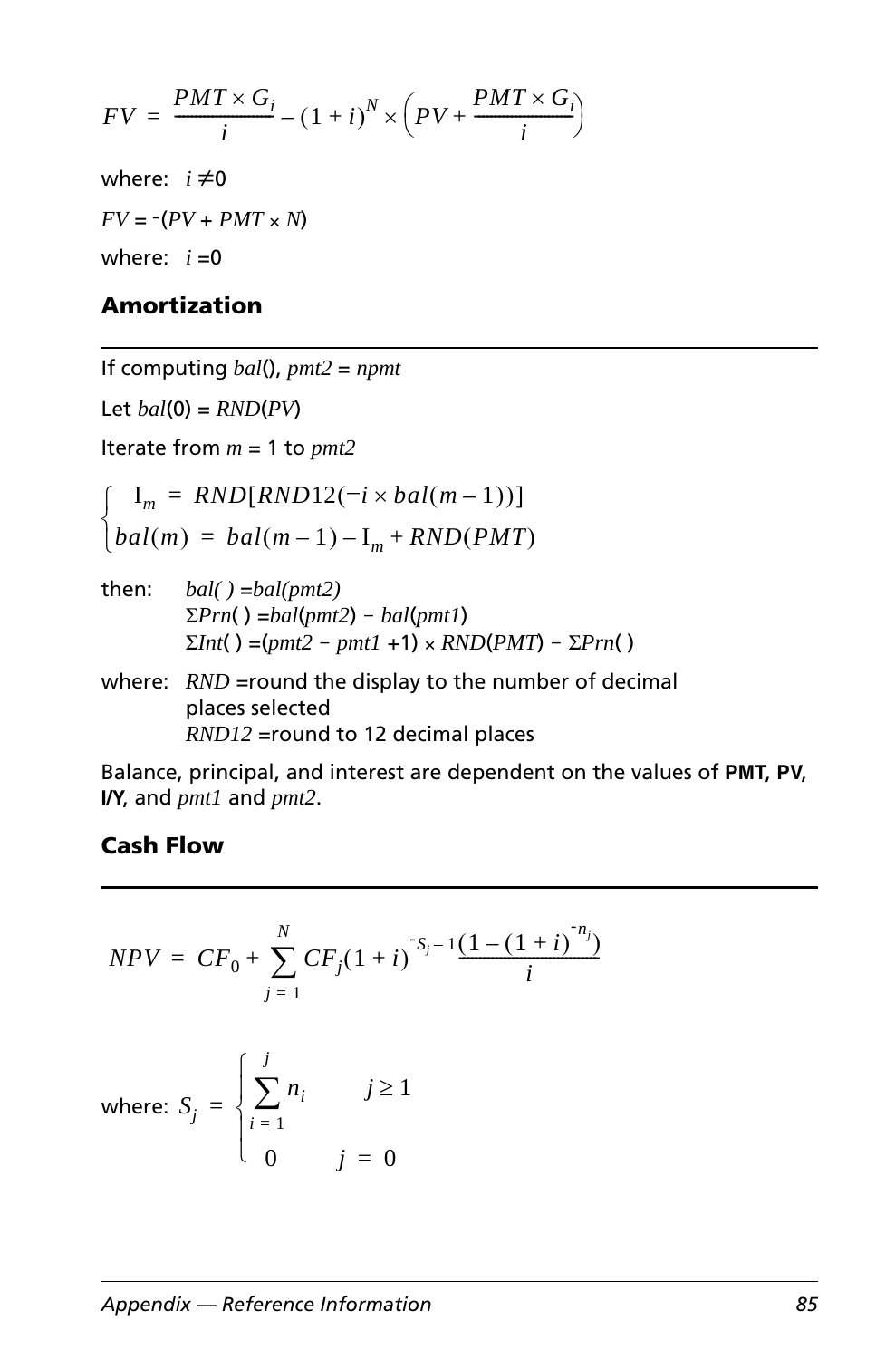$$FV = \frac{PMT \times G_i}{i} - (1 + i)^N \times \left(PV + \frac{PMT \times G_i}{i}\right)$$

where: $i \neq 0$

$FV = -(PV + PMT \times N)$

where: $i = 0$

## Amortization

If computing $bal()$, $pmt2 = npmt$

Let $bal(0) = RND(PV)$

Iterate from $m = 1$ to $pmt2$

$$\begin{cases} I_m = RND[RND12(-i \times bal(m-1))] \\ bal(m) = bal(m-1) - I_m + RND(PMT) \end{cases}$$

then: $bal() = bal(pmt2)$
$\Sigma Prn() = bal(pmt2) - bal(pmt1)$
$\Sigma Int() = (pmt2 - pmt1 + 1) \times RND(PMT) - \Sigma Prn()$

where: $RND$ = round the display to the number of decimal places selected
$RND12$ = round to 12 decimal places

Balance, principal, and interest are dependent on the values of **PMT**, **PV**, **I/Y**, and $pmt1$ and $pmt2$.

## Cash Flow

$$NPV = CF_0 + \sum_{j=1}^{N} CF_j (1 + i)^{-S_j - 1} \frac{(1 - (1 + i)^{-n_j})}{i}$$

where: $S_j = \begin{cases} \sum_{i=1}^{j} n_i & j \geq 1 \\ 0 & j = 0 \end{cases}$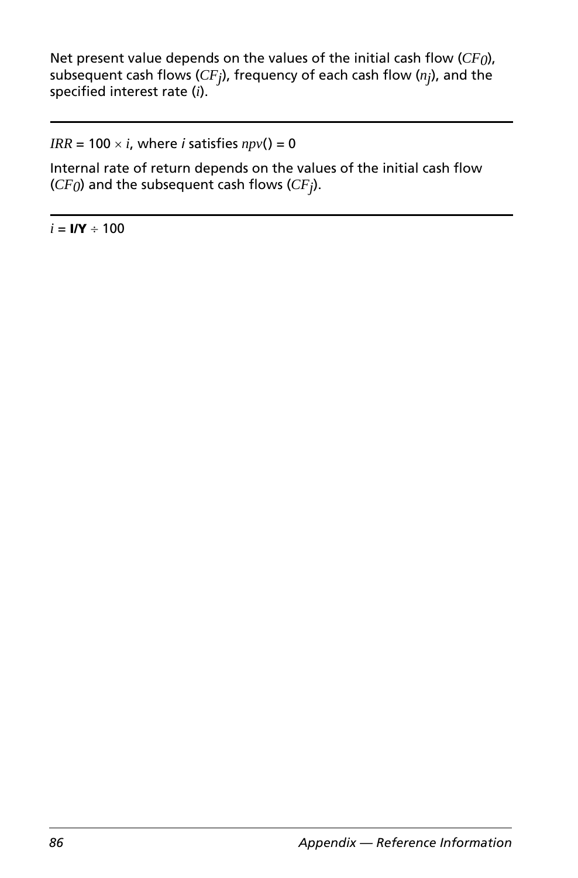Net present value depends on the values of the initial cash flow ($CF_0$), subsequent cash flows ($CF_j$), frequency of each cash flow ($n_j$), and the specified interest rate ($i$).

---

$IRR = 100 \times i$, where $i$ satisfies $npv() = 0$

Internal rate of return depends on the values of the initial cash flow ($CF_0$) and the subsequent cash flows ($CF_j$).

---

$i$ = **I/Y** $\div$ 100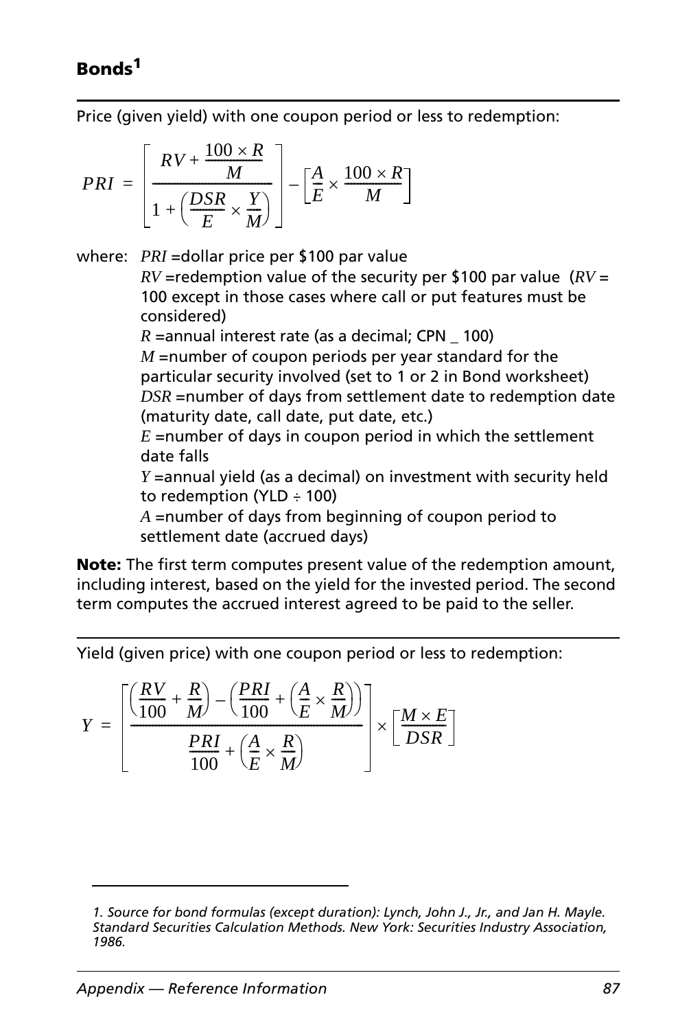## Bonds[1]

Price (given yield) with one coupon period or less to redemption:

$$PRI = \left[\frac{RV + \frac{100 \times R}{M}}{1 + \left(\frac{DSR}{E} \times \frac{Y}{M}\right)}\right] - \left[\frac{A}{E} \times \frac{100 \times R}{M}\right]$$

where: $PRI$ =dollar price per \$100 par value

$RV$ =redemption value of the security per \$100 par value ($RV$ = 100 except in those cases where call or put features must be considered)

$R$ =annual interest rate (as a decimal; CPN _ 100)

$M$ =number of coupon periods per year standard for the particular security involved (set to 1 or 2 in Bond worksheet)

$DSR$ =number of days from settlement date to redemption date (maturity date, call date, put date, etc.)

$E$ =number of days in coupon period in which the settlement date falls

$Y$ =annual yield (as a decimal) on investment with security held to redemption (YLD ÷ 100)

$A$ =number of days from beginning of coupon period to settlement date (accrued days)

**Note:** The first term computes present value of the redemption amount, including interest, based on the yield for the invested period. The second term computes the accrued interest agreed to be paid to the seller.

---

Yield (given price) with one coupon period or less to redemption:

$$Y = \left[\frac{\left(\frac{RV}{100} + \frac{R}{M}\right) - \left(\frac{PRI}{100} + \left(\frac{A}{E} \times \frac{R}{M}\right)\right)}{\frac{PRI}{100} + \left(\frac{A}{E} \times \frac{R}{M}\right)}\right] \times \left[\frac{M \times E}{DSR}\right]$$

---

*1. Source for bond formulas (except duration): Lynch, John J., Jr., and Jan H. Mayle. Standard Securities Calculation Methods. New York: Securities Industry Association, 1986.*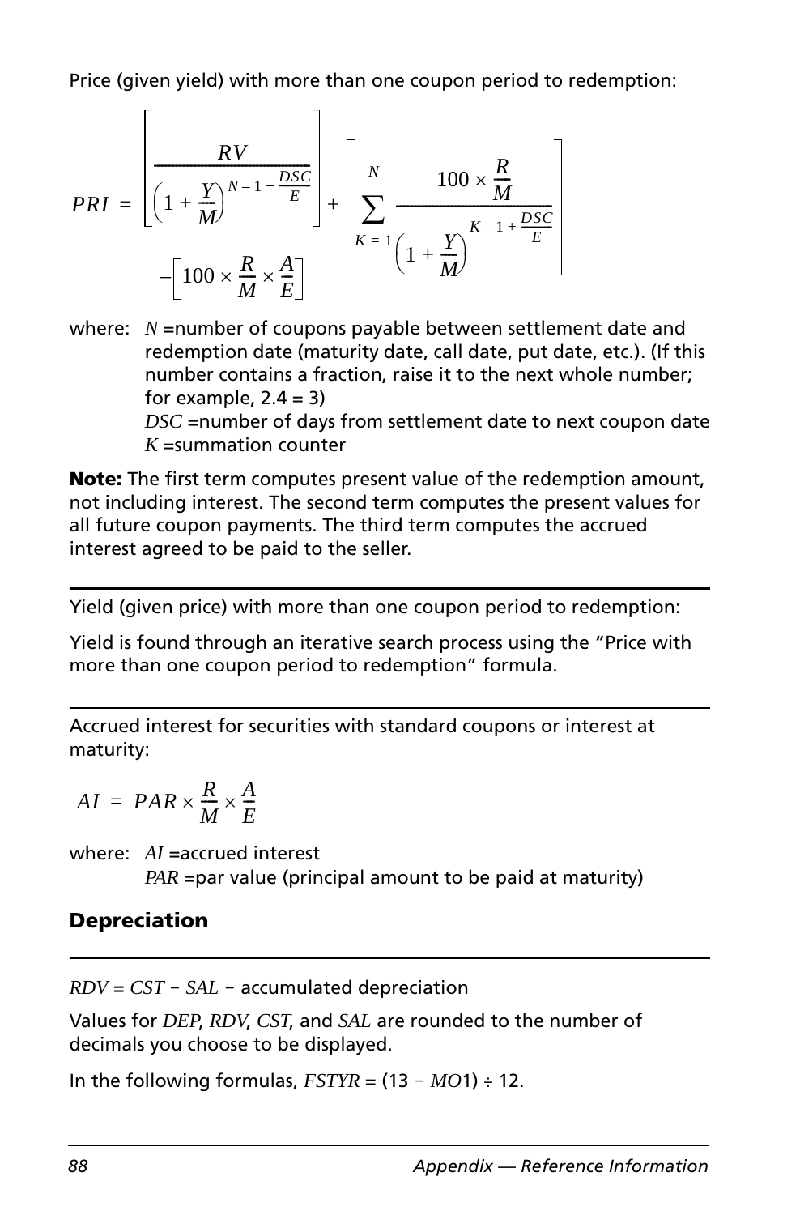Price (given yield) with more than one coupon period to redemption:

$$PRI = \left[\frac{RV}{\left(1 + \frac{Y}{M}\right)^{N - 1 + \frac{DSC}{E}}}\right] + \left[\sum_{K=1}^{N} \frac{100 \times \frac{R}{M}}{\left(1 + \frac{Y}{M}\right)^{K - 1 + \frac{DSC}{E}}}\right] - \left[100 \times \frac{R}{M} \times \frac{A}{E}\right]$$

where: $N$ =number of coupons payable between settlement date and redemption date (maturity date, call date, put date, etc.). (If this number contains a fraction, raise it to the next whole number; for example, 2.4 = 3)
$DSC$ =number of days from settlement date to next coupon date
$K$ =summation counter

**Note:** The first term computes present value of the redemption amount, not including interest. The second term computes the present values for all future coupon payments. The third term computes the accrued interest agreed to be paid to the seller.

---

Yield (given price) with more than one coupon period to redemption:

Yield is found through an iterative search process using the "Price with more than one coupon period to redemption" formula.

---

Accrued interest for securities with standard coupons or interest at maturity:

$$AI = PAR \times \frac{R}{M} \times \frac{A}{E}$$

where: $AI$ =accrued interest
$PAR$ =par value (principal amount to be paid at maturity)

## Depreciation

---

$RDV = CST - SAL -$ accumulated depreciation

Values for $DEP$, $RDV$, $CST$, and $SAL$ are rounded to the number of decimals you choose to be displayed.

In the following formulas, $FSTYR = (13 - MO1) \div 12$.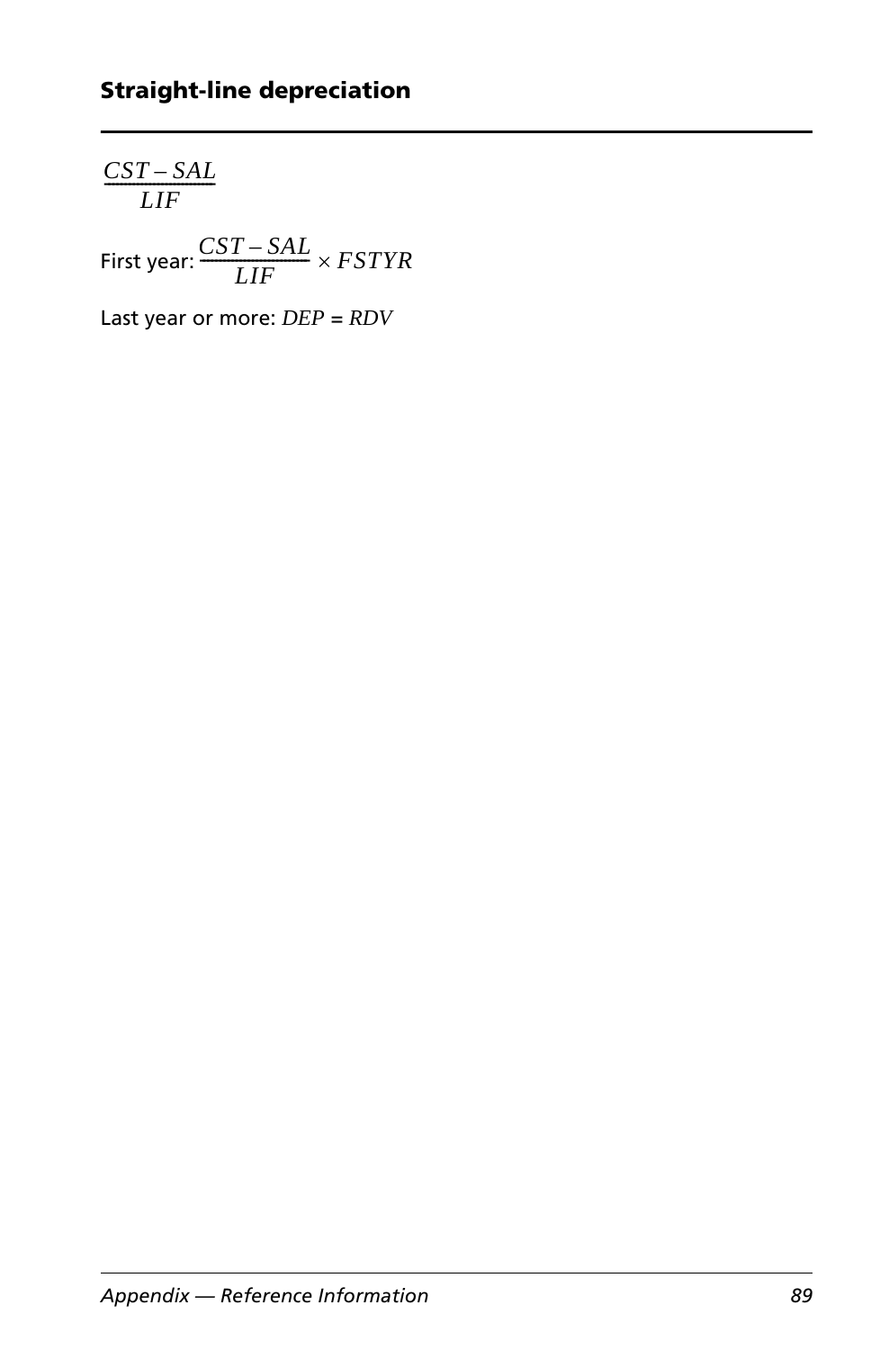### Straight-line depreciation

$$\frac{CST - SAL}{LIF}$$

First year: $\frac{CST - SAL}{LIF} \times FSTYR$

Last year or more: $DEP = RDV$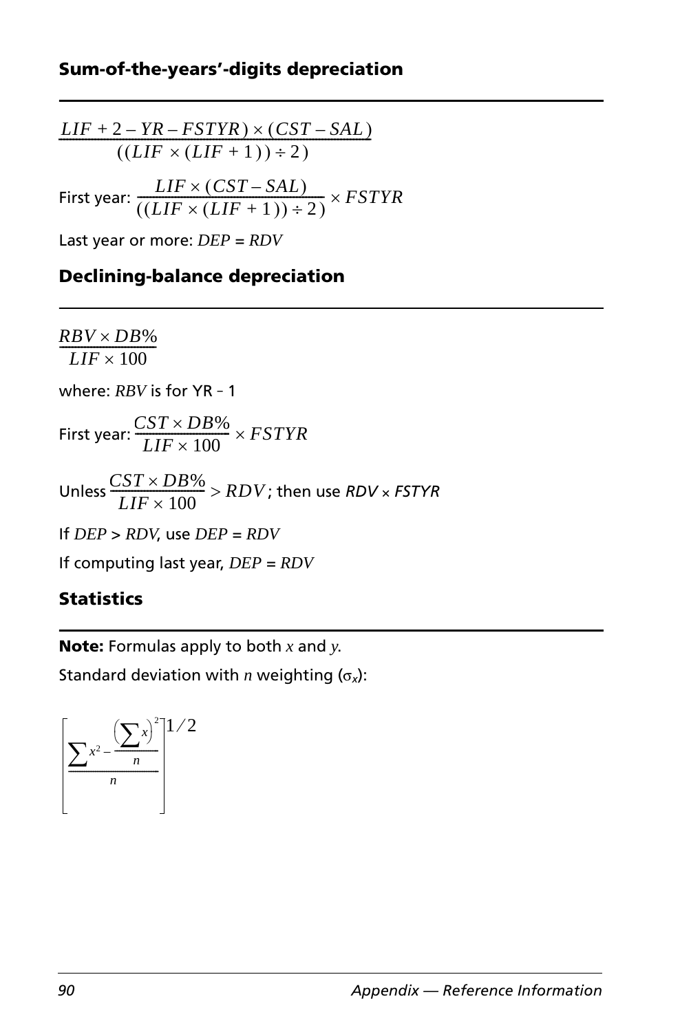### Sum-of-the-years'-digits depreciation

$$\frac{LIF + 2 - YR - FSTYR) \times (CST - SAL)}{((LIF \times (LIF + 1)) \div 2)}$$

First year: $\dfrac{LIF \times (CST - SAL)}{((LIF \times (LIF + 1)) \div 2)} \times FSTYR$

Last year or more: $DEP = RDV$

### Declining-balance depreciation

$$\frac{RBV \times DB\%}{LIF \times 100}$$

where: $RBV$ is for YR – 1

First year: $\dfrac{CST \times DB\%}{LIF \times 100} \times FSTYR$

Unless $\dfrac{CST \times DB\%}{LIF \times 100} > RDV$; then use $RDV \times FSTYR$

If $DEP > RDV$, use $DEP = RDV$

If computing last year, $DEP = RDV$

### Statistics

**Note:** Formulas apply to both $x$ and $y$.

Standard deviation with $n$ weighting ($\sigma_x$):

$$\left[\frac{\sum x^2 - \frac{\left(\sum x\right)^2}{n}}{n}\right]^{1/2}$$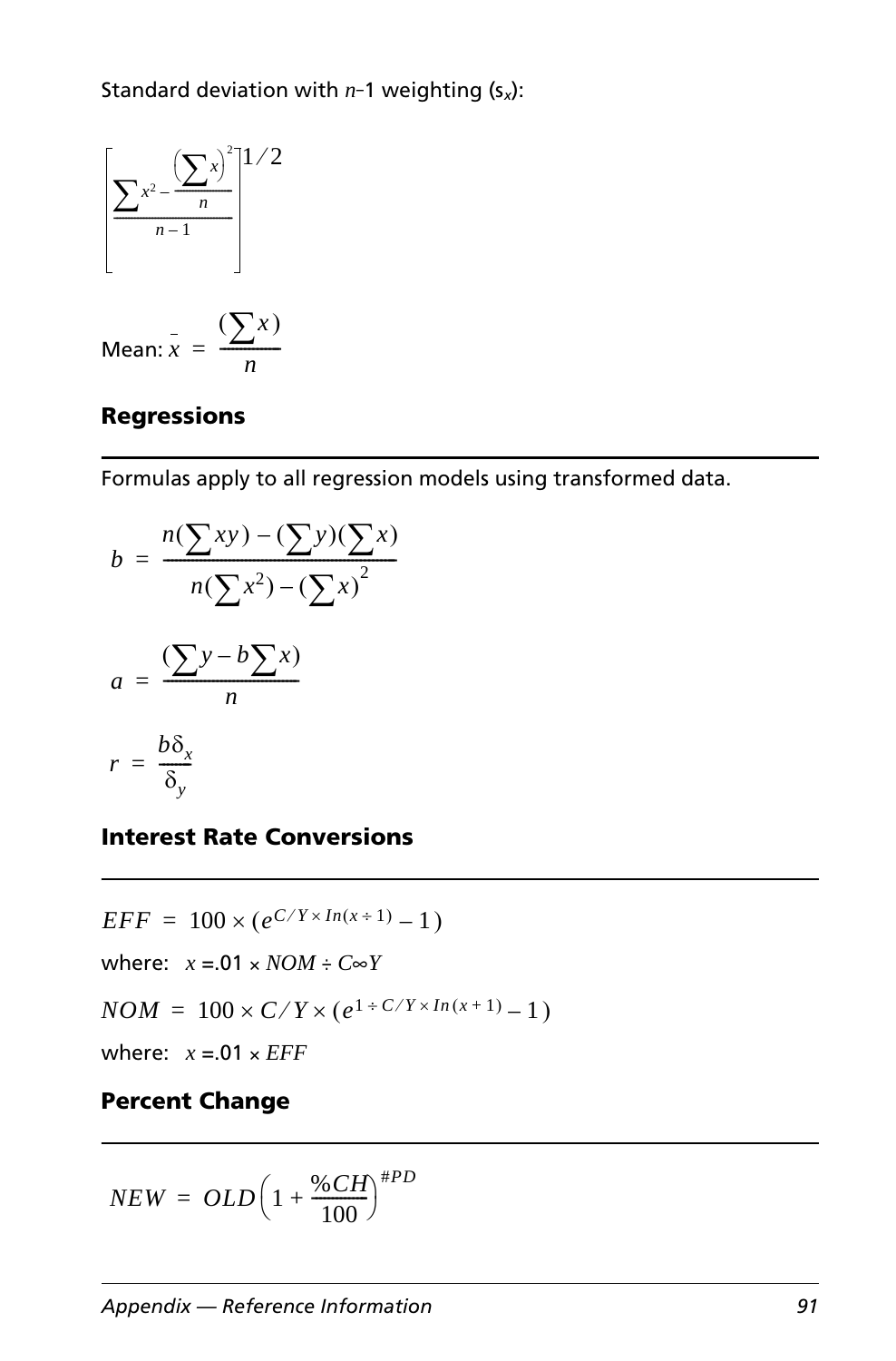Standard deviation with $n$–1 weighting ($s_x$):

$$\left[\frac{\sum x^2 - \frac{\left(\sum x\right)^2}{n}}{n-1}\right]^{1/2}$$

Mean: $\bar{x} = \dfrac{(\sum x)}{n}$

### Regressions

Formulas apply to all regression models using transformed data.

$$b = \frac{n(\sum xy) - (\sum y)(\sum x)}{n(\sum x^2) - (\sum x)^2}$$

$$a = \frac{(\sum y - b\sum x)}{n}$$

$$r = \frac{b\delta_x}{\delta_y}$$

### Interest Rate Conversions

$$EFF = 100 \times (e^{C/Y \times In(x \div 1)} - 1)$$

where: $x = .01 \times NOM \div C \infty Y$

$$NOM = 100 \times C/Y \times (e^{1 \div C/Y \times In(x+1)} - 1)$$

where: $x = .01 \times EFF$

### Percent Change

$$NEW = OLD\left(1 + \frac{\%CH}{100}\right)^{\#PD}$$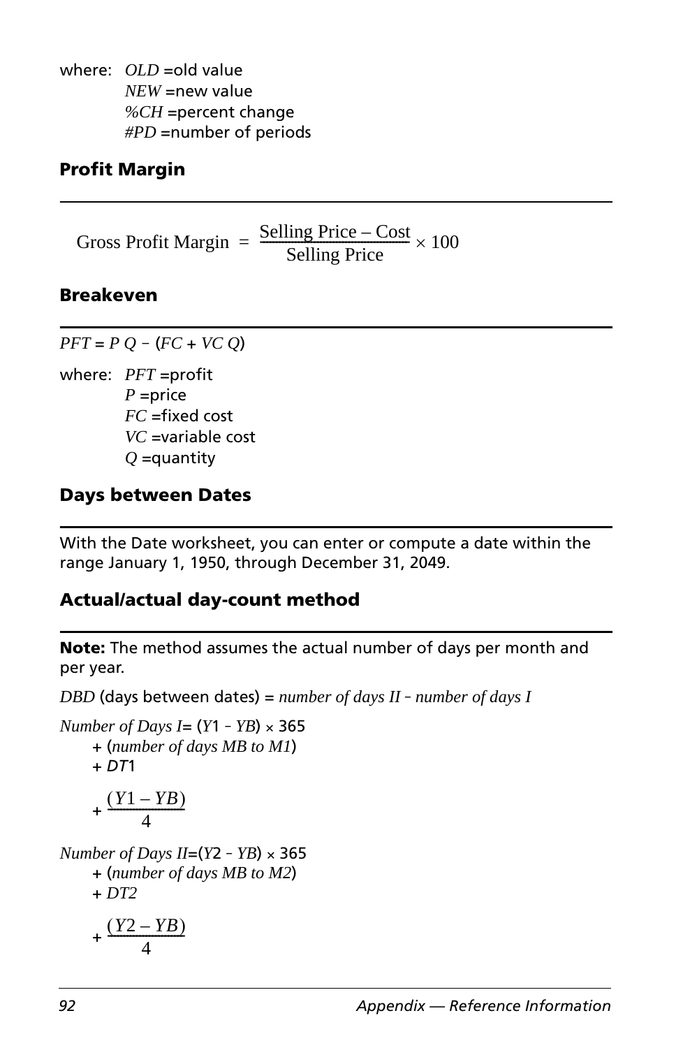where: $OLD$ = old value
$NEW$ = new value
$\%CH$ = percent change
$\#PD$ = number of periods

## Profit Margin

$$\text{Gross Profit Margin} = \frac{\text{Selling Price} - \text{Cost}}{\text{Selling Price}} \times 100$$

## Breakeven

$$PFT = P\,Q - (FC + VC\,Q)$$

where: $PFT$ = profit
$P$ = price
$FC$ = fixed cost
$VC$ = variable cost
$Q$ = quantity

## Days between Dates

With the Date worksheet, you can enter or compute a date within the range January 1, 1950, through December 31, 2049.

## Actual/actual day-count method

**Note:** The method assumes the actual number of days per month and per year.

$DBD$ (days between dates) = $\textit{number of days II} - \textit{number of days I}$

$$\textit{Number of Days I} = (Y1 - YB) \times 365 + (\textit{number of days MB to M1}) + DT1 + \frac{(Y1 - YB)}{4}$$

$$\textit{Number of Days II} = (Y2 - YB) \times 365 + (\textit{number of days MB to M2}) + DT2 + \frac{(Y2 - YB)}{4}$$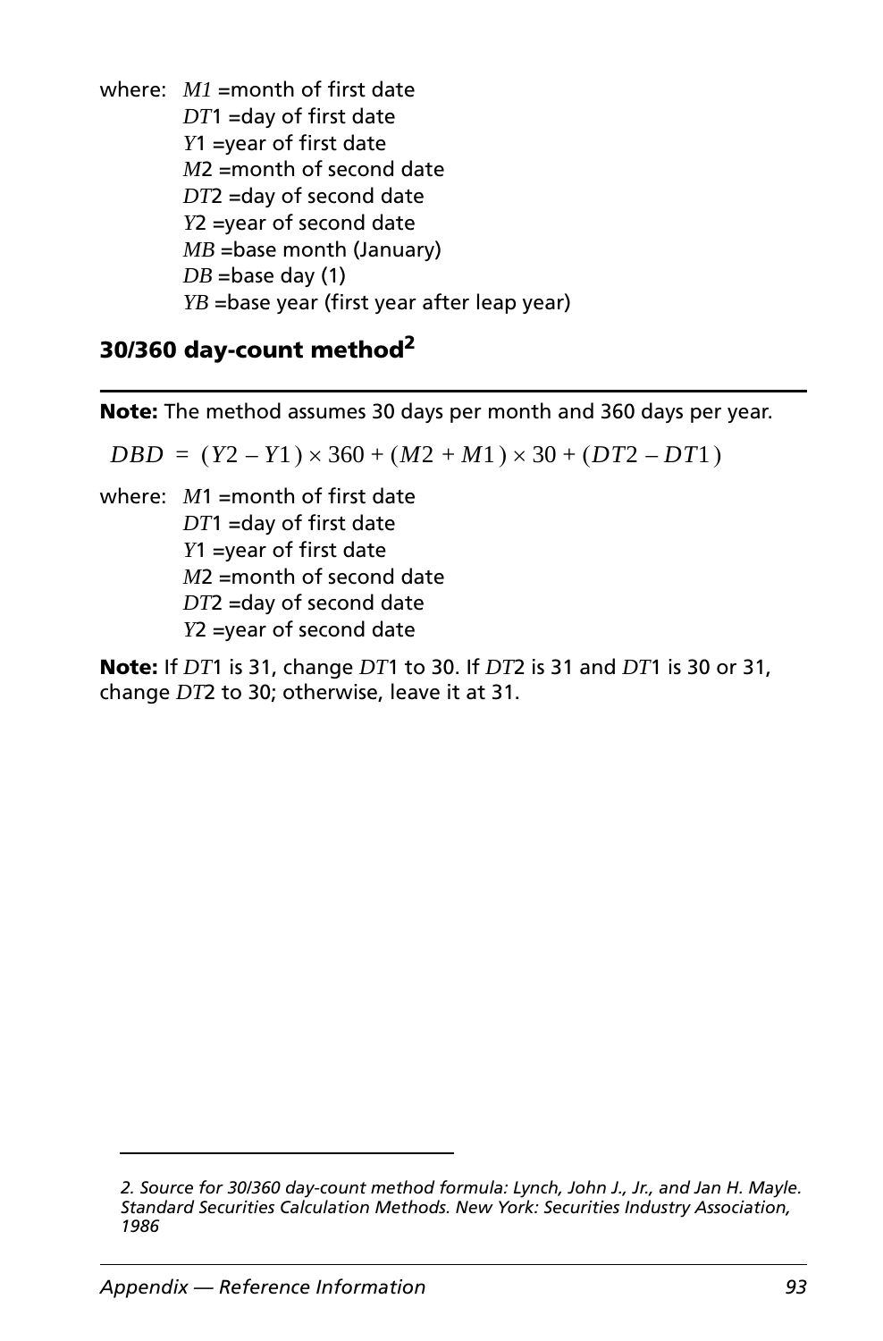where: $M1$ =month of first date
$DT1$ =day of first date
$Y1$ =year of first date
$M2$ =month of second date
$DT2$ =day of second date
$Y2$ =year of second date
$MB$ =base month (January)
$DB$ =base day (1)
$YB$ =base year (first year after leap year)

### 30/360 day-count method[2]

**Note:** The method assumes 30 days per month and 360 days per year.

$$DBD = (Y2 - Y1) \times 360 + (M2 + M1) \times 30 + (DT2 - DT1)$$

where: $M1$ =month of first date
$DT1$ =day of first date
$Y1$ =year of first date
$M2$ =month of second date
$DT2$ =day of second date
$Y2$ =year of second date

**Note:** If $DT1$ is 31, change $DT1$ to 30. If $DT2$ is 31 and $DT1$ is 30 or 31, change $DT2$ to 30; otherwise, leave it at 31.

---

*2. Source for 30/360 day-count method formula: Lynch, John J., Jr., and Jan H. Mayle. Standard Securities Calculation Methods. New York: Securities Industry Association, 1986*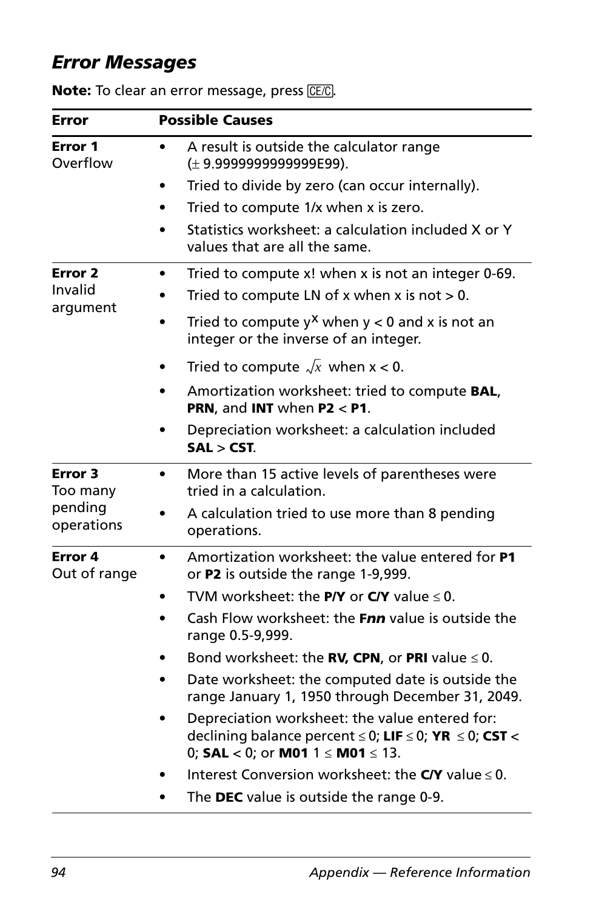## *Error Messages*

**Note:** To clear an error message, press [CE/C].

| Error | Possible Causes |
|---|---|
| **Error 1** Overflow | • A result is outside the calculator range (± 9.9999999999999E99).<br>• Tried to divide by zero (can occur internally).<br>• Tried to compute 1/x when x is zero.<br>• Statistics worksheet: a calculation included X or Y values that are all the same. |
| **Error 2** Invalid argument | • Tried to compute x! when x is not an integer 0-69.<br>• Tried to compute LN of x when x is not > 0.<br>• Tried to compute $y^x$ when y < 0 and x is not an integer or the inverse of an integer.<br>• Tried to compute $\sqrt{x}$ when x < 0.<br>• Amortization worksheet: tried to compute **BAL**, **PRN**, and **INT** when **P2** < **P1**.<br>• Depreciation worksheet: a calculation included **SAL** > **CST**. |
| **Error 3** Too many pending operations | • More than 15 active levels of parentheses were tried in a calculation.<br>• A calculation tried to use more than 8 pending operations. |
| **Error 4** Out of range | • Amortization worksheet: the value entered for **P1** or **P2** is outside the range 1-9,999.<br>• TVM worksheet: the **P/Y** or **C/Y** value ≤ 0.<br>• Cash Flow worksheet: the **F*nn*** value is outside the range 0.5-9,999.<br>• Bond worksheet: the **RV, CPN**, or **PRI** value ≤ 0.<br>• Date worksheet: the computed date is outside the range January 1, 1950 through December 31, 2049.<br>• Depreciation worksheet: the value entered for: declining balance percent ≤ 0; **LIF** ≤ 0; **YR** ≤ 0; **CST** < 0; **SAL** < 0; or **M01** 1 ≤ **M01** ≤ 13.<br>• Interest Conversion worksheet: the **C/Y** value ≤ 0.<br>• The **DEC** value is outside the range 0-9. |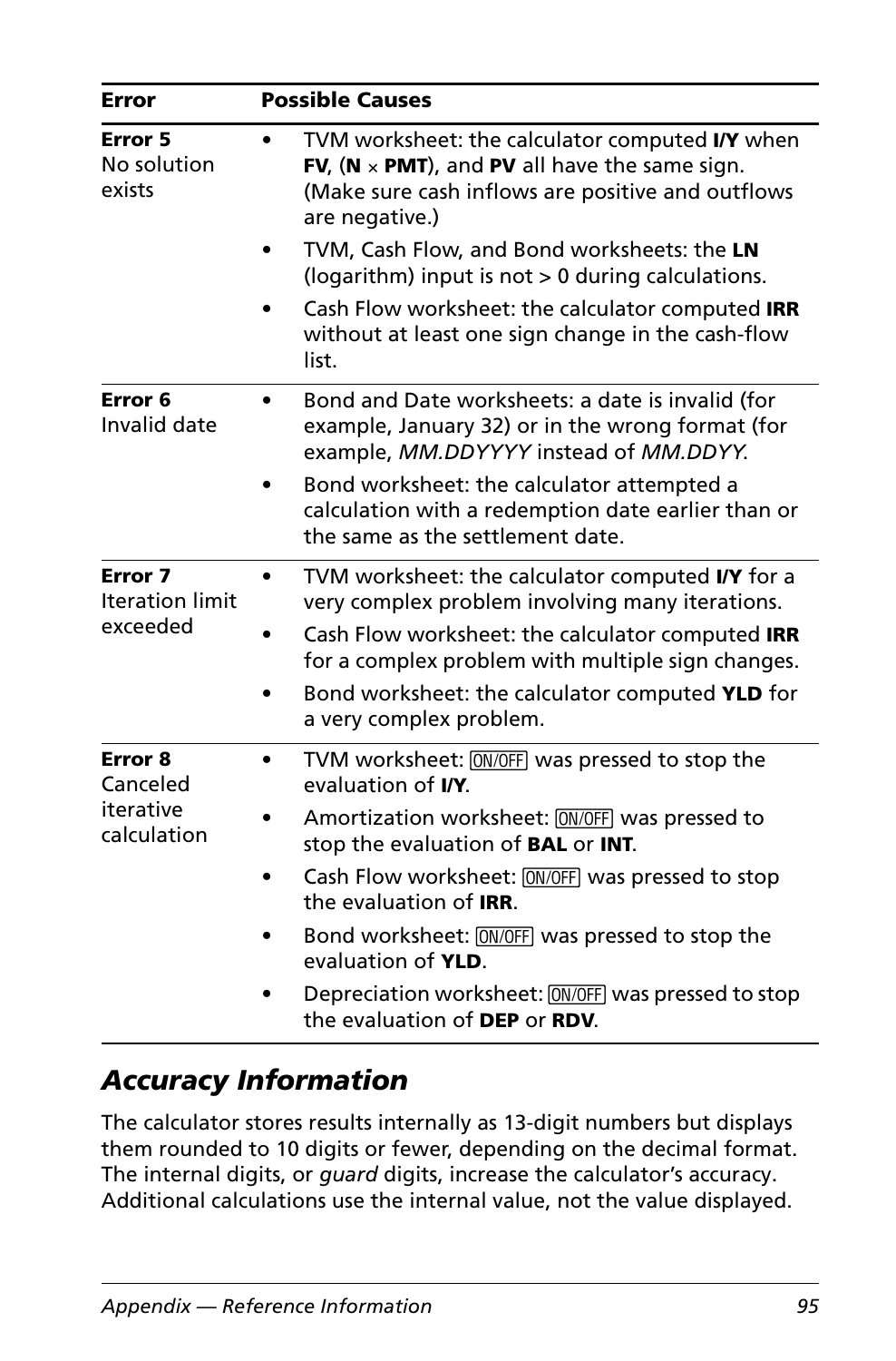| Error | Possible Causes |
|---|---|
| **Error 5** No solution exists | • TVM worksheet: the calculator computed **I/Y** when **FV**, (**N** × **PMT**), and **PV** all have the same sign. (Make sure cash inflows are positive and outflows are negative.)<br>• TVM, Cash Flow, and Bond worksheets: the **LN** (logarithm) input is not > 0 during calculations.<br>• Cash Flow worksheet: the calculator computed **IRR** without at least one sign change in the cash-flow list. |
| **Error 6** Invalid date | • Bond and Date worksheets: a date is invalid (for example, January 32) or in the wrong format (for example, *MM.DDYYYY* instead of *MM.DDYY*.<br>• Bond worksheet: the calculator attempted a calculation with a redemption date earlier than or the same as the settlement date. |
| **Error 7** Iteration limit exceeded | • TVM worksheet: the calculator computed **I/Y** for a very complex problem involving many iterations.<br>• Cash Flow worksheet: the calculator computed **IRR** for a complex problem with multiple sign changes.<br>• Bond worksheet: the calculator computed **YLD** for a very complex problem. |
| **Error 8** Canceled iterative calculation | • TVM worksheet: [ON/OFF] was pressed to stop the evaluation of **I/Y**.<br>• Amortization worksheet: [ON/OFF] was pressed to stop the evaluation of **BAL** or **INT**.<br>• Cash Flow worksheet: [ON/OFF] was pressed to stop the evaluation of **IRR**.<br>• Bond worksheet: [ON/OFF] was pressed to stop the evaluation of **YLD**.<br>• Depreciation worksheet: [ON/OFF] was pressed to stop the evaluation of **DEP** or **RDV**. |

## *Accuracy Information*

The calculator stores results internally as 13-digit numbers but displays them rounded to 10 digits or fewer, depending on the decimal format. The internal digits, or *guard* digits, increase the calculator's accuracy. Additional calculations use the internal value, not the value displayed.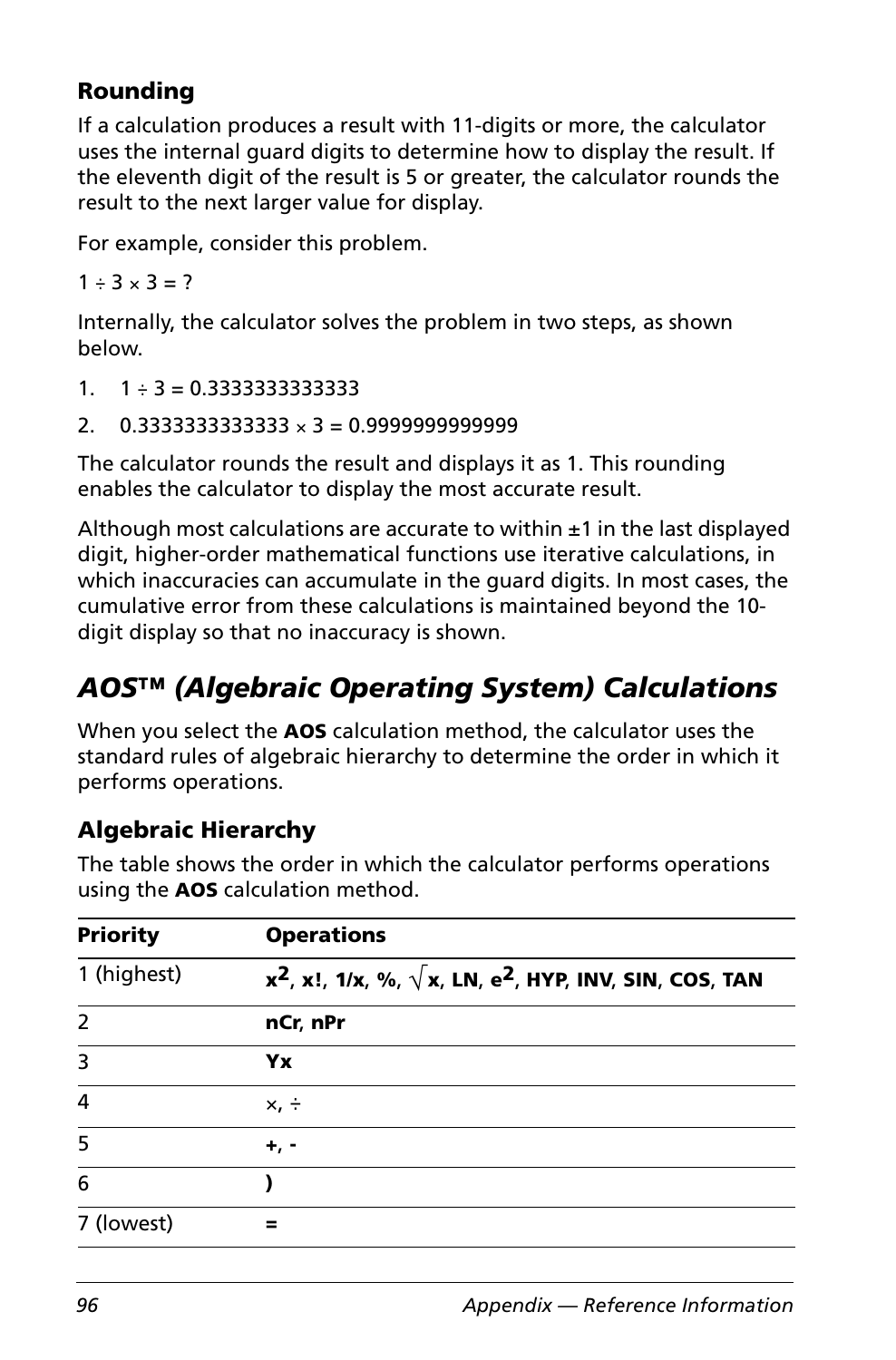### Rounding

If a calculation produces a result with 11-digits or more, the calculator uses the internal guard digits to determine how to display the result. If the eleventh digit of the result is 5 or greater, the calculator rounds the result to the next larger value for display.

For example, consider this problem.

$1 \div 3 \times 3 = ?$

Internally, the calculator solves the problem in two steps, as shown below.

1. $1 \div 3 = 0.3333333333333$
2. $0.3333333333333 \times 3 = 0.9999999999999$

The calculator rounds the result and displays it as 1. This rounding enables the calculator to display the most accurate result.

Although most calculations are accurate to within ±1 in the last displayed digit, higher-order mathematical functions use iterative calculations, in which inaccuracies can accumulate in the guard digits. In most cases, the cumulative error from these calculations is maintained beyond the 10-digit display so that no inaccuracy is shown.

## *AOS™ (Algebraic Operating System) Calculations*

When you select the **AOS** calculation method, the calculator uses the standard rules of algebraic hierarchy to determine the order in which it performs operations.

### Algebraic Hierarchy

The table shows the order in which the calculator performs operations using the **AOS** calculation method.

| Priority | Operations |
|---|---|
| 1 (highest) | $x^2$, **x!**, **1/x**, **%**, $\sqrt{x}$, **LN**, $e^2$, **HYP**, **INV**, **SIN**, **COS**, **TAN** |
| 2 | **nCr**, **nPr** |
| 3 | **Yx** |
| 4 | ×, ÷ |
| 5 | **+**, **-** |
| 6 | **)** |
| 7 (lowest) | **=** |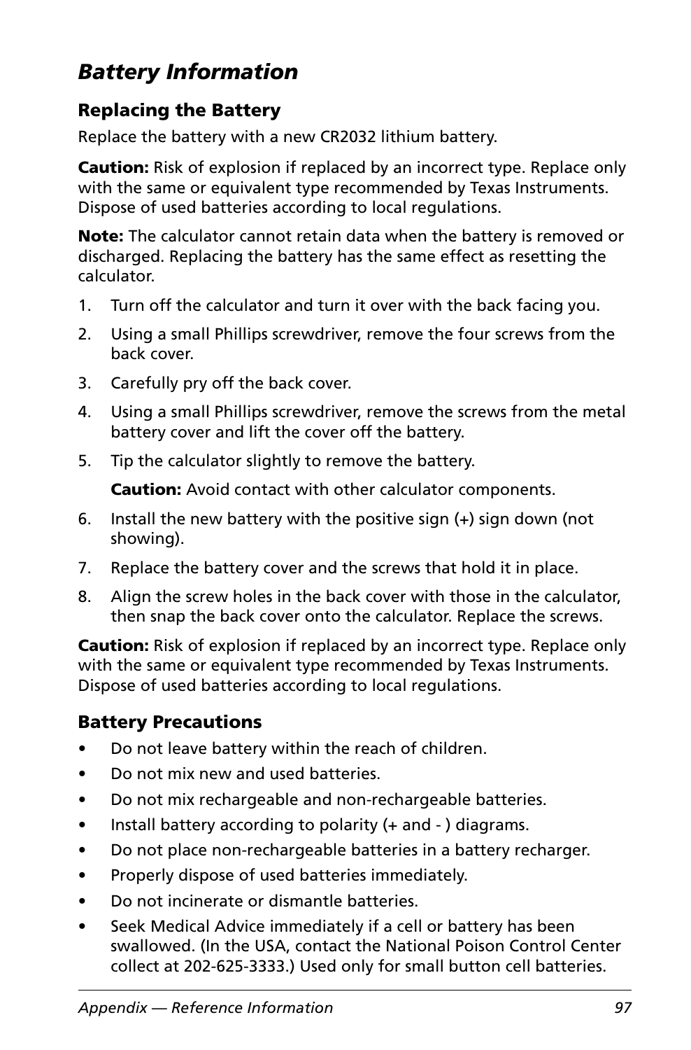## *Battery Information*

### Replacing the Battery

Replace the battery with a new CR2032 lithium battery.

**Caution:** Risk of explosion if replaced by an incorrect type. Replace only with the same or equivalent type recommended by Texas Instruments. Dispose of used batteries according to local regulations.

**Note:** The calculator cannot retain data when the battery is removed or discharged. Replacing the battery has the same effect as resetting the calculator.

1. Turn off the calculator and turn it over with the back facing you.
2. Using a small Phillips screwdriver, remove the four screws from the back cover.
3. Carefully pry off the back cover.
4. Using a small Phillips screwdriver, remove the screws from the metal battery cover and lift the cover off the battery.
5. Tip the calculator slightly to remove the battery.

   **Caution:** Avoid contact with other calculator components.

6. Install the new battery with the positive sign (+) sign down (not showing).
7. Replace the battery cover and the screws that hold it in place.
8. Align the screw holes in the back cover with those in the calculator, then snap the back cover onto the calculator. Replace the screws.

**Caution:** Risk of explosion if replaced by an incorrect type. Replace only with the same or equivalent type recommended by Texas Instruments. Dispose of used batteries according to local regulations.

### Battery Precautions

- Do not leave battery within the reach of children.
- Do not mix new and used batteries.
- Do not mix rechargeable and non-rechargeable batteries.
- Install battery according to polarity (+ and - ) diagrams.
- Do not place non-rechargeable batteries in a battery recharger.
- Properly dispose of used batteries immediately.
- Do not incinerate or dismantle batteries.
- Seek Medical Advice immediately if a cell or battery has been swallowed. (In the USA, contact the National Poison Control Center collect at 202-625-3333.) Used only for small button cell batteries.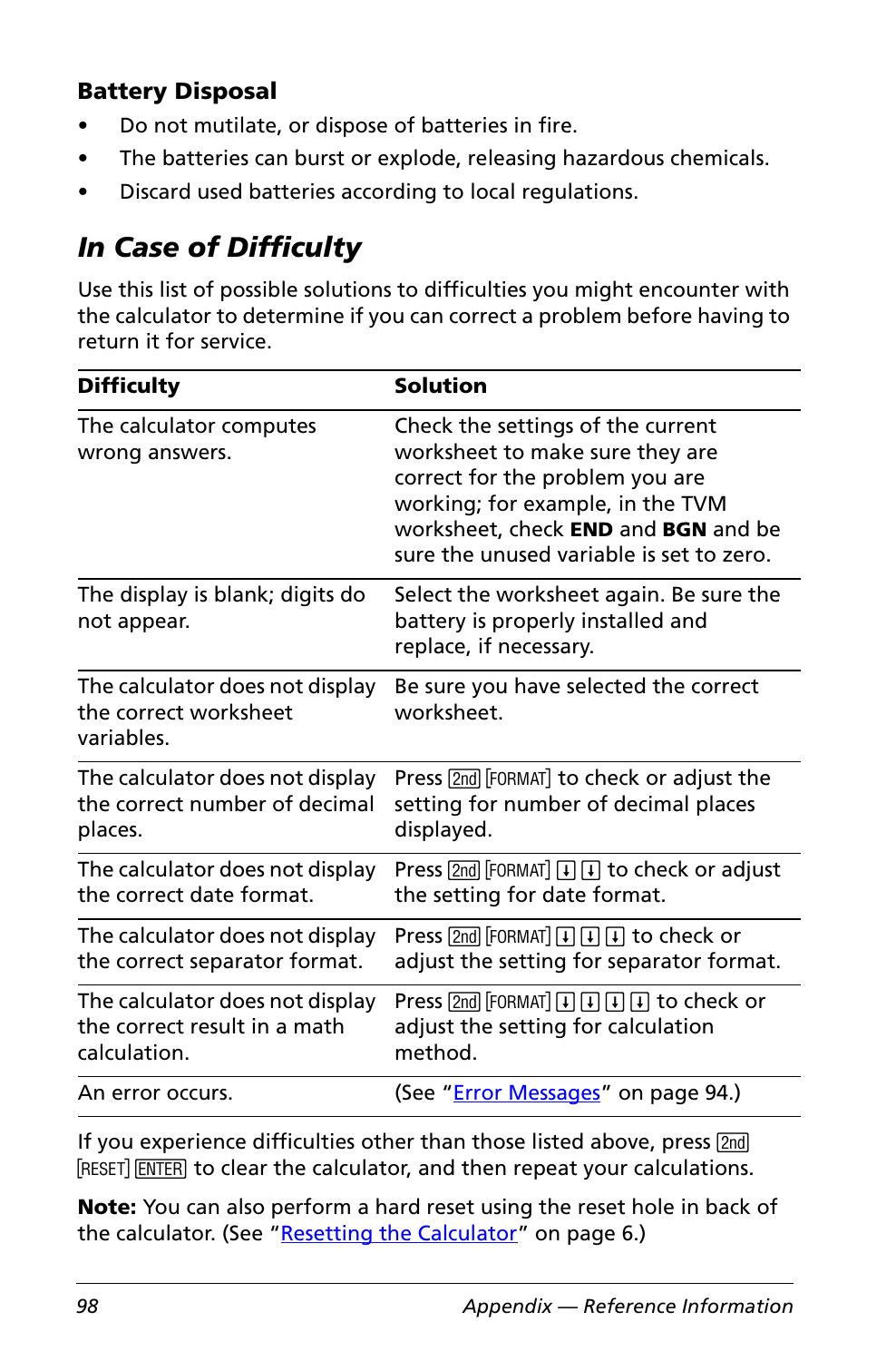### Battery Disposal

- Do not mutilate, or dispose of batteries in fire.
- The batteries can burst or explode, releasing hazardous chemicals.
- Discard used batteries according to local regulations.

## *In Case of Difficulty*

Use this list of possible solutions to difficulties you might encounter with the calculator to determine if you can correct a problem before having to return it for service.

| Difficulty | Solution |
|---|---|
| The calculator computes wrong answers. | Check the settings of the current worksheet to make sure they are correct for the problem you are working; for example, in the TVM worksheet, check **END** and **BGN** and be sure the unused variable is set to zero. |
| The display is blank; digits do not appear. | Select the worksheet again. Be sure the battery is properly installed and replace, if necessary. |
| The calculator does not display the correct worksheet variables. | Be sure you have selected the correct worksheet. |
| The calculator does not display the correct number of decimal places. | Press [2nd] [FORMAT] to check or adjust the setting for number of decimal places displayed. |
| The calculator does not display the correct date format. | Press [2nd] [FORMAT] [↓] [↓] to check or adjust the setting for date format. |
| The calculator does not display the correct separator format. | Press [2nd] [FORMAT] [↓] [↓] [↓] to check or adjust the setting for separator format. |
| The calculator does not display the correct result in a math calculation. | Press [2nd] [FORMAT] [↓] [↓] [↓] [↓] to check or adjust the setting for calculation method. |
| An error occurs. | (See "Error Messages" on page 94.) |

If you experience difficulties other than those listed above, press [2nd] [RESET] [ENTER] to clear the calculator, and then repeat your calculations.

**Note:** You can also perform a hard reset using the reset hole in back of the calculator. (See "Resetting the Calculator" on page 6.)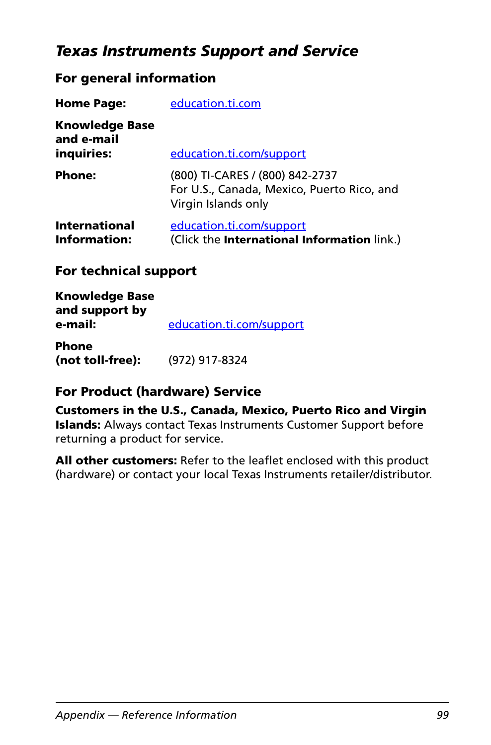# *Texas Instruments Support and Service*

## For general information

| | |
|---|---|
| **Home Page:** | education.ti.com |
| **Knowledge Base and e-mail inquiries:** | education.ti.com/support |
| **Phone:** | (800) TI-CARES / (800) 842-2737<br>For U.S., Canada, Mexico, Puerto Rico, and Virgin Islands only |
| **International Information:** | education.ti.com/support<br>(Click the **International Information** link.) |

## For technical support

| | |
|---|---|
| **Knowledge Base and support by e-mail:** | education.ti.com/support |
| **Phone (not toll-free):** | (972) 917-8324 |

## For Product (hardware) Service

**Customers in the U.S., Canada, Mexico, Puerto Rico and Virgin Islands:** Always contact Texas Instruments Customer Support before returning a product for service.

**All other customers:** Refer to the leaflet enclosed with this product (hardware) or contact your local Texas Instruments retailer/distributor.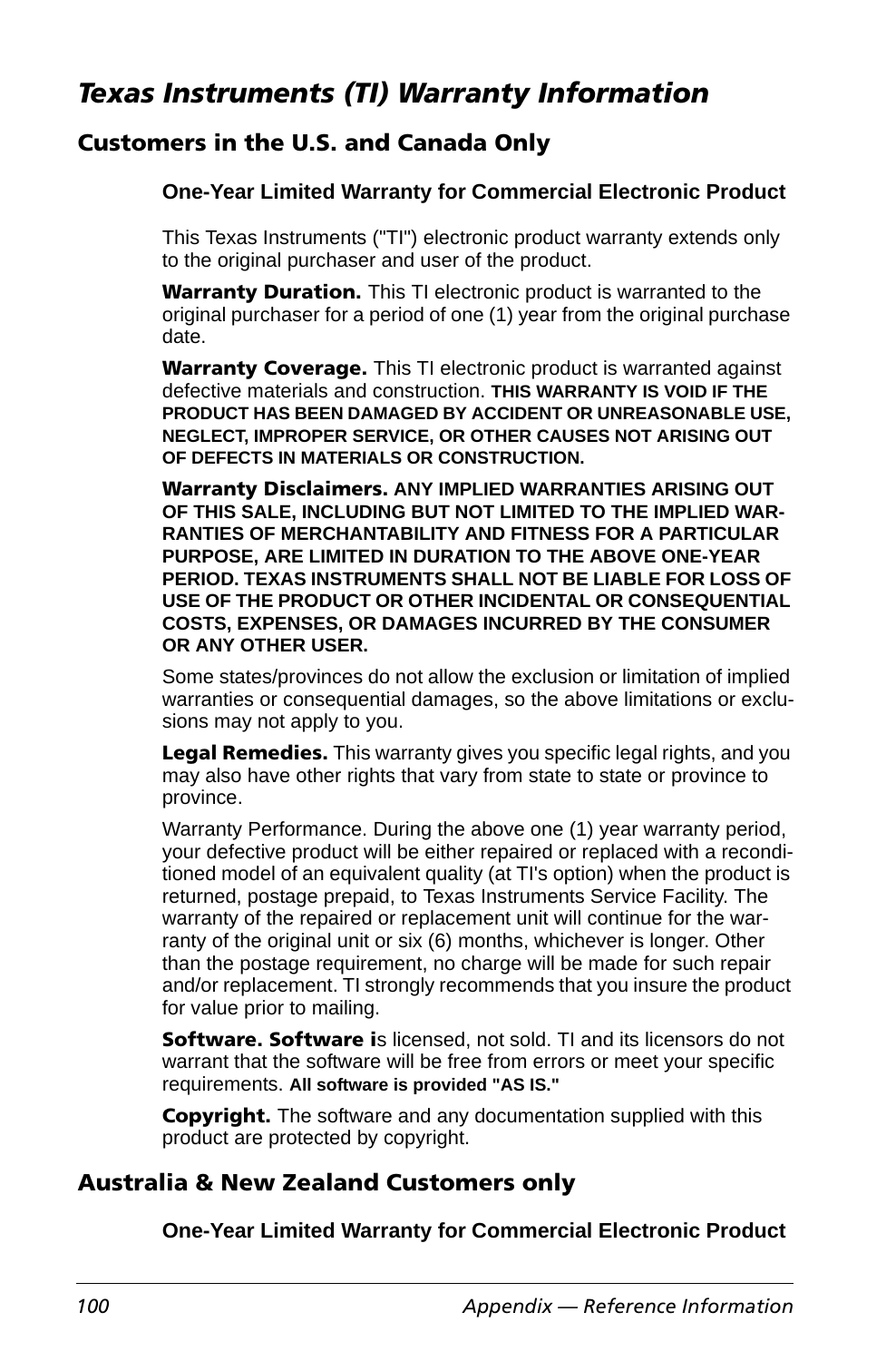# *Texas Instruments (TI) Warranty Information*

## Customers in the U.S. and Canada Only

### One-Year Limited Warranty for Commercial Electronic Product

This Texas Instruments ("TI") electronic product warranty extends only to the original purchaser and user of the product.

**Warranty Duration.** This TI electronic product is warranted to the original purchaser for a period of one (1) year from the original purchase date.

**Warranty Coverage.** This TI electronic product is warranted against defective materials and construction. **THIS WARRANTY IS VOID IF THE PRODUCT HAS BEEN DAMAGED BY ACCIDENT OR UNREASONABLE USE, NEGLECT, IMPROPER SERVICE, OR OTHER CAUSES NOT ARISING OUT OF DEFECTS IN MATERIALS OR CONSTRUCTION.**

**Warranty Disclaimers. ANY IMPLIED WARRANTIES ARISING OUT OF THIS SALE, INCLUDING BUT NOT LIMITED TO THE IMPLIED WARRANTIES OF MERCHANTABILITY AND FITNESS FOR A PARTICULAR PURPOSE, ARE LIMITED IN DURATION TO THE ABOVE ONE-YEAR PERIOD. TEXAS INSTRUMENTS SHALL NOT BE LIABLE FOR LOSS OF USE OF THE PRODUCT OR OTHER INCIDENTAL OR CONSEQUENTIAL COSTS, EXPENSES, OR DAMAGES INCURRED BY THE CONSUMER OR ANY OTHER USER.**

Some states/provinces do not allow the exclusion or limitation of implied warranties or consequential damages, so the above limitations or exclusions may not apply to you.

**Legal Remedies.** This warranty gives you specific legal rights, and you may also have other rights that vary from state to state or province to province.

Warranty Performance. During the above one (1) year warranty period, your defective product will be either repaired or replaced with a reconditioned model of an equivalent quality (at TI's option) when the product is returned, postage prepaid, to Texas Instruments Service Facility. The warranty of the repaired or replacement unit will continue for the warranty of the original unit or six (6) months, whichever is longer. Other than the postage requirement, no charge will be made for such repair and/or replacement. TI strongly recommends that you insure the product for value prior to mailing.

**Software. Software i**s licensed, not sold. TI and its licensors do not warrant that the software will be free from errors or meet your specific requirements. **All software is provided "AS IS."**

**Copyright.** The software and any documentation supplied with this product are protected by copyright.

## Australia & New Zealand Customers only

### One-Year Limited Warranty for Commercial Electronic Product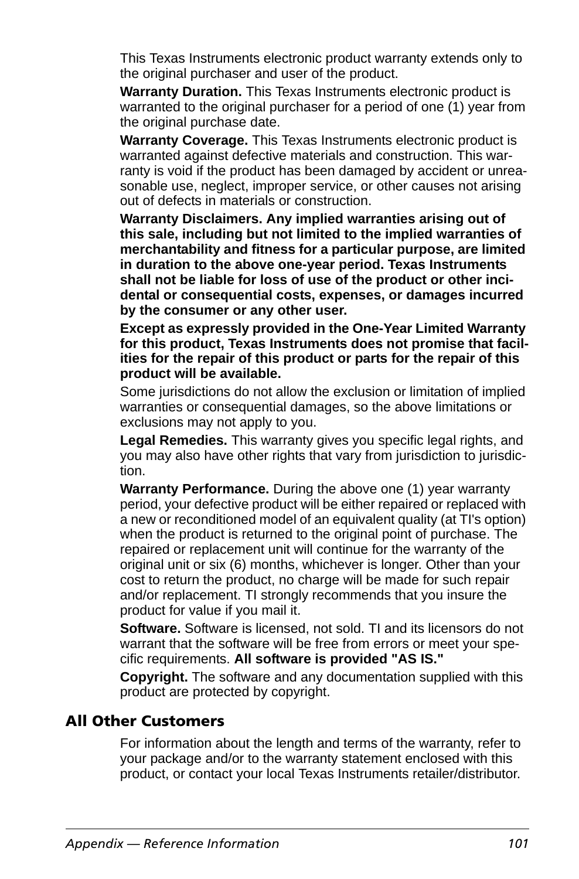This Texas Instruments electronic product warranty extends only to the original purchaser and user of the product.

**Warranty Duration.** This Texas Instruments electronic product is warranted to the original purchaser for a period of one (1) year from the original purchase date.

**Warranty Coverage.** This Texas Instruments electronic product is warranted against defective materials and construction. This warranty is void if the product has been damaged by accident or unreasonable use, neglect, improper service, or other causes not arising out of defects in materials or construction.

**Warranty Disclaimers. Any implied warranties arising out of this sale, including but not limited to the implied warranties of merchantability and fitness for a particular purpose, are limited in duration to the above one-year period. Texas Instruments shall not be liable for loss of use of the product or other incidental or consequential costs, expenses, or damages incurred by the consumer or any other user.**

**Except as expressly provided in the One-Year Limited Warranty for this product, Texas Instruments does not promise that facilities for the repair of this product or parts for the repair of this product will be available.**

Some jurisdictions do not allow the exclusion or limitation of implied warranties or consequential damages, so the above limitations or exclusions may not apply to you.

**Legal Remedies.** This warranty gives you specific legal rights, and you may also have other rights that vary from jurisdiction to jurisdiction.

**Warranty Performance.** During the above one (1) year warranty period, your defective product will be either repaired or replaced with a new or reconditioned model of an equivalent quality (at TI's option) when the product is returned to the original point of purchase. The repaired or replacement unit will continue for the warranty of the original unit or six (6) months, whichever is longer. Other than your cost to return the product, no charge will be made for such repair and/or replacement. TI strongly recommends that you insure the product for value if you mail it.

**Software.** Software is licensed, not sold. TI and its licensors do not warrant that the software will be free from errors or meet your specific requirements. **All software is provided "AS IS."**

**Copyright.** The software and any documentation supplied with this product are protected by copyright.

## All Other Customers

For information about the length and terms of the warranty, refer to your package and/or to the warranty statement enclosed with this product, or contact your local Texas Instruments retailer/distributor.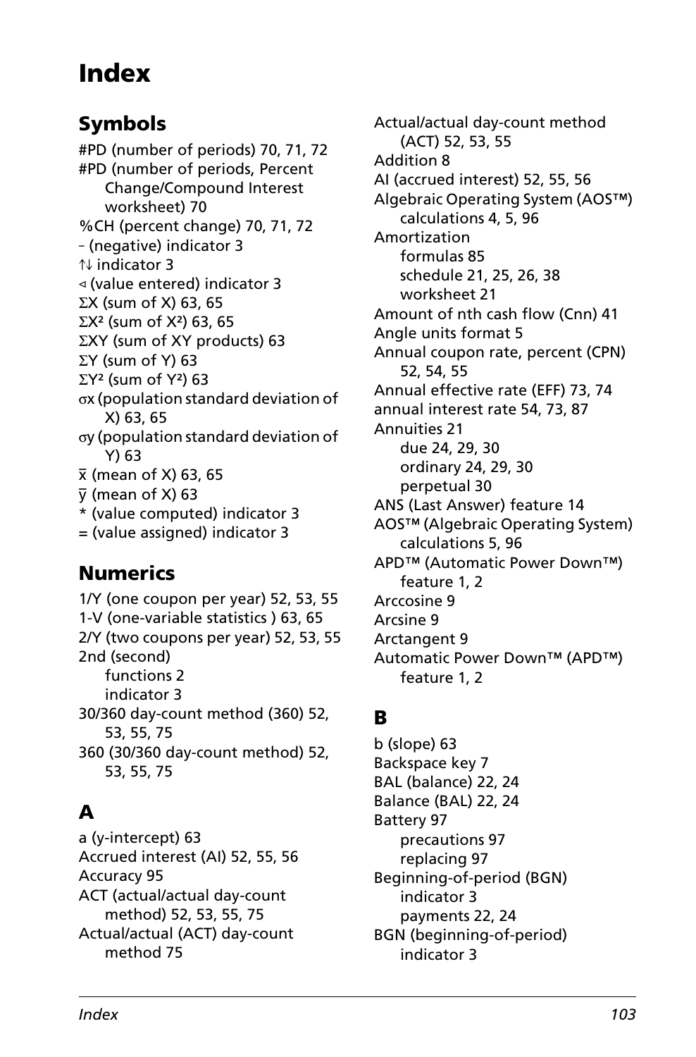# Index

## Symbols

#PD (number of periods) 70, 71, 72
#PD (number of periods, Percent Change/Compound Interest worksheet) 70
%CH (percent change) 70, 71, 72
- (negative) indicator 3
⇅ indicator 3
◃ (value entered) indicator 3
$\Sigma$X (sum of X) 63, 65
$\Sigma X^2$ (sum of $X^2$) 63, 65
$\Sigma$XY (sum of XY products) 63
$\Sigma$Y (sum of Y) 63
$\Sigma Y^2$ (sum of $Y^2$) 63
$\sigma$x (population standard deviation of X) 63, 65
$\sigma$y (population standard deviation of Y) 63
$\bar{x}$ (mean of X) 63, 65
$\bar{y}$ (mean of X) 63
* (value computed) indicator 3
= (value assigned) indicator 3

## Numerics

1/Y (one coupon per year) 52, 53, 55
1-V (one-variable statistics ) 63, 65
2/Y (two coupons per year) 52, 53, 55
2nd (second)
- functions 2
- indicator 3

30/360 day-count method (360) 52, 53, 55, 75
360 (30/360 day-count method) 52, 53, 55, 75

## A

a (y-intercept) 63
Accrued interest (AI) 52, 55, 56
Accuracy 95
ACT (actual/actual day-count method) 52, 53, 55, 75
Actual/actual (ACT) day-count method 75
Actual/actual day-count method (ACT) 52, 53, 55
Addition 8
AI (accrued interest) 52, 55, 56
Algebraic Operating System (AOS™) calculations 4, 5, 96
Amortization
- formulas 85
- schedule 21, 25, 26, 38
- worksheet 21

Amount of nth cash flow (Cnn) 41
Angle units format 5
Annual coupon rate, percent (CPN) 52, 54, 55
Annual effective rate (EFF) 73, 74
annual interest rate 54, 73, 87
Annuities 21
- due 24, 29, 30
- ordinary 24, 29, 30
- perpetual 30

ANS (Last Answer) feature 14
AOS™ (Algebraic Operating System) calculations 5, 96
APD™ (Automatic Power Down™) feature 1, 2
Arccosine 9
Arcsine 9
Arctangent 9
Automatic Power Down™ (APD™) feature 1, 2

## B

b (slope) 63
Backspace key 7
BAL (balance) 22, 24
Balance (BAL) 22, 24
Battery 97
- precautions 97
- replacing 97

Beginning-of-period (BGN)
- indicator 3
- payments 22, 24

BGN (beginning-of-period)
- indicator 3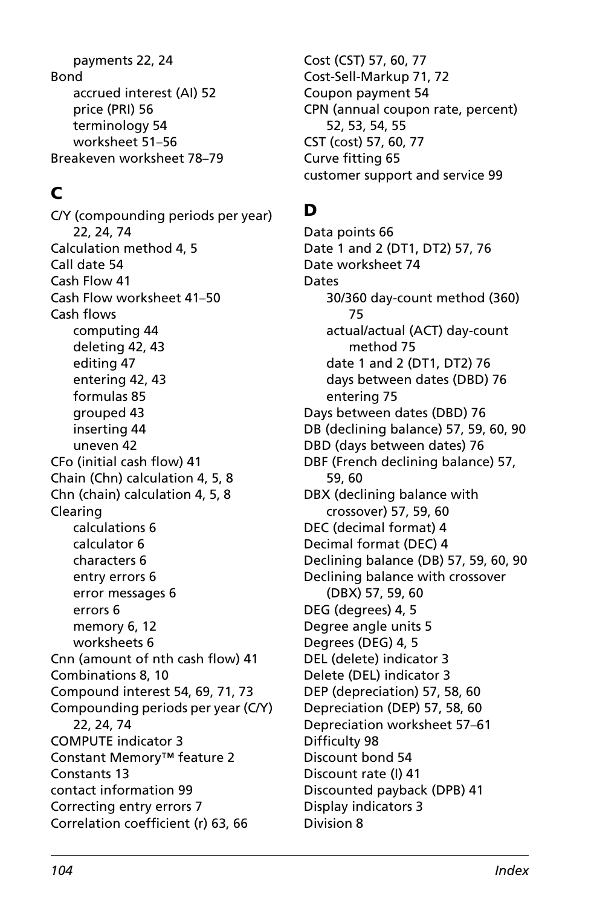payments 22, 24

Bond

- accrued interest (AI) 52
- price (PRI) 56
- terminology 54
- worksheet 51–56

Breakeven worksheet 78–79

## C

C/Y (compounding periods per year) 22, 24, 74

Calculation method 4, 5

Call date 54

Cash Flow 41

Cash Flow worksheet 41–50

Cash flows

- computing 44
- deleting 42, 43
- editing 47
- entering 42, 43
- formulas 85
- grouped 43
- inserting 44
- uneven 42

CFo (initial cash flow) 41

Chain (Chn) calculation 4, 5, 8

Chn (chain) calculation 4, 5, 8

Clearing

- calculations 6
- calculator 6
- characters 6
- entry errors 6
- error messages 6
- errors 6
- memory 6, 12
- worksheets 6

Cnn (amount of nth cash flow) 41

Combinations 8, 10

Compound interest 54, 69, 71, 73

Compounding periods per year (C/Y) 22, 24, 74

COMPUTE indicator 3

Constant Memory™ feature 2

Constants 13

contact information 99

Correcting entry errors 7

Correlation coefficient (r) 63, 66

Cost (CST) 57, 60, 77

Cost-Sell-Markup 71, 72

Coupon payment 54

CPN (annual coupon rate, percent) 52, 53, 54, 55

CST (cost) 57, 60, 77

Curve fitting 65

customer support and service 99

## D

Data points 66

Date 1 and 2 (DT1, DT2) 57, 76

Date worksheet 74

Dates

- 30/360 day-count method (360) 75
- actual/actual (ACT) day-count method 75
- date 1 and 2 (DT1, DT2) 76
- days between dates (DBD) 76
- entering 75

Days between dates (DBD) 76

DB (declining balance) 57, 59, 60, 90

DBD (days between dates) 76

DBF (French declining balance) 57, 59, 60

DBX (declining balance with crossover) 57, 59, 60

DEC (decimal format) 4

Decimal format (DEC) 4

Declining balance (DB) 57, 59, 60, 90

Declining balance with crossover (DBX) 57, 59, 60

DEG (degrees) 4, 5

Degree angle units 5

Degrees (DEG) 4, 5

DEL (delete) indicator 3

Delete (DEL) indicator 3

DEP (depreciation) 57, 58, 60

Depreciation (DEP) 57, 58, 60

Depreciation worksheet 57–61

Difficulty 98

Discount bond 54

Discount rate (I) 41

Discounted payback (DPB) 41

Display indicators 3

Division 8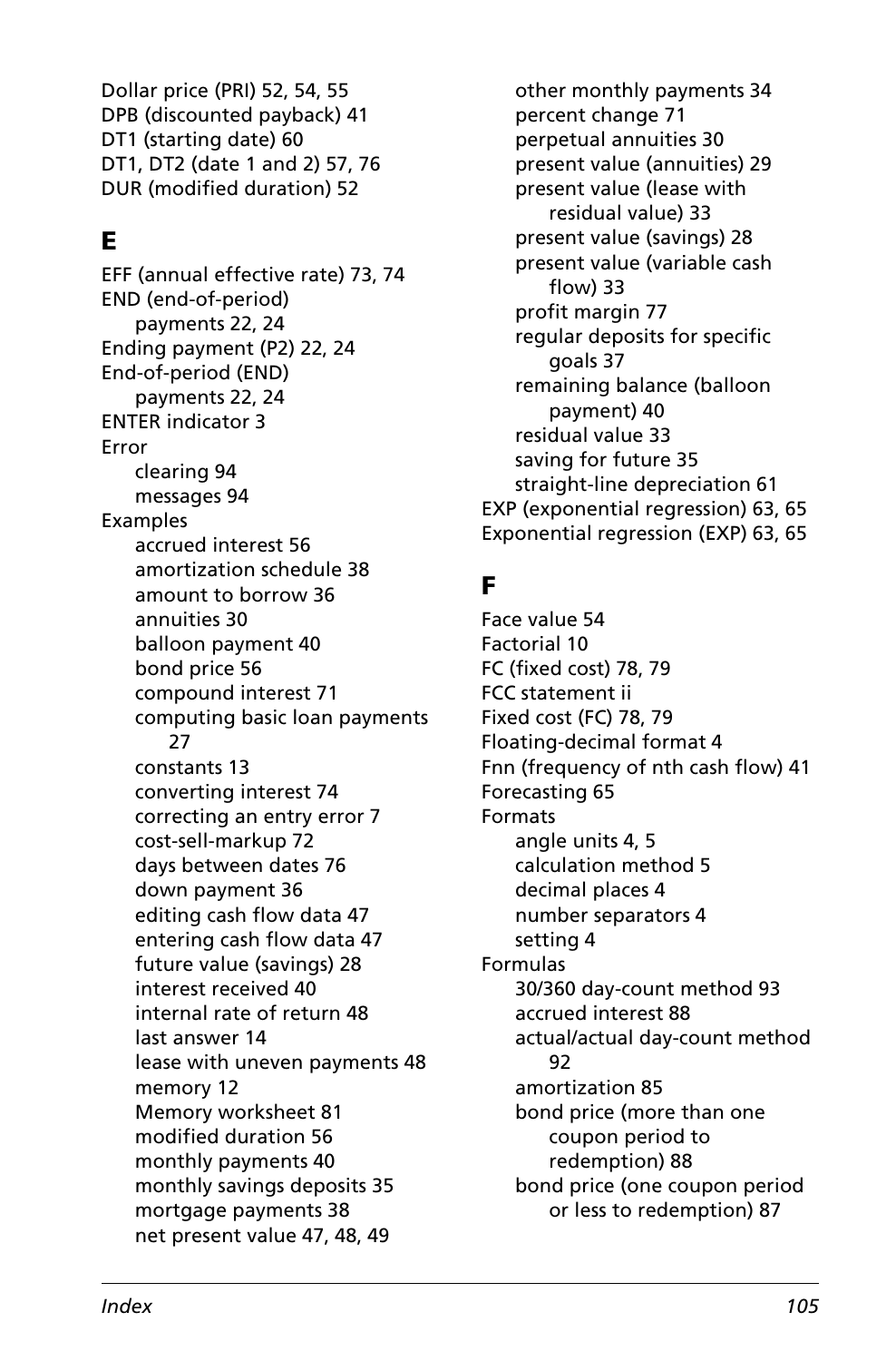Dollar price (PRI) 52, 54, 55
DPB (discounted payback) 41
DT1 (starting date) 60
DT1, DT2 (date 1 and 2) 57, 76
DUR (modified duration) 52

## E

EFF (annual effective rate) 73, 74
END (end-of-period)
  payments 22, 24
Ending payment (P2) 22, 24
End-of-period (END)
  payments 22, 24
ENTER indicator 3
Error
  clearing 94
  messages 94
Examples
  accrued interest 56
  amortization schedule 38
  amount to borrow 36
  annuities 30
  balloon payment 40
  bond price 56
  compound interest 71
  computing basic loan payments 27
  constants 13
  converting interest 74
  correcting an entry error 7
  cost-sell-markup 72
  days between dates 76
  down payment 36
  editing cash flow data 47
  entering cash flow data 47
  future value (savings) 28
  interest received 40
  internal rate of return 48
  last answer 14
  lease with uneven payments 48
  memory 12
  Memory worksheet 81
  modified duration 56
  monthly payments 40
  monthly savings deposits 35
  mortgage payments 38
  net present value 47, 48, 49
  other monthly payments 34
  percent change 71
  perpetual annuities 30
  present value (annuities) 29
  present value (lease with residual value) 33
  present value (savings) 28
  present value (variable cash flow) 33
  profit margin 77
  regular deposits for specific goals 37
  remaining balance (balloon payment) 40
  residual value 33
  saving for future 35
  straight-line depreciation 61
EXP (exponential regression) 63, 65
Exponential regression (EXP) 63, 65

## F

Face value 54
Factorial 10
FC (fixed cost) 78, 79
FCC statement ii
Fixed cost (FC) 78, 79
Floating-decimal format 4
Fnn (frequency of nth cash flow) 41
Forecasting 65
Formats
  angle units 4, 5
  calculation method 5
  decimal places 4
  number separators 4
  setting 4
Formulas
  30/360 day-count method 93
  accrued interest 88
  actual/actual day-count method 92
  amortization 85
  bond price (more than one coupon period to redemption) 88
  bond price (one coupon period or less to redemption) 87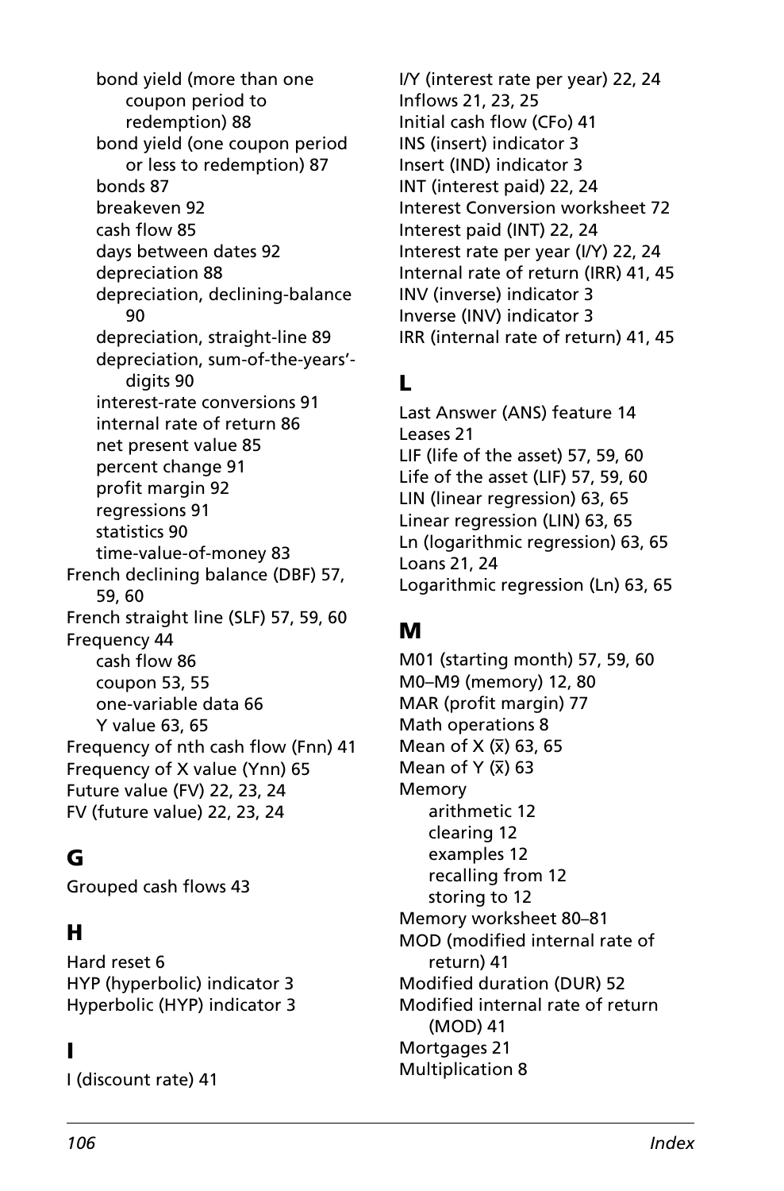- bond yield (more than one coupon period to redemption) 88
- bond yield (one coupon period or less to redemption) 87
- bonds 87
- breakeven 92
- cash flow 85
- days between dates 92
- depreciation 88
- depreciation, declining-balance 90
- depreciation, straight-line 89
- depreciation, sum-of-the-years'-digits 90
- interest-rate conversions 91
- internal rate of return 86
- net present value 85
- percent change 91
- profit margin 92
- regressions 91
- statistics 90
- time-value-of-money 83

French declining balance (DBF) 57, 59, 60
French straight line (SLF) 57, 59, 60
Frequency 44
- cash flow 86
- coupon 53, 55
- one-variable data 66
- Y value 63, 65

Frequency of nth cash flow (Fnn) 41
Frequency of X value (Ynn) 65
Future value (FV) 22, 23, 24
FV (future value) 22, 23, 24

## G

Grouped cash flows 43

## H

Hard reset 6
HYP (hyperbolic) indicator 3
Hyperbolic (HYP) indicator 3

## I

I (discount rate) 41
I/Y (interest rate per year) 22, 24
Inflows 21, 23, 25
Initial cash flow (CFo) 41
INS (insert) indicator 3
Insert (IND) indicator 3
INT (interest paid) 22, 24
Interest Conversion worksheet 72
Interest paid (INT) 22, 24
Interest rate per year (I/Y) 22, 24
Internal rate of return (IRR) 41, 45
INV (inverse) indicator 3
Inverse (INV) indicator 3
IRR (internal rate of return) 41, 45

## L

Last Answer (ANS) feature 14
Leases 21
LIF (life of the asset) 57, 59, 60
Life of the asset (LIF) 57, 59, 60
LIN (linear regression) 63, 65
Linear regression (LIN) 63, 65
Ln (logarithmic regression) 63, 65
Loans 21, 24
Logarithmic regression (Ln) 63, 65

## M

M01 (starting month) 57, 59, 60
M0–M9 (memory) 12, 80
MAR (profit margin) 77
Math operations 8
Mean of X ($\bar{x}$) 63, 65
Mean of Y ($\bar{x}$) 63
Memory
- arithmetic 12
- clearing 12
- examples 12
- recalling from 12
- storing to 12

Memory worksheet 80–81
MOD (modified internal rate of return) 41
Modified duration (DUR) 52
Modified internal rate of return (MOD) 41
Mortgages 21
Multiplication 8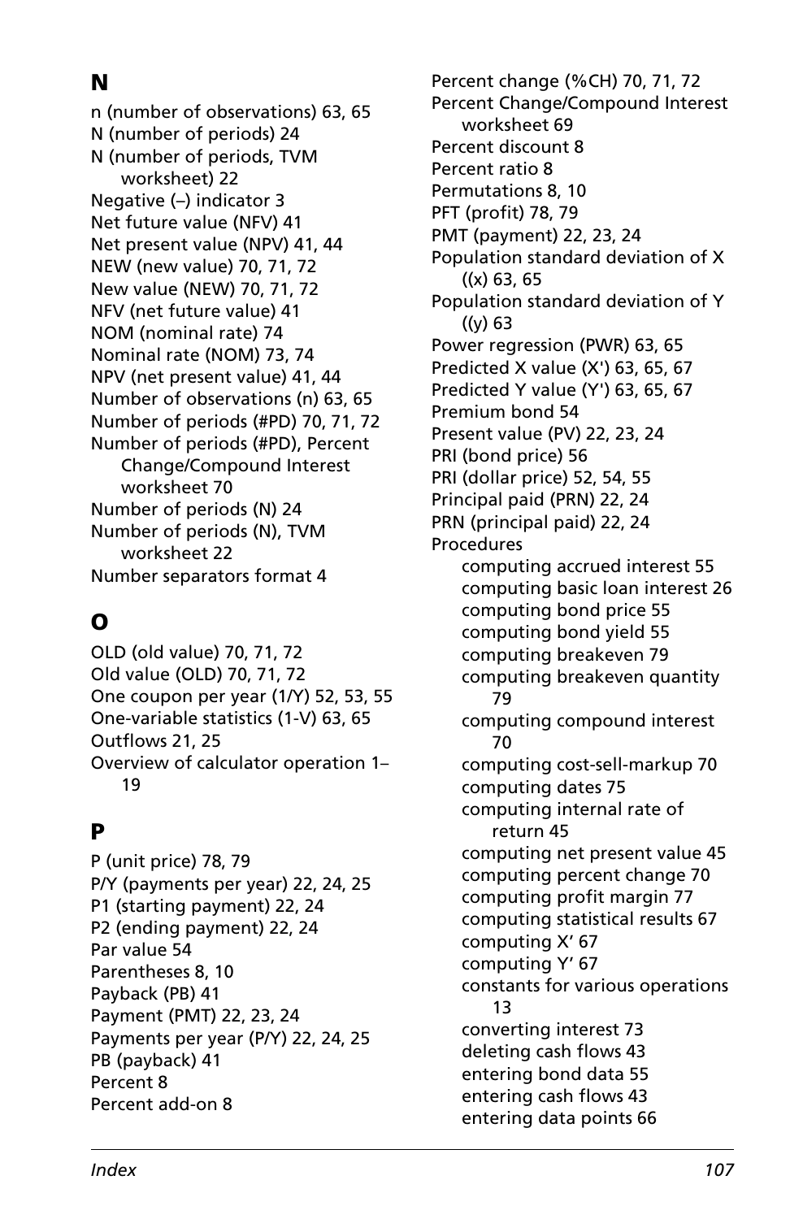## N

n (number of observations) 63, 65
N (number of periods) 24
N (number of periods, TVM worksheet) 22
Negative (–) indicator 3
Net future value (NFV) 41
Net present value (NPV) 41, 44
NEW (new value) 70, 71, 72
New value (NEW) 70, 71, 72
NFV (net future value) 41
NOM (nominal rate) 74
Nominal rate (NOM) 73, 74
NPV (net present value) 41, 44
Number of observations (n) 63, 65
Number of periods (#PD) 70, 71, 72
Number of periods (#PD), Percent Change/Compound Interest worksheet 70
Number of periods (N) 24
Number of periods (N), TVM worksheet 22
Number separators format 4

## O

OLD (old value) 70, 71, 72
Old value (OLD) 70, 71, 72
One coupon per year (1/Y) 52, 53, 55
One-variable statistics (1-V) 63, 65
Outflows 21, 25
Overview of calculator operation 1–19

## P

P (unit price) 78, 79
P/Y (payments per year) 22, 24, 25
P1 (starting payment) 22, 24
P2 (ending payment) 22, 24
Par value 54
Parentheses 8, 10
Payback (PB) 41
Payment (PMT) 22, 23, 24
Payments per year (P/Y) 22, 24, 25
PB (payback) 41
Percent 8
Percent add-on 8
Percent change (%CH) 70, 71, 72
Percent Change/Compound Interest worksheet 69
Percent discount 8
Percent ratio 8
Permutations 8, 10
PFT (profit) 78, 79
PMT (payment) 22, 23, 24
Population standard deviation of X ((x) 63, 65
Population standard deviation of Y ((y) 63
Power regression (PWR) 63, 65
Predicted X value (X') 63, 65, 67
Predicted Y value (Y') 63, 65, 67
Premium bond 54
Present value (PV) 22, 23, 24
PRI (bond price) 56
PRI (dollar price) 52, 54, 55
Principal paid (PRN) 22, 24
PRN (principal paid) 22, 24
Procedures
- computing accrued interest 55
- computing basic loan interest 26
- computing bond price 55
- computing bond yield 55
- computing breakeven 79
- computing breakeven quantity 79
- computing compound interest 70
- computing cost-sell-markup 70
- computing dates 75
- computing internal rate of return 45
- computing net present value 45
- computing percent change 70
- computing profit margin 77
- computing statistical results 67
- computing X' 67
- computing Y' 67
- constants for various operations 13
- converting interest 73
- deleting cash flows 43
- entering bond data 55
- entering cash flows 43
- entering data points 66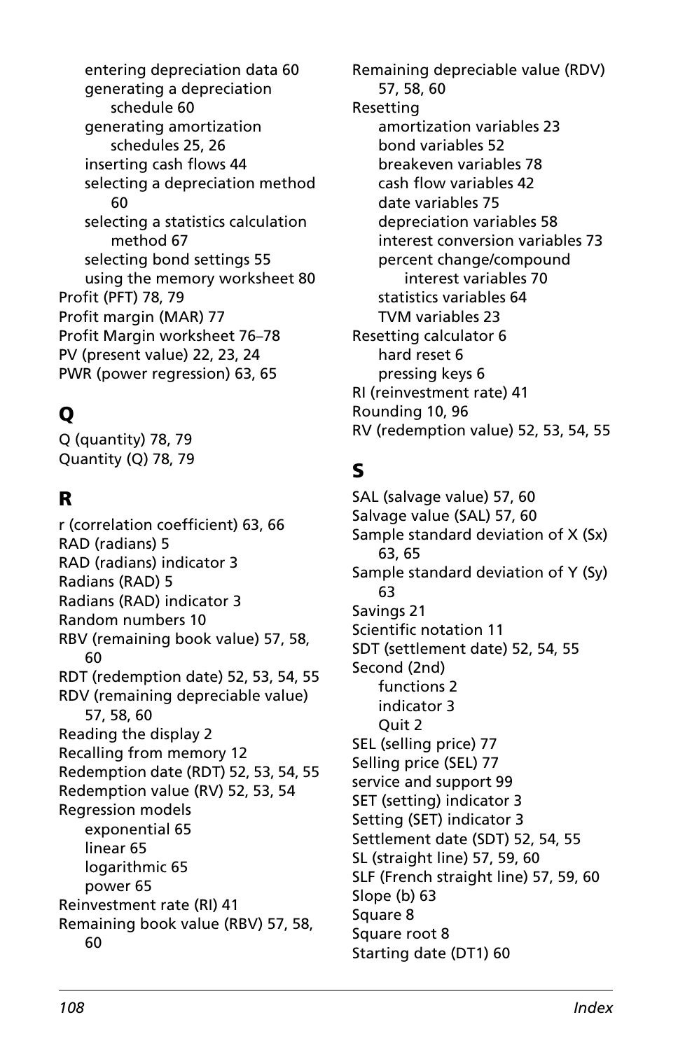- entering depreciation data 60
- generating a depreciation schedule 60
- generating amortization schedules 25, 26
- inserting cash flows 44
- selecting a depreciation method 60
- selecting a statistics calculation method 67
- selecting bond settings 55
- using the memory worksheet 80

Profit (PFT) 78, 79
Profit margin (MAR) 77
Profit Margin worksheet 76–78
PV (present value) 22, 23, 24
PWR (power regression) 63, 65

## Q

Q (quantity) 78, 79
Quantity (Q) 78, 79

## R

r (correlation coefficient) 63, 66
RAD (radians) 5
RAD (radians) indicator 3
Radians (RAD) 5
Radians (RAD) indicator 3
Random numbers 10
RBV (remaining book value) 57, 58, 60
RDT (redemption date) 52, 53, 54, 55
RDV (remaining depreciable value) 57, 58, 60
Reading the display 2
Recalling from memory 12
Redemption date (RDT) 52, 53, 54, 55
Redemption value (RV) 52, 53, 54
Regression models
- exponential 65
- linear 65
- logarithmic 65
- power 65

Reinvestment rate (RI) 41
Remaining book value (RBV) 57, 58, 60
Remaining depreciable value (RDV) 57, 58, 60
Resetting
- amortization variables 23
- bond variables 52
- breakeven variables 78
- cash flow variables 42
- date variables 75
- depreciation variables 58
- interest conversion variables 73
- percent change/compound interest variables 70
- statistics variables 64
- TVM variables 23

Resetting calculator 6
- hard reset 6
- pressing keys 6

RI (reinvestment rate) 41
Rounding 10, 96
RV (redemption value) 52, 53, 54, 55

## S

SAL (salvage value) 57, 60
Salvage value (SAL) 57, 60
Sample standard deviation of X (Sx) 63, 65
Sample standard deviation of Y (Sy) 63
Savings 21
Scientific notation 11
SDT (settlement date) 52, 54, 55
Second (2nd)
- functions 2
- indicator 3
- Quit 2

SEL (selling price) 77
Selling price (SEL) 77
service and support 99
SET (setting) indicator 3
Setting (SET) indicator 3
Settlement date (SDT) 52, 54, 55
SL (straight line) 57, 59, 60
SLF (French straight line) 57, 59, 60
Slope (b) 63
Square 8
Square root 8
Starting date (DT1) 60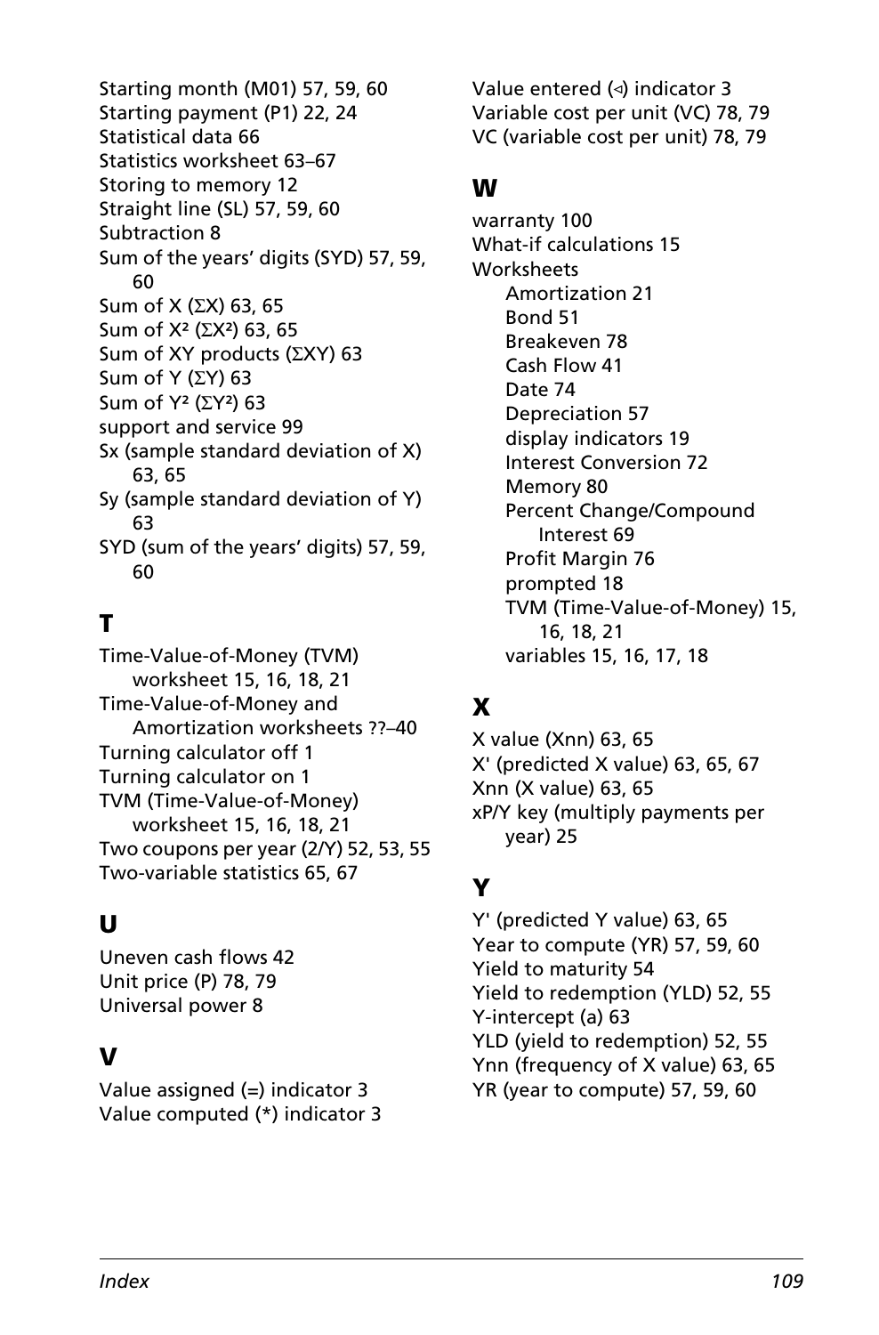Starting month (M01) 57, 59, 60
Starting payment (P1) 22, 24
Statistical data 66
Statistics worksheet 63–67
Storing to memory 12
Straight line (SL) 57, 59, 60
Subtraction 8
Sum of the years' digits (SYD) 57, 59, 60
Sum of X (ΣX) 63, 65
Sum of $X^2$ ($\Sigma X^2$) 63, 65
Sum of XY products (ΣXY) 63
Sum of Y (ΣY) 63
Sum of $Y^2$ ($\Sigma Y^2$) 63
support and service 99
Sx (sample standard deviation of X) 63, 65
Sy (sample standard deviation of Y) 63
SYD (sum of the years' digits) 57, 59, 60

## T

Time-Value-of-Money (TVM) worksheet 15, 16, 18, 21
Time-Value-of-Money and Amortization worksheets ??–40
Turning calculator off 1
Turning calculator on 1
TVM (Time-Value-of-Money) worksheet 15, 16, 18, 21
Two coupons per year (2/Y) 52, 53, 55
Two-variable statistics 65, 67

## U

Uneven cash flows 42
Unit price (P) 78, 79
Universal power 8

## V

Value assigned (=) indicator 3
Value computed (*) indicator 3
Value entered (◁) indicator 3
Variable cost per unit (VC) 78, 79
VC (variable cost per unit) 78, 79

## W

warranty 100
What-if calculations 15
Worksheets
- Amortization 21
- Bond 51
- Breakeven 78
- Cash Flow 41
- Date 74
- Depreciation 57
- display indicators 19
- Interest Conversion 72
- Memory 80
- Percent Change/Compound Interest 69
- Profit Margin 76
- prompted 18
- TVM (Time-Value-of-Money) 15, 16, 18, 21
- variables 15, 16, 17, 18

## X

X value (Xnn) 63, 65
X' (predicted X value) 63, 65, 67
Xnn (X value) 63, 65
xP/Y key (multiply payments per year) 25

## Y

Y' (predicted Y value) 63, 65
Year to compute (YR) 57, 59, 60
Yield to maturity 54
Yield to redemption (YLD) 52, 55
Y-intercept (a) 63
YLD (yield to redemption) 52, 55
Ynn (frequency of X value) 63, 65
YR (year to compute) 57, 59, 60